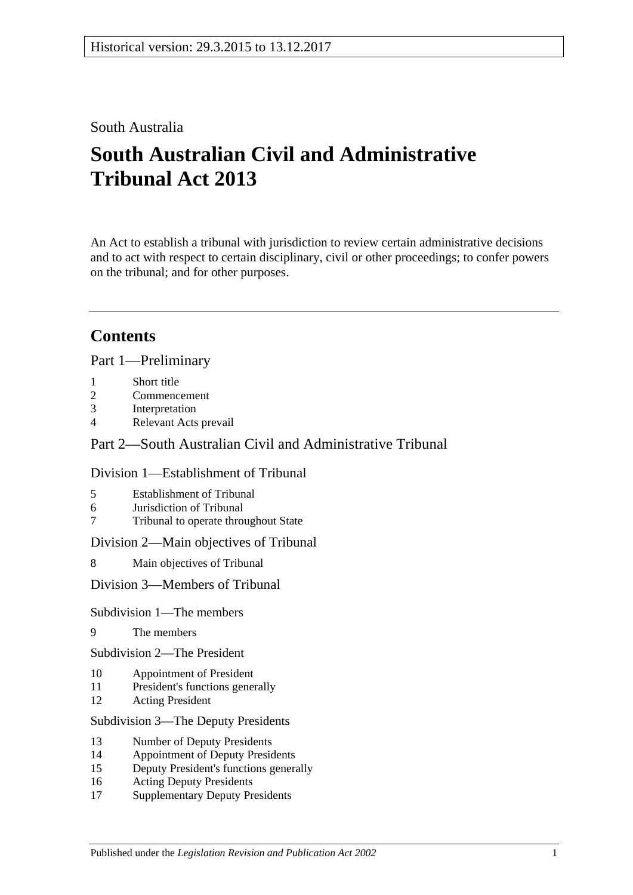Historical version: 29.3.2015 to 13.12.2017

South Australia

# South Australian Civil and Administrative Tribunal Act 2013

An Act to establish a tribunal with jurisdiction to review certain administrative decisions and to act with respect to certain disciplinary, civil or other proceedings; to confer powers on the tribunal; and for other purposes.

## Contents

Part 1—Preliminary

1 Short title
2 Commencement
3 Interpretation
4 Relevant Acts prevail

Part 2—South Australian Civil and Administrative Tribunal

Division 1—Establishment of Tribunal

5 Establishment of Tribunal
6 Jurisdiction of Tribunal
7 Tribunal to operate throughout State

Division 2—Main objectives of Tribunal

8 Main objectives of Tribunal

Division 3—Members of Tribunal

Subdivision 1—The members

9 The members

Subdivision 2—The President

10 Appointment of President
11 President's functions generally
12 Acting President

Subdivision 3—The Deputy Presidents

13 Number of Deputy Presidents
14 Appointment of Deputy Presidents
15 Deputy President's functions generally
16 Acting Deputy Presidents
17 Supplementary Deputy Presidents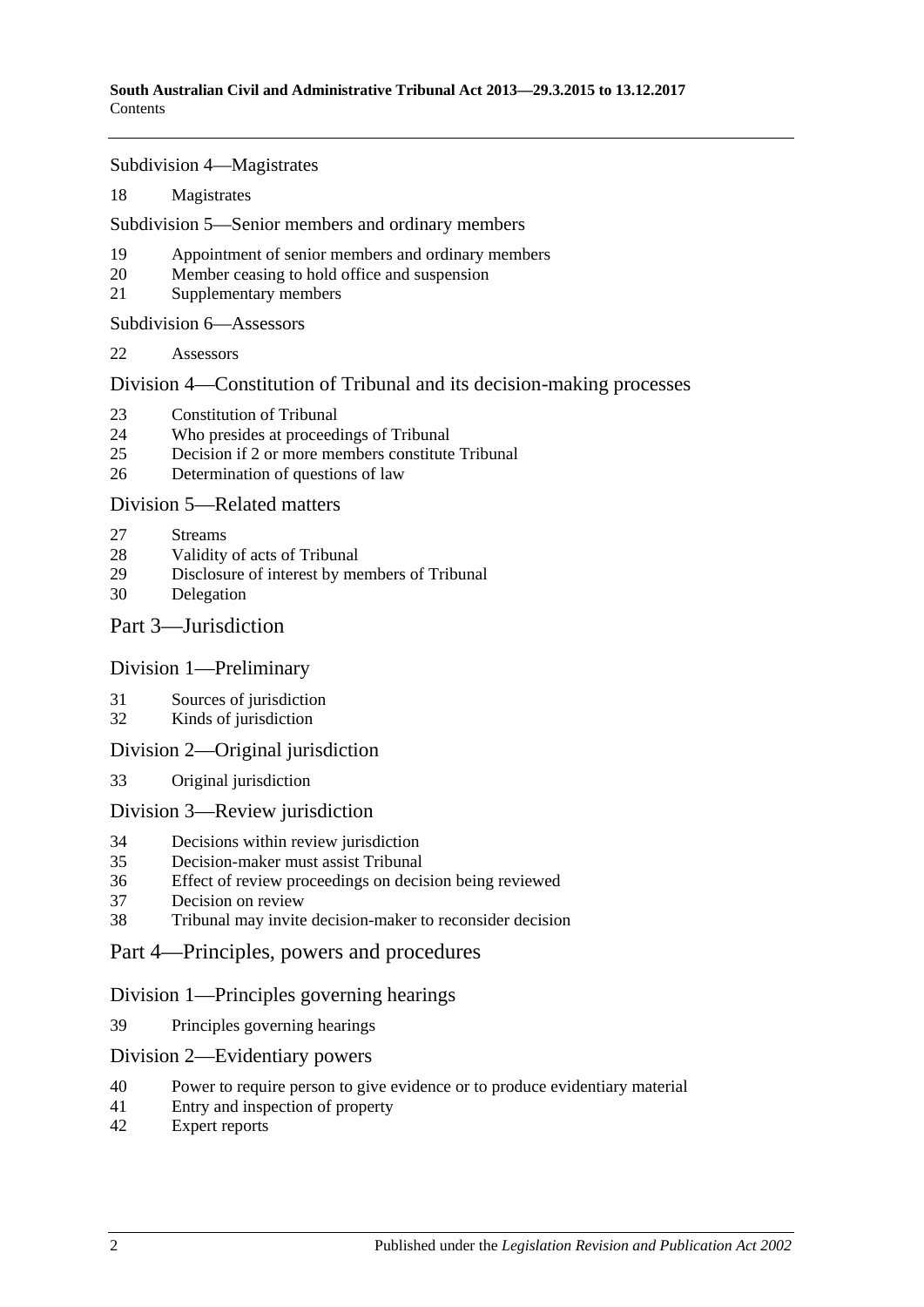Subdivision 4—Magistrates

18 Magistrates

Subdivision 5—Senior members and ordinary members

19 Appointment of senior members and ordinary members
20 Member ceasing to hold office and suspension
21 Supplementary members

Subdivision 6—Assessors

22 Assessors

## Division 4—Constitution of Tribunal and its decision-making processes

23 Constitution of Tribunal
24 Who presides at proceedings of Tribunal
25 Decision if 2 or more members constitute Tribunal
26 Determination of questions of law

## Division 5—Related matters

27 Streams
28 Validity of acts of Tribunal
29 Disclosure of interest by members of Tribunal
30 Delegation

# Part 3—Jurisdiction

## Division 1—Preliminary

31 Sources of jurisdiction
32 Kinds of jurisdiction

## Division 2—Original jurisdiction

33 Original jurisdiction

## Division 3—Review jurisdiction

34 Decisions within review jurisdiction
35 Decision-maker must assist Tribunal
36 Effect of review proceedings on decision being reviewed
37 Decision on review
38 Tribunal may invite decision-maker to reconsider decision

# Part 4—Principles, powers and procedures

## Division 1—Principles governing hearings

39 Principles governing hearings

## Division 2—Evidentiary powers

40 Power to require person to give evidence or to produce evidentiary material
41 Entry and inspection of property
42 Expert reports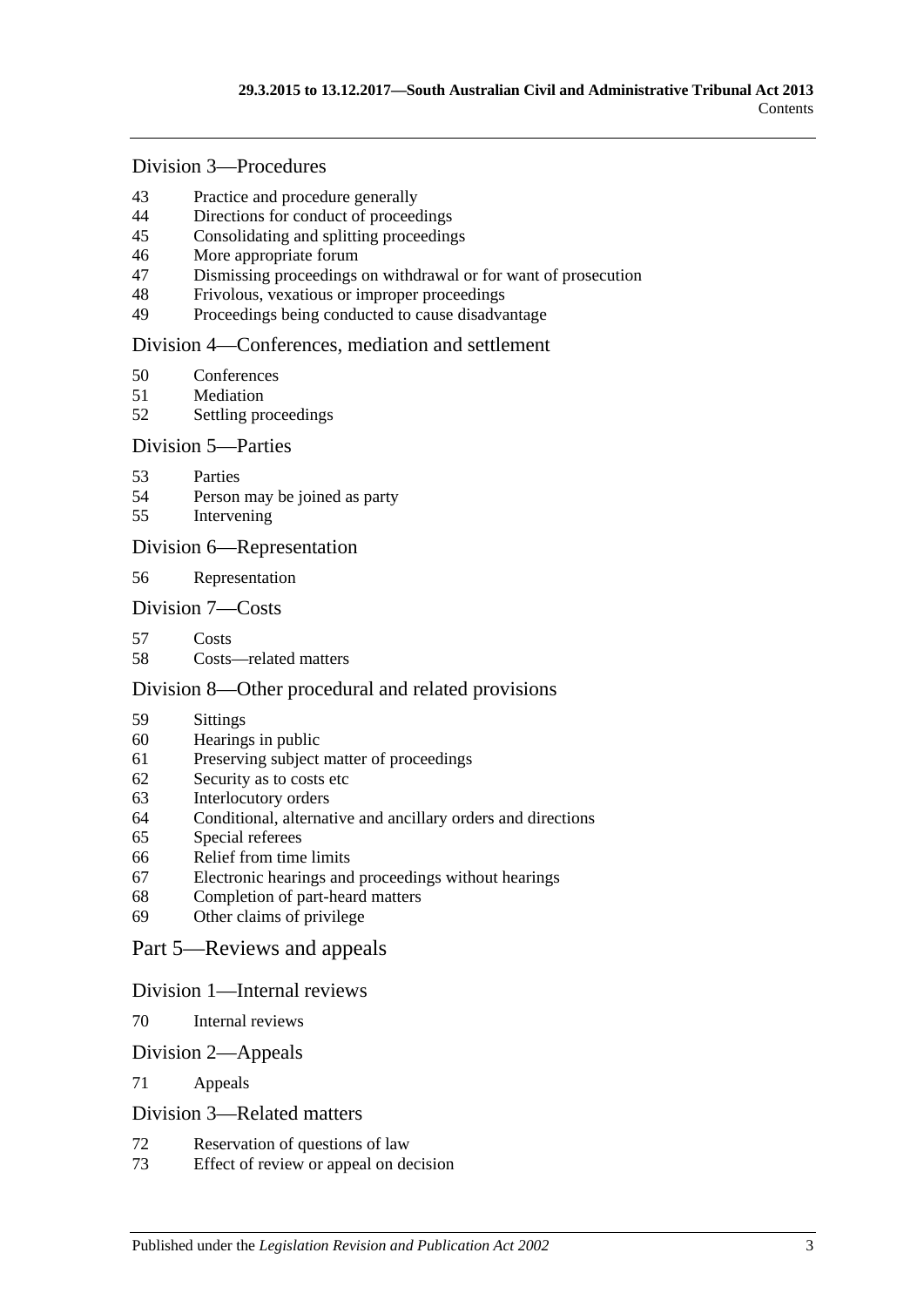## Division 3—Procedures

43 Practice and procedure generally
44 Directions for conduct of proceedings
45 Consolidating and splitting proceedings
46 More appropriate forum
47 Dismissing proceedings on withdrawal or for want of prosecution
48 Frivolous, vexatious or improper proceedings
49 Proceedings being conducted to cause disadvantage

## Division 4—Conferences, mediation and settlement

50 Conferences
51 Mediation
52 Settling proceedings

## Division 5—Parties

53 Parties
54 Person may be joined as party
55 Intervening

## Division 6—Representation

56 Representation

## Division 7—Costs

57 Costs
58 Costs—related matters

## Division 8—Other procedural and related provisions

59 Sittings
60 Hearings in public
61 Preserving subject matter of proceedings
62 Security as to costs etc
63 Interlocutory orders
64 Conditional, alternative and ancillary orders and directions
65 Special referees
66 Relief from time limits
67 Electronic hearings and proceedings without hearings
68 Completion of part-heard matters
69 Other claims of privilege

# Part 5—Reviews and appeals

## Division 1—Internal reviews

70 Internal reviews

## Division 2—Appeals

71 Appeals

## Division 3—Related matters

72 Reservation of questions of law
73 Effect of review or appeal on decision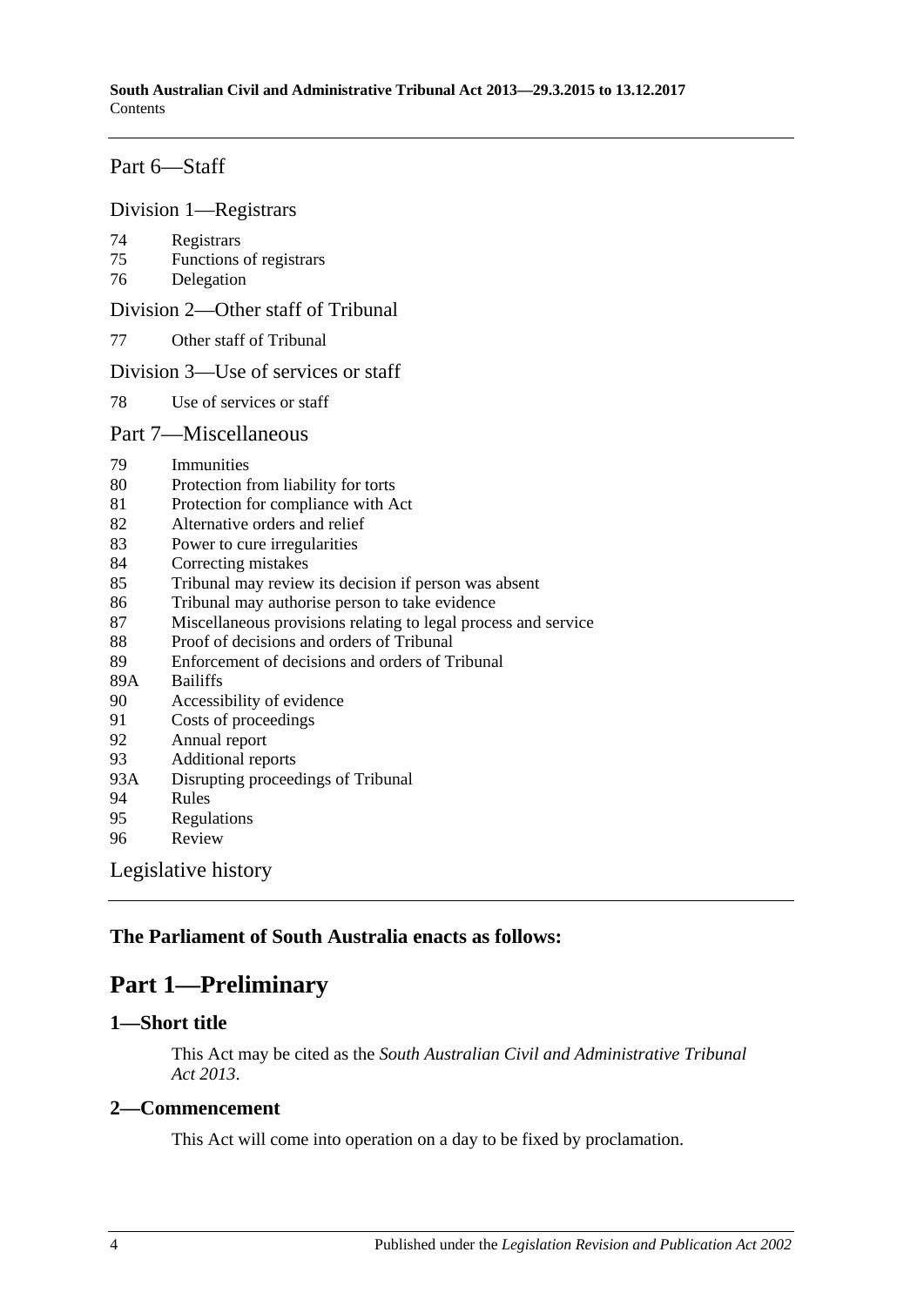Part 6—Staff

Division 1—Registrars

74 Registrars
75 Functions of registrars
76 Delegation

Division 2—Other staff of Tribunal

77 Other staff of Tribunal

Division 3—Use of services or staff

78 Use of services or staff

Part 7—Miscellaneous

79 Immunities
80 Protection from liability for torts
81 Protection for compliance with Act
82 Alternative orders and relief
83 Power to cure irregularities
84 Correcting mistakes
85 Tribunal may review its decision if person was absent
86 Tribunal may authorise person to take evidence
87 Miscellaneous provisions relating to legal process and service
88 Proof of decisions and orders of Tribunal
89 Enforcement of decisions and orders of Tribunal
89A Bailiffs
90 Accessibility of evidence
91 Costs of proceedings
92 Annual report
93 Additional reports
93A Disrupting proceedings of Tribunal
94 Rules
95 Regulations
96 Review

Legislative history

**The Parliament of South Australia enacts as follows:**

# Part 1—Preliminary

## 1—Short title

This Act may be cited as the *South Australian Civil and Administrative Tribunal Act 2013*.

## 2—Commencement

This Act will come into operation on a day to be fixed by proclamation.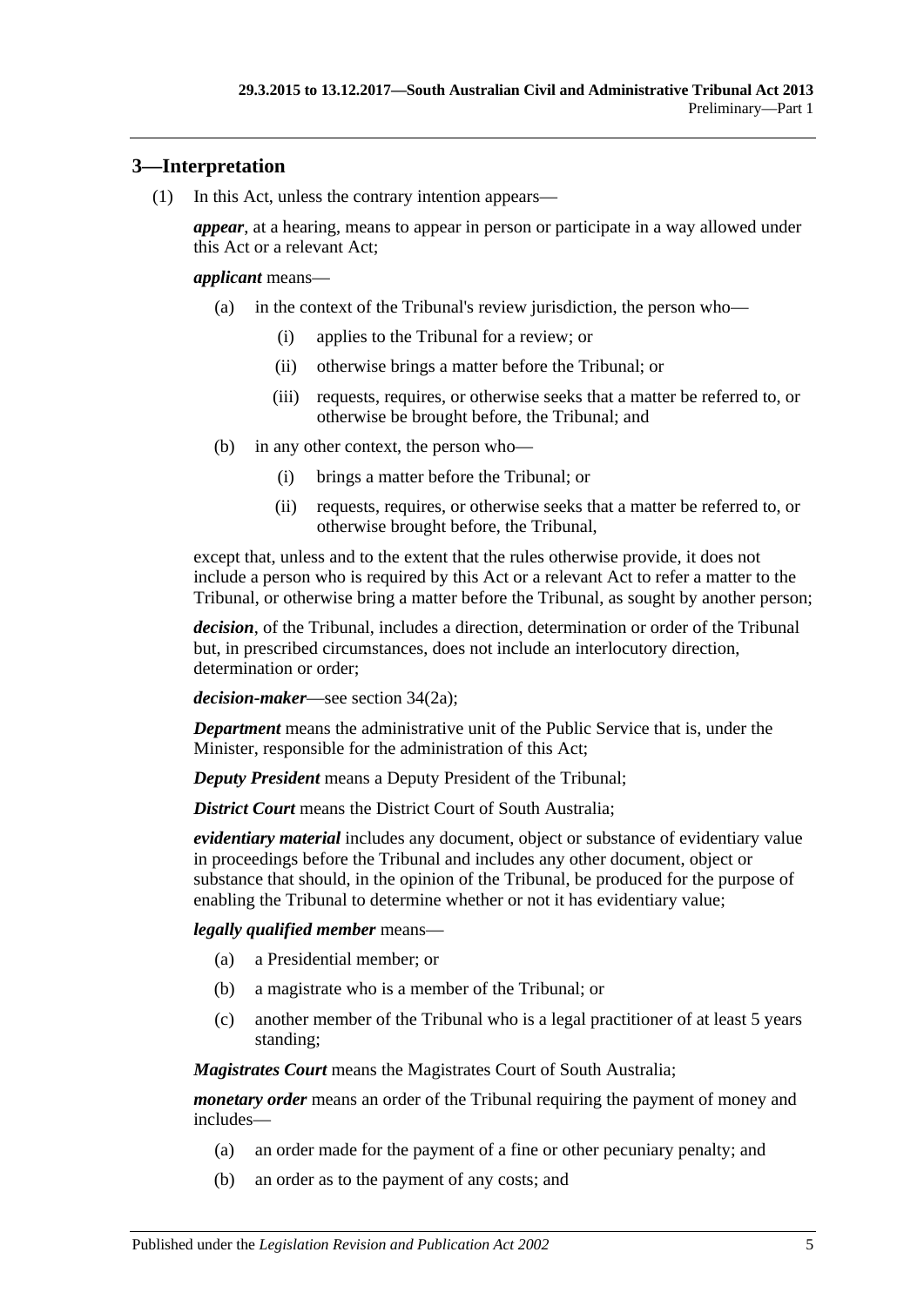## 3—Interpretation

(1) In this Act, unless the contrary intention appears—

***appear***, at a hearing, means to appear in person or participate in a way allowed under this Act or a relevant Act;

***applicant*** means—

- (a) in the context of the Tribunal's review jurisdiction, the person who—
  - (i) applies to the Tribunal for a review; or
  - (ii) otherwise brings a matter before the Tribunal; or
  - (iii) requests, requires, or otherwise seeks that a matter be referred to, or otherwise be brought before, the Tribunal; and
- (b) in any other context, the person who—
  - (i) brings a matter before the Tribunal; or
  - (ii) requests, requires, or otherwise seeks that a matter be referred to, or otherwise brought before, the Tribunal,

except that, unless and to the extent that the rules otherwise provide, it does not include a person who is required by this Act or a relevant Act to refer a matter to the Tribunal, or otherwise bring a matter before the Tribunal, as sought by another person;

***decision***, of the Tribunal, includes a direction, determination or order of the Tribunal but, in prescribed circumstances, does not include an interlocutory direction, determination or order;

***decision-maker***—see section 34(2a);

***Department*** means the administrative unit of the Public Service that is, under the Minister, responsible for the administration of this Act;

***Deputy President*** means a Deputy President of the Tribunal;

***District Court*** means the District Court of South Australia;

***evidentiary material*** includes any document, object or substance of evidentiary value in proceedings before the Tribunal and includes any other document, object or substance that should, in the opinion of the Tribunal, be produced for the purpose of enabling the Tribunal to determine whether or not it has evidentiary value;

***legally qualified member*** means—

- (a) a Presidential member; or
- (b) a magistrate who is a member of the Tribunal; or
- (c) another member of the Tribunal who is a legal practitioner of at least 5 years standing;

***Magistrates Court*** means the Magistrates Court of South Australia;

***monetary order*** means an order of the Tribunal requiring the payment of money and includes—

- (a) an order made for the payment of a fine or other pecuniary penalty; and
- (b) an order as to the payment of any costs; and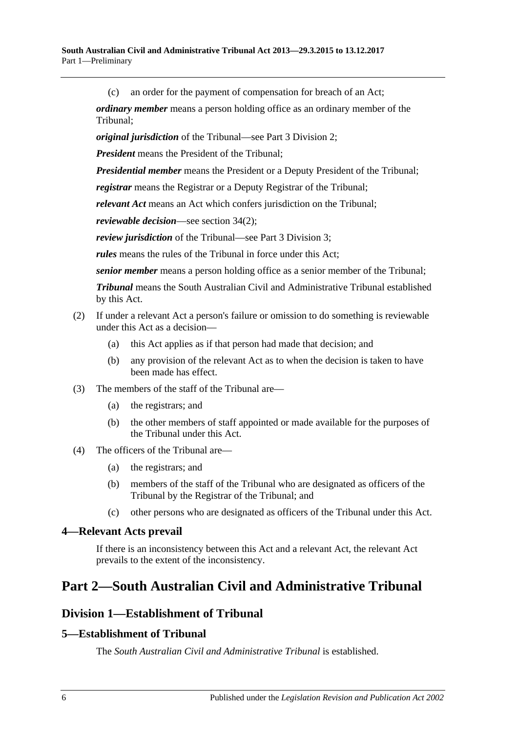(c) an order for the payment of compensation for breach of an Act;

***ordinary member*** means a person holding office as an ordinary member of the Tribunal;

***original jurisdiction*** of the Tribunal—see Part 3 Division 2;

***President*** means the President of the Tribunal;

***Presidential member*** means the President or a Deputy President of the Tribunal;

***registrar*** means the Registrar or a Deputy Registrar of the Tribunal;

***relevant Act*** means an Act which confers jurisdiction on the Tribunal;

***reviewable decision***—see section 34(2);

***review jurisdiction*** of the Tribunal—see Part 3 Division 3;

***rules*** means the rules of the Tribunal in force under this Act;

***senior member*** means a person holding office as a senior member of the Tribunal;

***Tribunal*** means the South Australian Civil and Administrative Tribunal established by this Act.

(2) If under a relevant Act a person's failure or omission to do something is reviewable under this Act as a decision—

(a) this Act applies as if that person had made that decision; and

(b) any provision of the relevant Act as to when the decision is taken to have been made has effect.

(3) The members of the staff of the Tribunal are—

(a) the registrars; and

(b) the other members of staff appointed or made available for the purposes of the Tribunal under this Act.

(4) The officers of the Tribunal are—

(a) the registrars; and

(b) members of the staff of the Tribunal who are designated as officers of the Tribunal by the Registrar of the Tribunal; and

(c) other persons who are designated as officers of the Tribunal under this Act.

### 4—Relevant Acts prevail

If there is an inconsistency between this Act and a relevant Act, the relevant Act prevails to the extent of the inconsistency.

# Part 2—South Australian Civil and Administrative Tribunal

## Division 1—Establishment of Tribunal

### 5—Establishment of Tribunal

The *South Australian Civil and Administrative Tribunal* is established.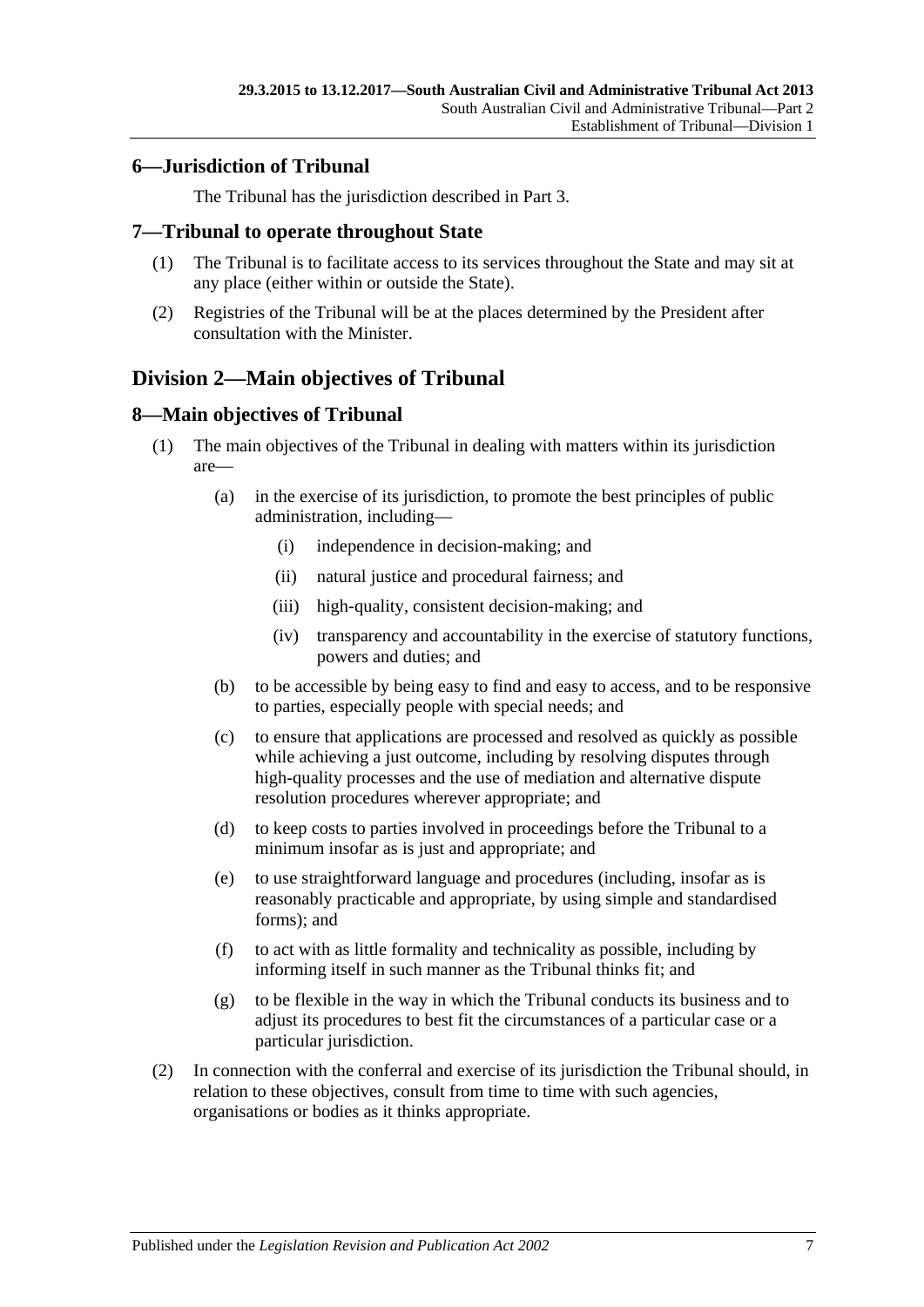### 6—Jurisdiction of Tribunal

The Tribunal has the jurisdiction described in Part 3.

### 7—Tribunal to operate throughout State

(1) The Tribunal is to facilitate access to its services throughout the State and may sit at any place (either within or outside the State).

(2) Registries of the Tribunal will be at the places determined by the President after consultation with the Minister.

## Division 2—Main objectives of Tribunal

### 8—Main objectives of Tribunal

(1) The main objectives of the Tribunal in dealing with matters within its jurisdiction are—

(a) in the exercise of its jurisdiction, to promote the best principles of public administration, including—

(i) independence in decision-making; and

(ii) natural justice and procedural fairness; and

(iii) high-quality, consistent decision-making; and

(iv) transparency and accountability in the exercise of statutory functions, powers and duties; and

(b) to be accessible by being easy to find and easy to access, and to be responsive to parties, especially people with special needs; and

(c) to ensure that applications are processed and resolved as quickly as possible while achieving a just outcome, including by resolving disputes through high-quality processes and the use of mediation and alternative dispute resolution procedures wherever appropriate; and

(d) to keep costs to parties involved in proceedings before the Tribunal to a minimum insofar as is just and appropriate; and

(e) to use straightforward language and procedures (including, insofar as is reasonably practicable and appropriate, by using simple and standardised forms); and

(f) to act with as little formality and technicality as possible, including by informing itself in such manner as the Tribunal thinks fit; and

(g) to be flexible in the way in which the Tribunal conducts its business and to adjust its procedures to best fit the circumstances of a particular case or a particular jurisdiction.

(2) In connection with the conferral and exercise of its jurisdiction the Tribunal should, in relation to these objectives, consult from time to time with such agencies, organisations or bodies as it thinks appropriate.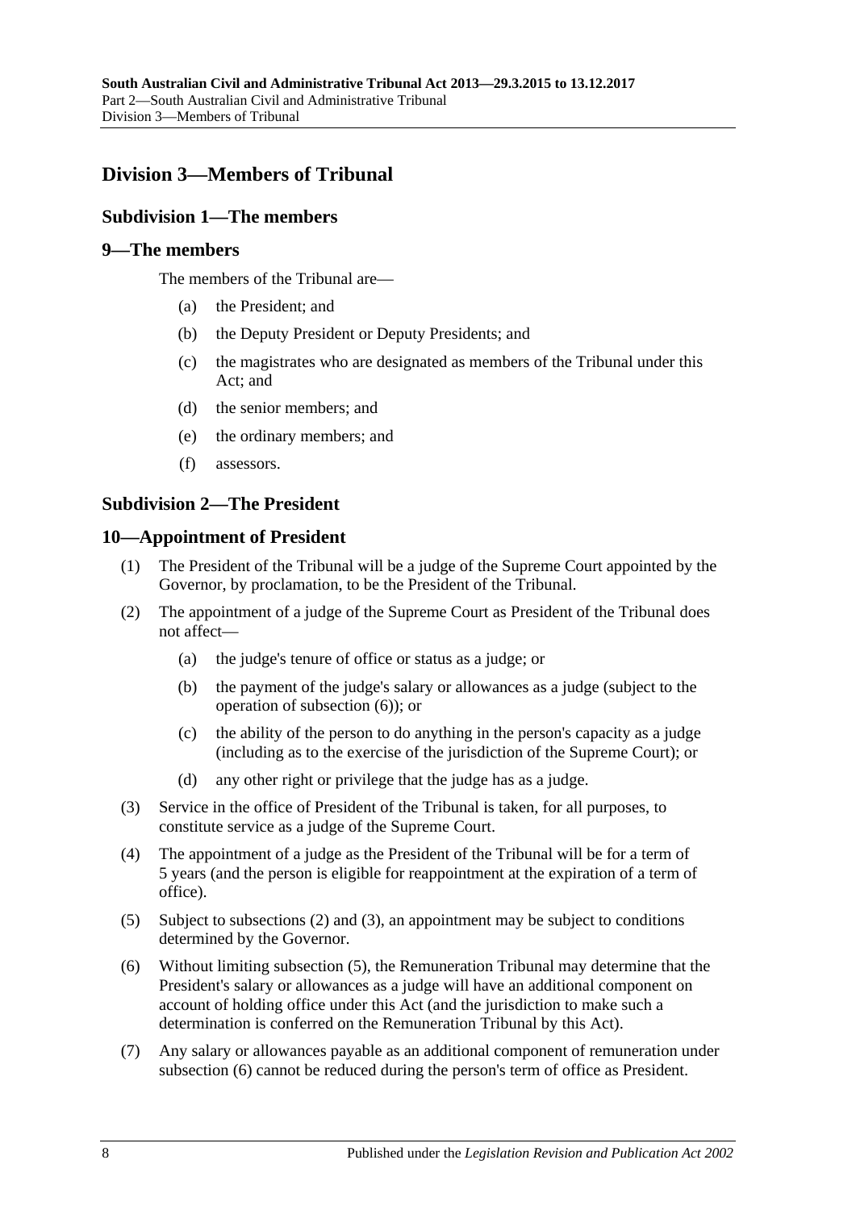## Division 3—Members of Tribunal

### Subdivision 1—The members

### 9—The members

The members of the Tribunal are—

- (a) the President; and
- (b) the Deputy President or Deputy Presidents; and
- (c) the magistrates who are designated as members of the Tribunal under this Act; and
- (d) the senior members; and
- (e) the ordinary members; and
- (f) assessors.

### Subdivision 2—The President

### 10—Appointment of President

(1) The President of the Tribunal will be a judge of the Supreme Court appointed by the Governor, by proclamation, to be the President of the Tribunal.

(2) The appointment of a judge of the Supreme Court as President of the Tribunal does not affect—

- (a) the judge's tenure of office or status as a judge; or
- (b) the payment of the judge's salary or allowances as a judge (subject to the operation of subsection (6)); or
- (c) the ability of the person to do anything in the person's capacity as a judge (including as to the exercise of the jurisdiction of the Supreme Court); or
- (d) any other right or privilege that the judge has as a judge.

(3) Service in the office of President of the Tribunal is taken, for all purposes, to constitute service as a judge of the Supreme Court.

(4) The appointment of a judge as the President of the Tribunal will be for a term of 5 years (and the person is eligible for reappointment at the expiration of a term of office).

(5) Subject to subsections (2) and (3), an appointment may be subject to conditions determined by the Governor.

(6) Without limiting subsection (5), the Remuneration Tribunal may determine that the President's salary or allowances as a judge will have an additional component on account of holding office under this Act (and the jurisdiction to make such a determination is conferred on the Remuneration Tribunal by this Act).

(7) Any salary or allowances payable as an additional component of remuneration under subsection (6) cannot be reduced during the person's term of office as President.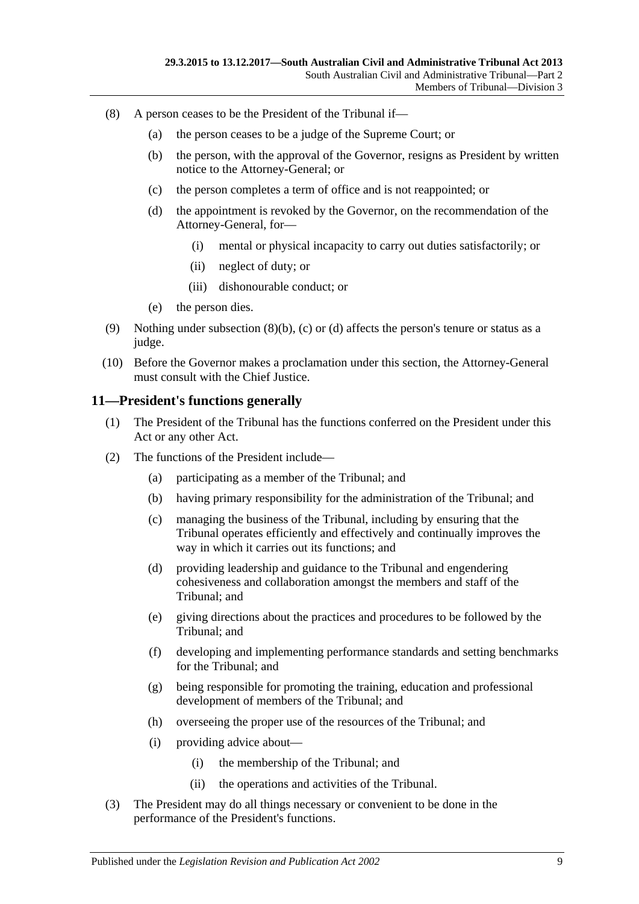(8) A person ceases to be the President of the Tribunal if—

(a) the person ceases to be a judge of the Supreme Court; or

(b) the person, with the approval of the Governor, resigns as President by written notice to the Attorney-General; or

(c) the person completes a term of office and is not reappointed; or

(d) the appointment is revoked by the Governor, on the recommendation of the Attorney-General, for—

(i) mental or physical incapacity to carry out duties satisfactorily; or

(ii) neglect of duty; or

(iii) dishonourable conduct; or

(e) the person dies.

(9) Nothing under subsection (8)(b), (c) or (d) affects the person's tenure or status as a judge.

(10) Before the Governor makes a proclamation under this section, the Attorney-General must consult with the Chief Justice.

## 11—President's functions generally

(1) The President of the Tribunal has the functions conferred on the President under this Act or any other Act.

(2) The functions of the President include—

(a) participating as a member of the Tribunal; and

(b) having primary responsibility for the administration of the Tribunal; and

(c) managing the business of the Tribunal, including by ensuring that the Tribunal operates efficiently and effectively and continually improves the way in which it carries out its functions; and

(d) providing leadership and guidance to the Tribunal and engendering cohesiveness and collaboration amongst the members and staff of the Tribunal; and

(e) giving directions about the practices and procedures to be followed by the Tribunal; and

(f) developing and implementing performance standards and setting benchmarks for the Tribunal; and

(g) being responsible for promoting the training, education and professional development of members of the Tribunal; and

(h) overseeing the proper use of the resources of the Tribunal; and

(i) providing advice about—

(i) the membership of the Tribunal; and

(ii) the operations and activities of the Tribunal.

(3) The President may do all things necessary or convenient to be done in the performance of the President's functions.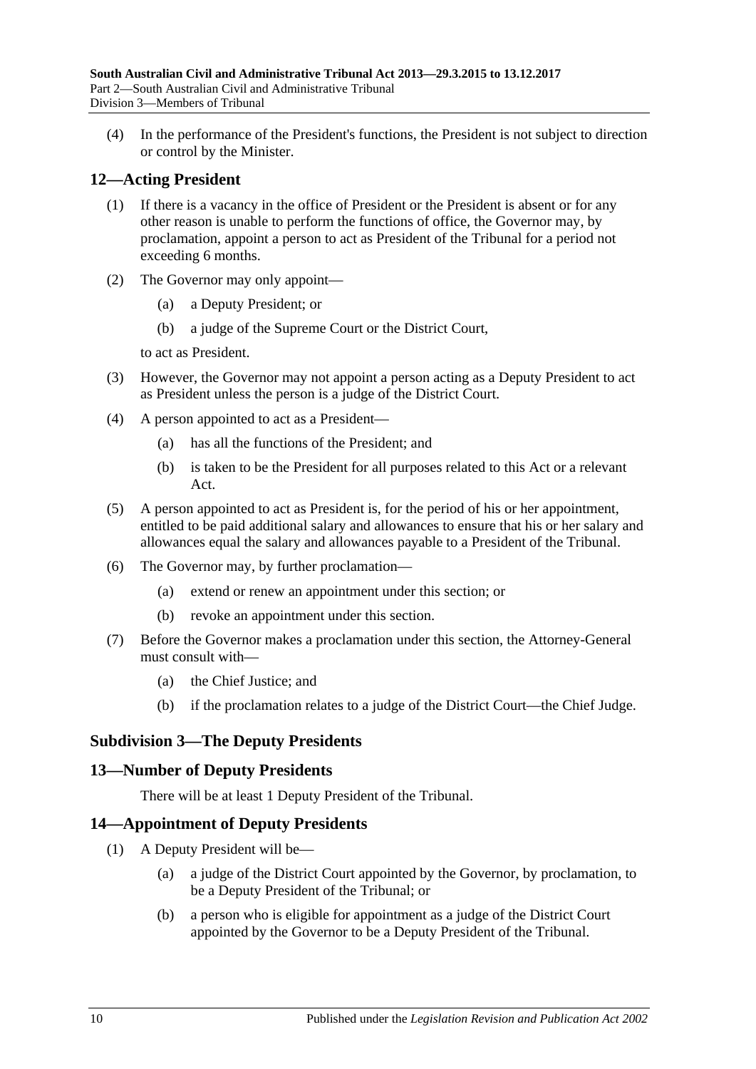(4) In the performance of the President's functions, the President is not subject to direction or control by the Minister.

## 12—Acting President

(1) If there is a vacancy in the office of President or the President is absent or for any other reason is unable to perform the functions of office, the Governor may, by proclamation, appoint a person to act as President of the Tribunal for a period not exceeding 6 months.

(2) The Governor may only appoint—

- (a) a Deputy President; or
- (b) a judge of the Supreme Court or the District Court,

to act as President.

(3) However, the Governor may not appoint a person acting as a Deputy President to act as President unless the person is a judge of the District Court.

(4) A person appointed to act as a President—

- (a) has all the functions of the President; and
- (b) is taken to be the President for all purposes related to this Act or a relevant Act.

(5) A person appointed to act as President is, for the period of his or her appointment, entitled to be paid additional salary and allowances to ensure that his or her salary and allowances equal the salary and allowances payable to a President of the Tribunal.

(6) The Governor may, by further proclamation—

- (a) extend or renew an appointment under this section; or
- (b) revoke an appointment under this section.

(7) Before the Governor makes a proclamation under this section, the Attorney-General must consult with—

- (a) the Chief Justice; and
- (b) if the proclamation relates to a judge of the District Court—the Chief Judge.

### Subdivision 3—The Deputy Presidents

## 13—Number of Deputy Presidents

There will be at least 1 Deputy President of the Tribunal.

## 14—Appointment of Deputy Presidents

(1) A Deputy President will be—

- (a) a judge of the District Court appointed by the Governor, by proclamation, to be a Deputy President of the Tribunal; or
- (b) a person who is eligible for appointment as a judge of the District Court appointed by the Governor to be a Deputy President of the Tribunal.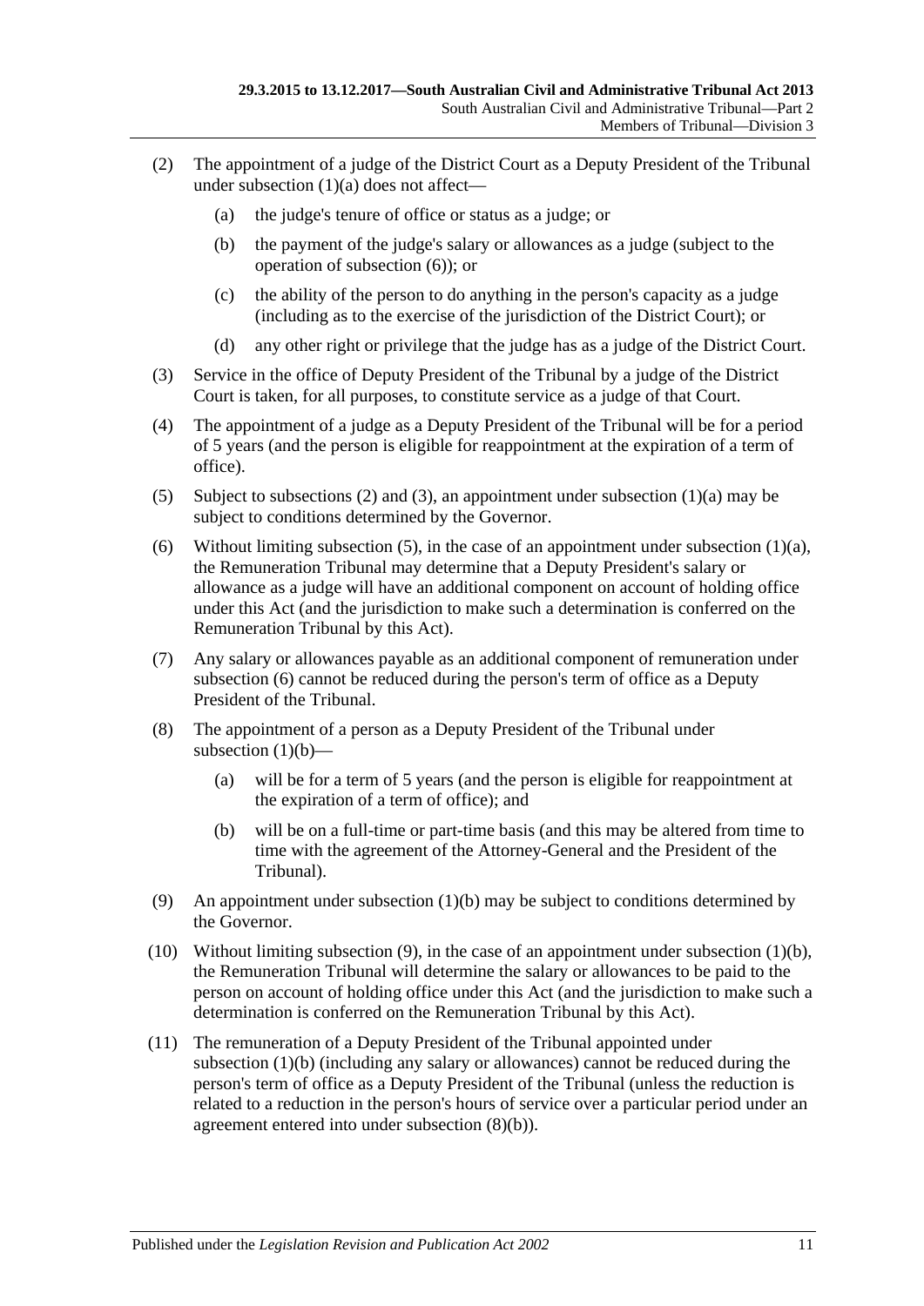(2) The appointment of a judge of the District Court as a Deputy President of the Tribunal under subsection (1)(a) does not affect—

(a) the judge's tenure of office or status as a judge; or

(b) the payment of the judge's salary or allowances as a judge (subject to the operation of subsection (6)); or

(c) the ability of the person to do anything in the person's capacity as a judge (including as to the exercise of the jurisdiction of the District Court); or

(d) any other right or privilege that the judge has as a judge of the District Court.

(3) Service in the office of Deputy President of the Tribunal by a judge of the District Court is taken, for all purposes, to constitute service as a judge of that Court.

(4) The appointment of a judge as a Deputy President of the Tribunal will be for a period of 5 years (and the person is eligible for reappointment at the expiration of a term of office).

(5) Subject to subsections (2) and (3), an appointment under subsection (1)(a) may be subject to conditions determined by the Governor.

(6) Without limiting subsection (5), in the case of an appointment under subsection (1)(a), the Remuneration Tribunal may determine that a Deputy President's salary or allowance as a judge will have an additional component on account of holding office under this Act (and the jurisdiction to make such a determination is conferred on the Remuneration Tribunal by this Act).

(7) Any salary or allowances payable as an additional component of remuneration under subsection (6) cannot be reduced during the person's term of office as a Deputy President of the Tribunal.

(8) The appointment of a person as a Deputy President of the Tribunal under subsection (1)(b)—

(a) will be for a term of 5 years (and the person is eligible for reappointment at the expiration of a term of office); and

(b) will be on a full-time or part-time basis (and this may be altered from time to time with the agreement of the Attorney-General and the President of the Tribunal).

(9) An appointment under subsection (1)(b) may be subject to conditions determined by the Governor.

(10) Without limiting subsection (9), in the case of an appointment under subsection (1)(b), the Remuneration Tribunal will determine the salary or allowances to be paid to the person on account of holding office under this Act (and the jurisdiction to make such a determination is conferred on the Remuneration Tribunal by this Act).

(11) The remuneration of a Deputy President of the Tribunal appointed under subsection (1)(b) (including any salary or allowances) cannot be reduced during the person's term of office as a Deputy President of the Tribunal (unless the reduction is related to a reduction in the person's hours of service over a particular period under an agreement entered into under subsection (8)(b)).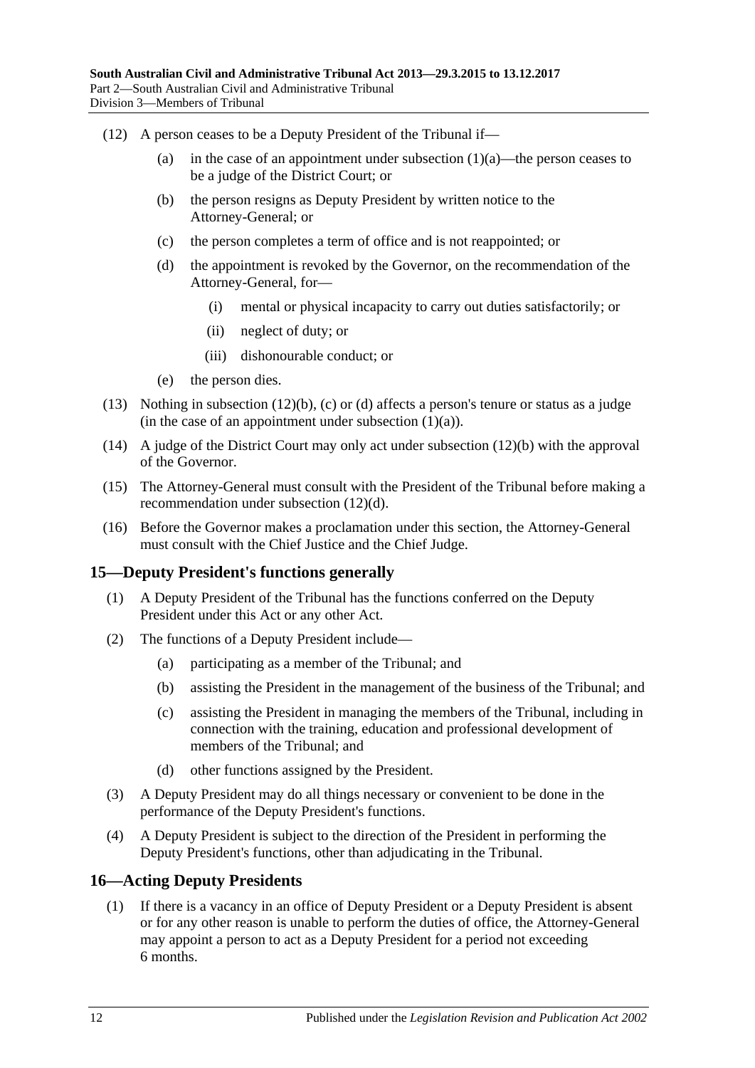(12) A person ceases to be a Deputy President of the Tribunal if—

(a) in the case of an appointment under subsection (1)(a)—the person ceases to be a judge of the District Court; or

(b) the person resigns as Deputy President by written notice to the Attorney-General; or

(c) the person completes a term of office and is not reappointed; or

(d) the appointment is revoked by the Governor, on the recommendation of the Attorney-General, for—

(i) mental or physical incapacity to carry out duties satisfactorily; or

(ii) neglect of duty; or

(iii) dishonourable conduct; or

(e) the person dies.

(13) Nothing in subsection (12)(b), (c) or (d) affects a person's tenure or status as a judge (in the case of an appointment under subsection (1)(a)).

(14) A judge of the District Court may only act under subsection (12)(b) with the approval of the Governor.

(15) The Attorney-General must consult with the President of the Tribunal before making a recommendation under subsection (12)(d).

(16) Before the Governor makes a proclamation under this section, the Attorney-General must consult with the Chief Justice and the Chief Judge.

## 15—Deputy President's functions generally

(1) A Deputy President of the Tribunal has the functions conferred on the Deputy President under this Act or any other Act.

(2) The functions of a Deputy President include—

(a) participating as a member of the Tribunal; and

(b) assisting the President in the management of the business of the Tribunal; and

(c) assisting the President in managing the members of the Tribunal, including in connection with the training, education and professional development of members of the Tribunal; and

(d) other functions assigned by the President.

(3) A Deputy President may do all things necessary or convenient to be done in the performance of the Deputy President's functions.

(4) A Deputy President is subject to the direction of the President in performing the Deputy President's functions, other than adjudicating in the Tribunal.

## 16—Acting Deputy Presidents

(1) If there is a vacancy in an office of Deputy President or a Deputy President is absent or for any other reason is unable to perform the duties of office, the Attorney-General may appoint a person to act as a Deputy President for a period not exceeding 6 months.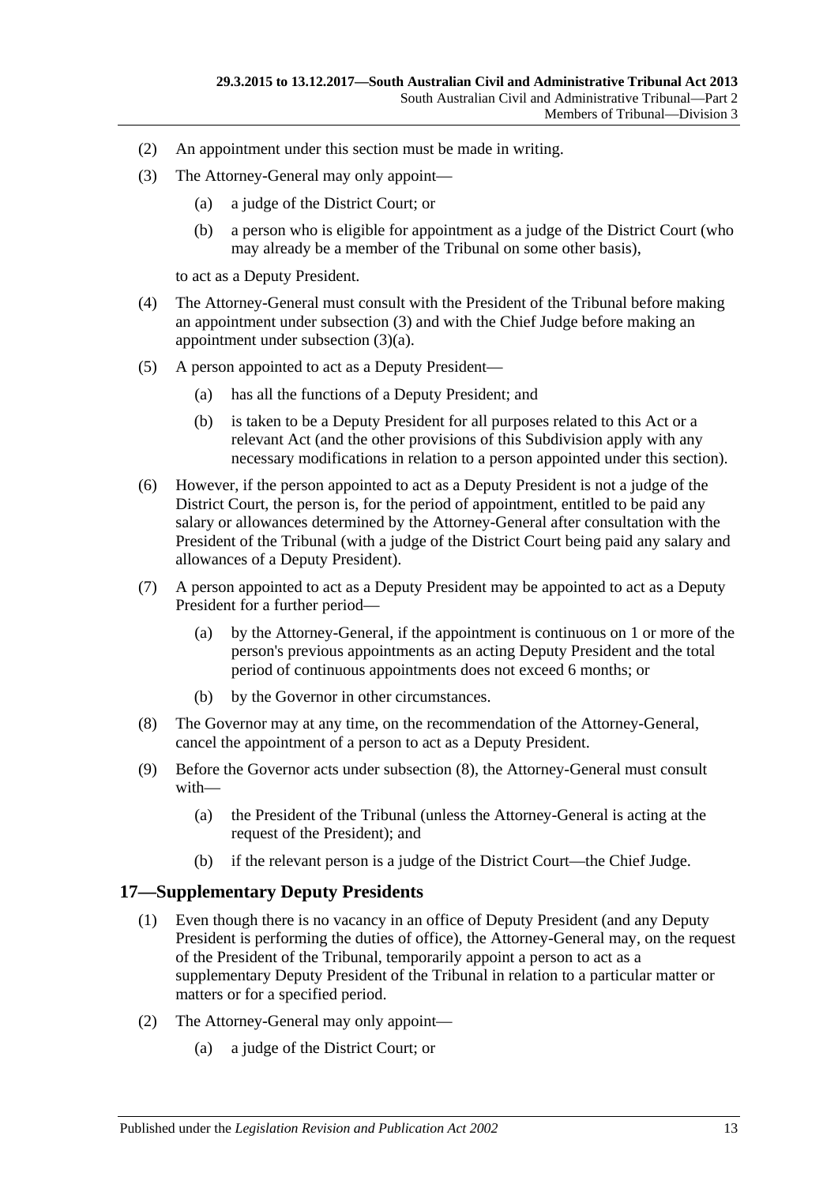(2) An appointment under this section must be made in writing.

(3) The Attorney-General may only appoint—

(a) a judge of the District Court; or

(b) a person who is eligible for appointment as a judge of the District Court (who may already be a member of the Tribunal on some other basis),

to act as a Deputy President.

(4) The Attorney-General must consult with the President of the Tribunal before making an appointment under subsection (3) and with the Chief Judge before making an appointment under subsection (3)(a).

(5) A person appointed to act as a Deputy President—

(a) has all the functions of a Deputy President; and

(b) is taken to be a Deputy President for all purposes related to this Act or a relevant Act (and the other provisions of this Subdivision apply with any necessary modifications in relation to a person appointed under this section).

(6) However, if the person appointed to act as a Deputy President is not a judge of the District Court, the person is, for the period of appointment, entitled to be paid any salary or allowances determined by the Attorney-General after consultation with the President of the Tribunal (with a judge of the District Court being paid any salary and allowances of a Deputy President).

(7) A person appointed to act as a Deputy President may be appointed to act as a Deputy President for a further period—

(a) by the Attorney-General, if the appointment is continuous on 1 or more of the person's previous appointments as an acting Deputy President and the total period of continuous appointments does not exceed 6 months; or

(b) by the Governor in other circumstances.

(8) The Governor may at any time, on the recommendation of the Attorney-General, cancel the appointment of a person to act as a Deputy President.

(9) Before the Governor acts under subsection (8), the Attorney-General must consult with—

(a) the President of the Tribunal (unless the Attorney-General is acting at the request of the President); and

(b) if the relevant person is a judge of the District Court—the Chief Judge.

## 17—Supplementary Deputy Presidents

(1) Even though there is no vacancy in an office of Deputy President (and any Deputy President is performing the duties of office), the Attorney-General may, on the request of the President of the Tribunal, temporarily appoint a person to act as a supplementary Deputy President of the Tribunal in relation to a particular matter or matters or for a specified period.

(2) The Attorney-General may only appoint—

(a) a judge of the District Court; or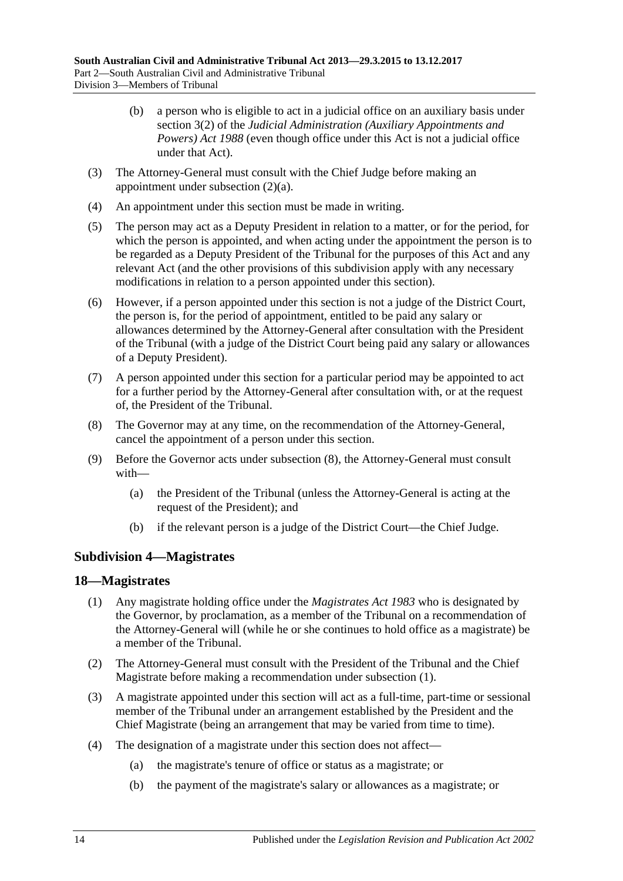(b) a person who is eligible to act in a judicial office on an auxiliary basis under section 3(2) of the *Judicial Administration (Auxiliary Appointments and Powers) Act 1988* (even though office under this Act is not a judicial office under that Act).

(3) The Attorney-General must consult with the Chief Judge before making an appointment under subsection (2)(a).

(4) An appointment under this section must be made in writing.

(5) The person may act as a Deputy President in relation to a matter, or for the period, for which the person is appointed, and when acting under the appointment the person is to be regarded as a Deputy President of the Tribunal for the purposes of this Act and any relevant Act (and the other provisions of this subdivision apply with any necessary modifications in relation to a person appointed under this section).

(6) However, if a person appointed under this section is not a judge of the District Court, the person is, for the period of appointment, entitled to be paid any salary or allowances determined by the Attorney-General after consultation with the President of the Tribunal (with a judge of the District Court being paid any salary or allowances of a Deputy President).

(7) A person appointed under this section for a particular period may be appointed to act for a further period by the Attorney-General after consultation with, or at the request of, the President of the Tribunal.

(8) The Governor may at any time, on the recommendation of the Attorney-General, cancel the appointment of a person under this section.

(9) Before the Governor acts under subsection (8), the Attorney-General must consult with—

(a) the President of the Tribunal (unless the Attorney-General is acting at the request of the President); and

(b) if the relevant person is a judge of the District Court—the Chief Judge.

### Subdivision 4—Magistrates

### 18—Magistrates

(1) Any magistrate holding office under the *Magistrates Act 1983* who is designated by the Governor, by proclamation, as a member of the Tribunal on a recommendation of the Attorney-General will (while he or she continues to hold office as a magistrate) be a member of the Tribunal.

(2) The Attorney-General must consult with the President of the Tribunal and the Chief Magistrate before making a recommendation under subsection (1).

(3) A magistrate appointed under this section will act as a full-time, part-time or sessional member of the Tribunal under an arrangement established by the President and the Chief Magistrate (being an arrangement that may be varied from time to time).

(4) The designation of a magistrate under this section does not affect—

(a) the magistrate's tenure of office or status as a magistrate; or

(b) the payment of the magistrate's salary or allowances as a magistrate; or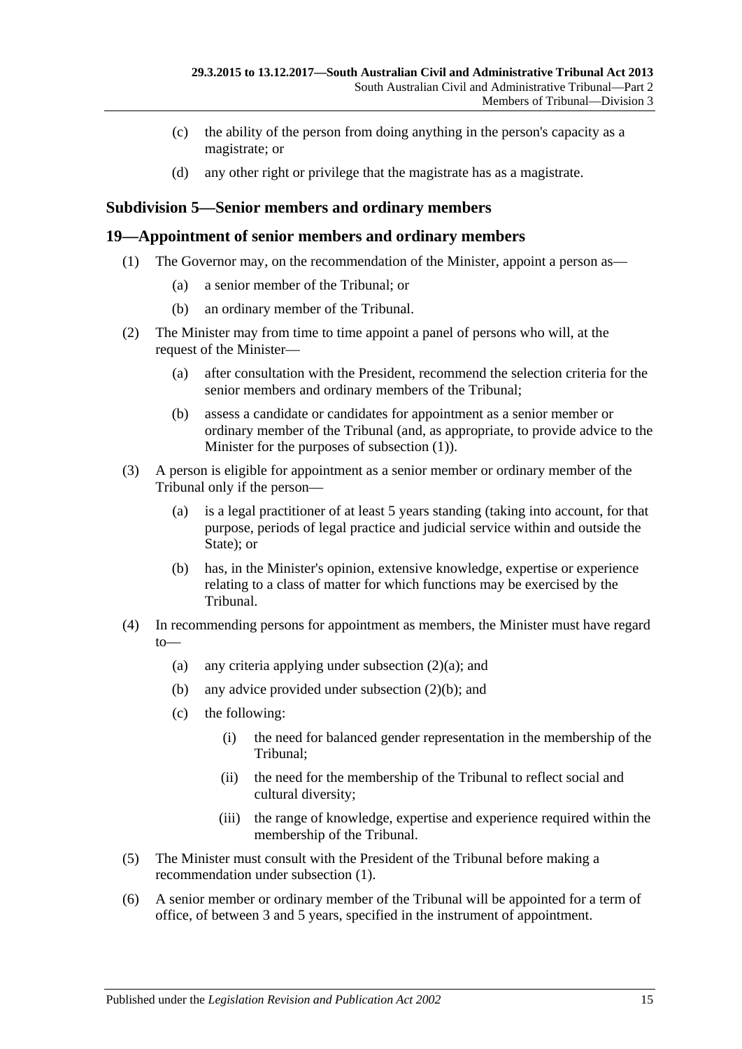(c) the ability of the person from doing anything in the person's capacity as a magistrate; or

(d) any other right or privilege that the magistrate has as a magistrate.

### Subdivision 5—Senior members and ordinary members

## 19—Appointment of senior members and ordinary members

(1) The Governor may, on the recommendation of the Minister, appoint a person as—

(a) a senior member of the Tribunal; or

(b) an ordinary member of the Tribunal.

(2) The Minister may from time to time appoint a panel of persons who will, at the request of the Minister—

(a) after consultation with the President, recommend the selection criteria for the senior members and ordinary members of the Tribunal;

(b) assess a candidate or candidates for appointment as a senior member or ordinary member of the Tribunal (and, as appropriate, to provide advice to the Minister for the purposes of subsection (1)).

(3) A person is eligible for appointment as a senior member or ordinary member of the Tribunal only if the person—

(a) is a legal practitioner of at least 5 years standing (taking into account, for that purpose, periods of legal practice and judicial service within and outside the State); or

(b) has, in the Minister's opinion, extensive knowledge, expertise or experience relating to a class of matter for which functions may be exercised by the Tribunal.

(4) In recommending persons for appointment as members, the Minister must have regard to—

(a) any criteria applying under subsection (2)(a); and

(b) any advice provided under subsection (2)(b); and

(c) the following:

(i) the need for balanced gender representation in the membership of the Tribunal;

(ii) the need for the membership of the Tribunal to reflect social and cultural diversity;

(iii) the range of knowledge, expertise and experience required within the membership of the Tribunal.

(5) The Minister must consult with the President of the Tribunal before making a recommendation under subsection (1).

(6) A senior member or ordinary member of the Tribunal will be appointed for a term of office, of between 3 and 5 years, specified in the instrument of appointment.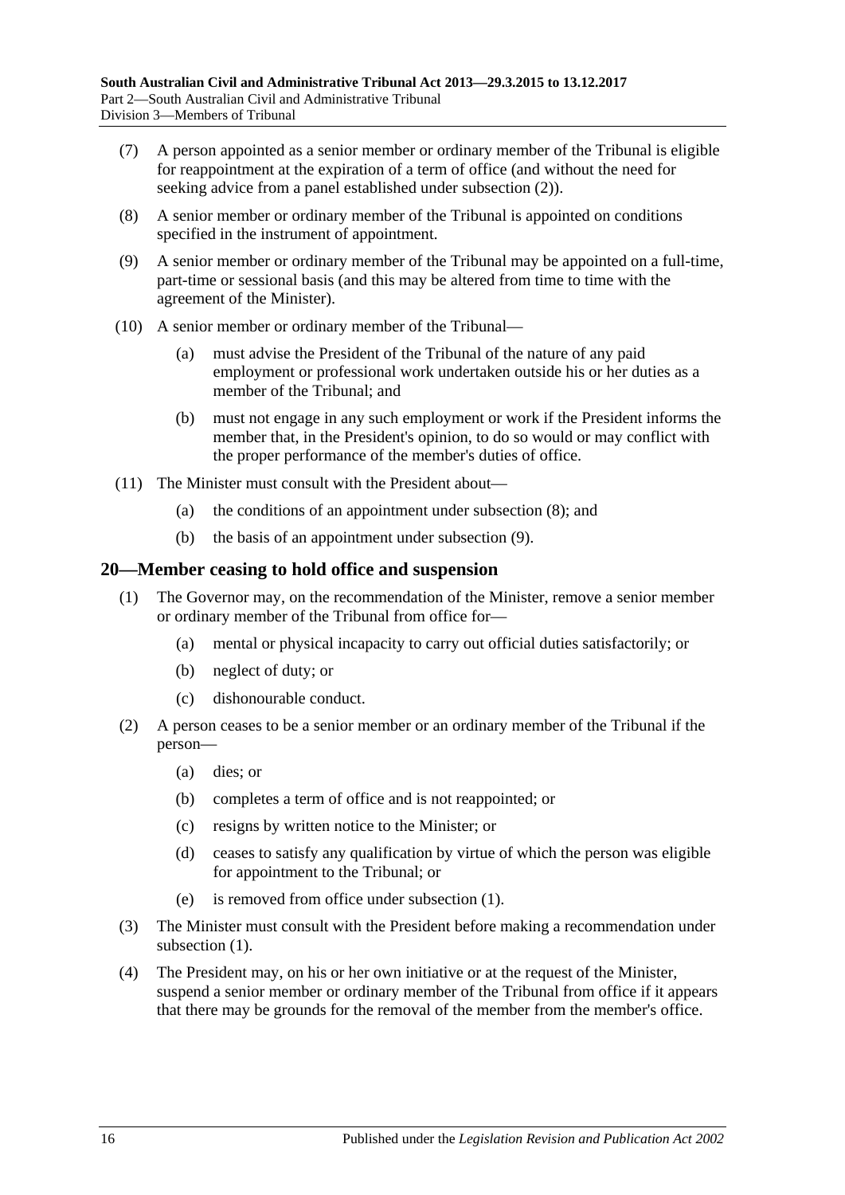(7) A person appointed as a senior member or ordinary member of the Tribunal is eligible for reappointment at the expiration of a term of office (and without the need for seeking advice from a panel established under subsection (2)).

(8) A senior member or ordinary member of the Tribunal is appointed on conditions specified in the instrument of appointment.

(9) A senior member or ordinary member of the Tribunal may be appointed on a full-time, part-time or sessional basis (and this may be altered from time to time with the agreement of the Minister).

(10) A senior member or ordinary member of the Tribunal—

(a) must advise the President of the Tribunal of the nature of any paid employment or professional work undertaken outside his or her duties as a member of the Tribunal; and

(b) must not engage in any such employment or work if the President informs the member that, in the President's opinion, to do so would or may conflict with the proper performance of the member's duties of office.

(11) The Minister must consult with the President about—

(a) the conditions of an appointment under subsection (8); and

(b) the basis of an appointment under subsection (9).

## 20—Member ceasing to hold office and suspension

(1) The Governor may, on the recommendation of the Minister, remove a senior member or ordinary member of the Tribunal from office for—

(a) mental or physical incapacity to carry out official duties satisfactorily; or

(b) neglect of duty; or

(c) dishonourable conduct.

(2) A person ceases to be a senior member or an ordinary member of the Tribunal if the person—

(a) dies; or

(b) completes a term of office and is not reappointed; or

(c) resigns by written notice to the Minister; or

(d) ceases to satisfy any qualification by virtue of which the person was eligible for appointment to the Tribunal; or

(e) is removed from office under subsection (1).

(3) The Minister must consult with the President before making a recommendation under subsection (1).

(4) The President may, on his or her own initiative or at the request of the Minister, suspend a senior member or ordinary member of the Tribunal from office if it appears that there may be grounds for the removal of the member from the member's office.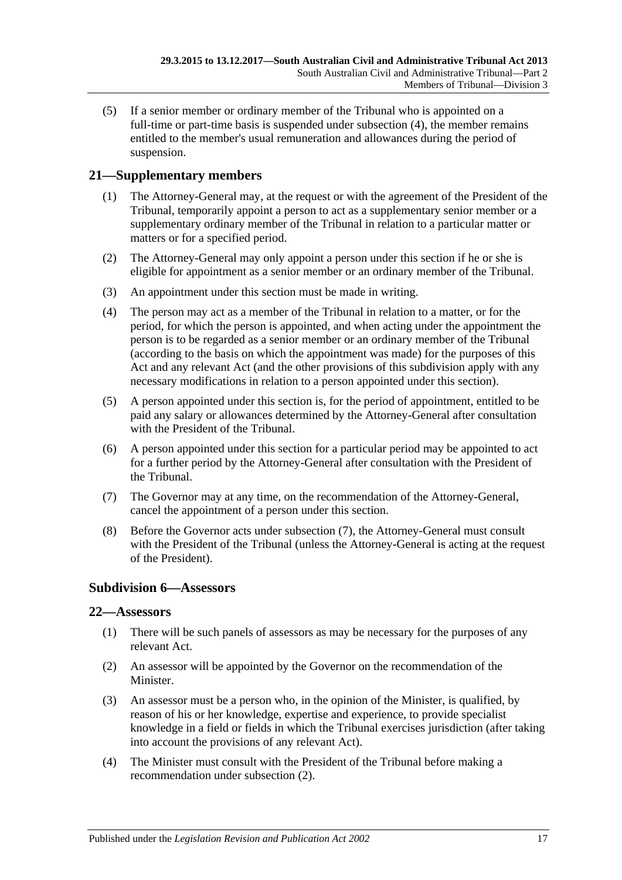(5) If a senior member or ordinary member of the Tribunal who is appointed on a full-time or part-time basis is suspended under subsection (4), the member remains entitled to the member's usual remuneration and allowances during the period of suspension.

## 21—Supplementary members

(1) The Attorney-General may, at the request or with the agreement of the President of the Tribunal, temporarily appoint a person to act as a supplementary senior member or a supplementary ordinary member of the Tribunal in relation to a particular matter or matters or for a specified period.

(2) The Attorney-General may only appoint a person under this section if he or she is eligible for appointment as a senior member or an ordinary member of the Tribunal.

(3) An appointment under this section must be made in writing.

(4) The person may act as a member of the Tribunal in relation to a matter, or for the period, for which the person is appointed, and when acting under the appointment the person is to be regarded as a senior member or an ordinary member of the Tribunal (according to the basis on which the appointment was made) for the purposes of this Act and any relevant Act (and the other provisions of this subdivision apply with any necessary modifications in relation to a person appointed under this section).

(5) A person appointed under this section is, for the period of appointment, entitled to be paid any salary or allowances determined by the Attorney-General after consultation with the President of the Tribunal.

(6) A person appointed under this section for a particular period may be appointed to act for a further period by the Attorney-General after consultation with the President of the Tribunal.

(7) The Governor may at any time, on the recommendation of the Attorney-General, cancel the appointment of a person under this section.

(8) Before the Governor acts under subsection (7), the Attorney-General must consult with the President of the Tribunal (unless the Attorney-General is acting at the request of the President).

### Subdivision 6—Assessors

## 22—Assessors

(1) There will be such panels of assessors as may be necessary for the purposes of any relevant Act.

(2) An assessor will be appointed by the Governor on the recommendation of the Minister.

(3) An assessor must be a person who, in the opinion of the Minister, is qualified, by reason of his or her knowledge, expertise and experience, to provide specialist knowledge in a field or fields in which the Tribunal exercises jurisdiction (after taking into account the provisions of any relevant Act).

(4) The Minister must consult with the President of the Tribunal before making a recommendation under subsection (2).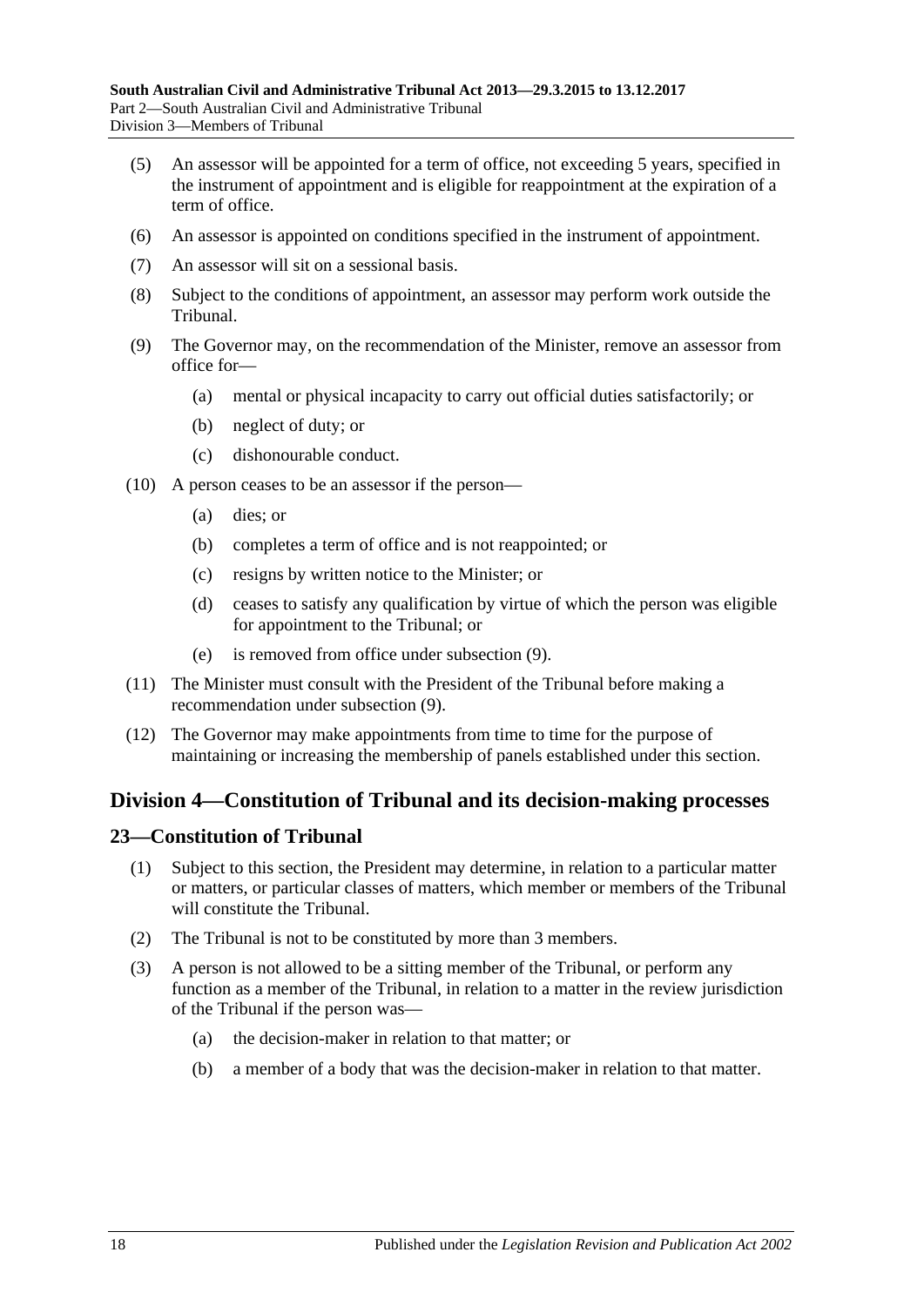(5) An assessor will be appointed for a term of office, not exceeding 5 years, specified in the instrument of appointment and is eligible for reappointment at the expiration of a term of office.

(6) An assessor is appointed on conditions specified in the instrument of appointment.

(7) An assessor will sit on a sessional basis.

(8) Subject to the conditions of appointment, an assessor may perform work outside the Tribunal.

(9) The Governor may, on the recommendation of the Minister, remove an assessor from office for—

  (a) mental or physical incapacity to carry out official duties satisfactorily; or

  (b) neglect of duty; or

  (c) dishonourable conduct.

(10) A person ceases to be an assessor if the person—

  (a) dies; or

  (b) completes a term of office and is not reappointed; or

  (c) resigns by written notice to the Minister; or

  (d) ceases to satisfy any qualification by virtue of which the person was eligible for appointment to the Tribunal; or

  (e) is removed from office under subsection (9).

(11) The Minister must consult with the President of the Tribunal before making a recommendation under subsection (9).

(12) The Governor may make appointments from time to time for the purpose of maintaining or increasing the membership of panels established under this section.

## Division 4—Constitution of Tribunal and its decision-making processes

### 23—Constitution of Tribunal

(1) Subject to this section, the President may determine, in relation to a particular matter or matters, or particular classes of matters, which member or members of the Tribunal will constitute the Tribunal.

(2) The Tribunal is not to be constituted by more than 3 members.

(3) A person is not allowed to be a sitting member of the Tribunal, or perform any function as a member of the Tribunal, in relation to a matter in the review jurisdiction of the Tribunal if the person was—

  (a) the decision-maker in relation to that matter; or

  (b) a member of a body that was the decision-maker in relation to that matter.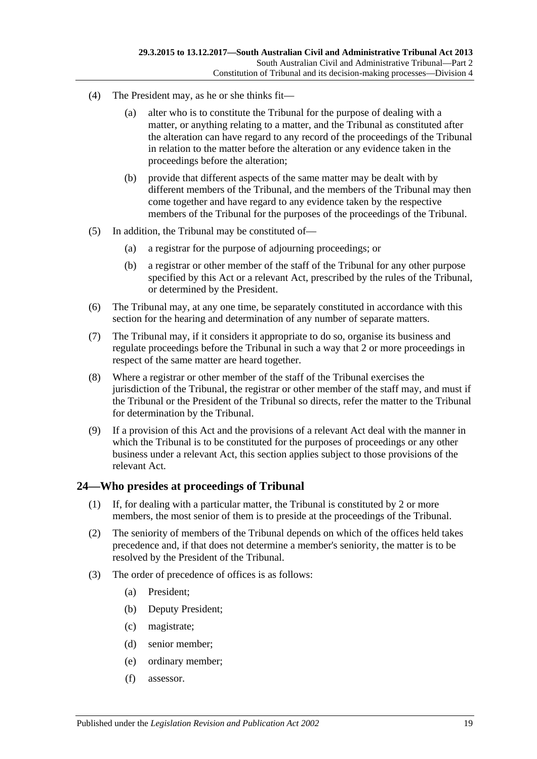(4) The President may, as he or she thinks fit—

(a) alter who is to constitute the Tribunal for the purpose of dealing with a matter, or anything relating to a matter, and the Tribunal as constituted after the alteration can have regard to any record of the proceedings of the Tribunal in relation to the matter before the alteration or any evidence taken in the proceedings before the alteration;

(b) provide that different aspects of the same matter may be dealt with by different members of the Tribunal, and the members of the Tribunal may then come together and have regard to any evidence taken by the respective members of the Tribunal for the purposes of the proceedings of the Tribunal.

(5) In addition, the Tribunal may be constituted of—

(a) a registrar for the purpose of adjourning proceedings; or

(b) a registrar or other member of the staff of the Tribunal for any other purpose specified by this Act or a relevant Act, prescribed by the rules of the Tribunal, or determined by the President.

(6) The Tribunal may, at any one time, be separately constituted in accordance with this section for the hearing and determination of any number of separate matters.

(7) The Tribunal may, if it considers it appropriate to do so, organise its business and regulate proceedings before the Tribunal in such a way that 2 or more proceedings in respect of the same matter are heard together.

(8) Where a registrar or other member of the staff of the Tribunal exercises the jurisdiction of the Tribunal, the registrar or other member of the staff may, and must if the Tribunal or the President of the Tribunal so directs, refer the matter to the Tribunal for determination by the Tribunal.

(9) If a provision of this Act and the provisions of a relevant Act deal with the manner in which the Tribunal is to be constituted for the purposes of proceedings or any other business under a relevant Act, this section applies subject to those provisions of the relevant Act.

## 24—Who presides at proceedings of Tribunal

(1) If, for dealing with a particular matter, the Tribunal is constituted by 2 or more members, the most senior of them is to preside at the proceedings of the Tribunal.

(2) The seniority of members of the Tribunal depends on which of the offices held takes precedence and, if that does not determine a member's seniority, the matter is to be resolved by the President of the Tribunal.

(3) The order of precedence of offices is as follows:

(a) President;

(b) Deputy President;

(c) magistrate;

(d) senior member;

(e) ordinary member;

(f) assessor.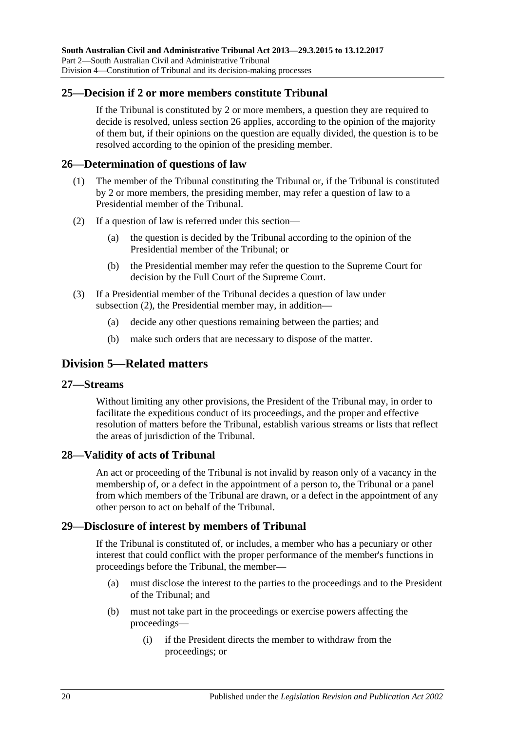## 25—Decision if 2 or more members constitute Tribunal

If the Tribunal is constituted by 2 or more members, a question they are required to decide is resolved, unless section 26 applies, according to the opinion of the majority of them but, if their opinions on the question are equally divided, the question is to be resolved according to the opinion of the presiding member.

## 26—Determination of questions of law

(1) The member of the Tribunal constituting the Tribunal or, if the Tribunal is constituted by 2 or more members, the presiding member, may refer a question of law to a Presidential member of the Tribunal.

(2) If a question of law is referred under this section—

- (a) the question is decided by the Tribunal according to the opinion of the Presidential member of the Tribunal; or
- (b) the Presidential member may refer the question to the Supreme Court for decision by the Full Court of the Supreme Court.

(3) If a Presidential member of the Tribunal decides a question of law under subsection (2), the Presidential member may, in addition—

- (a) decide any other questions remaining between the parties; and
- (b) make such orders that are necessary to dispose of the matter.

# Division 5—Related matters

## 27—Streams

Without limiting any other provisions, the President of the Tribunal may, in order to facilitate the expeditious conduct of its proceedings, and the proper and effective resolution of matters before the Tribunal, establish various streams or lists that reflect the areas of jurisdiction of the Tribunal.

## 28—Validity of acts of Tribunal

An act or proceeding of the Tribunal is not invalid by reason only of a vacancy in the membership of, or a defect in the appointment of a person to, the Tribunal or a panel from which members of the Tribunal are drawn, or a defect in the appointment of any other person to act on behalf of the Tribunal.

## 29—Disclosure of interest by members of Tribunal

If the Tribunal is constituted of, or includes, a member who has a pecuniary or other interest that could conflict with the proper performance of the member's functions in proceedings before the Tribunal, the member—

- (a) must disclose the interest to the parties to the proceedings and to the President of the Tribunal; and
- (b) must not take part in the proceedings or exercise powers affecting the proceedings—
  - (i) if the President directs the member to withdraw from the proceedings; or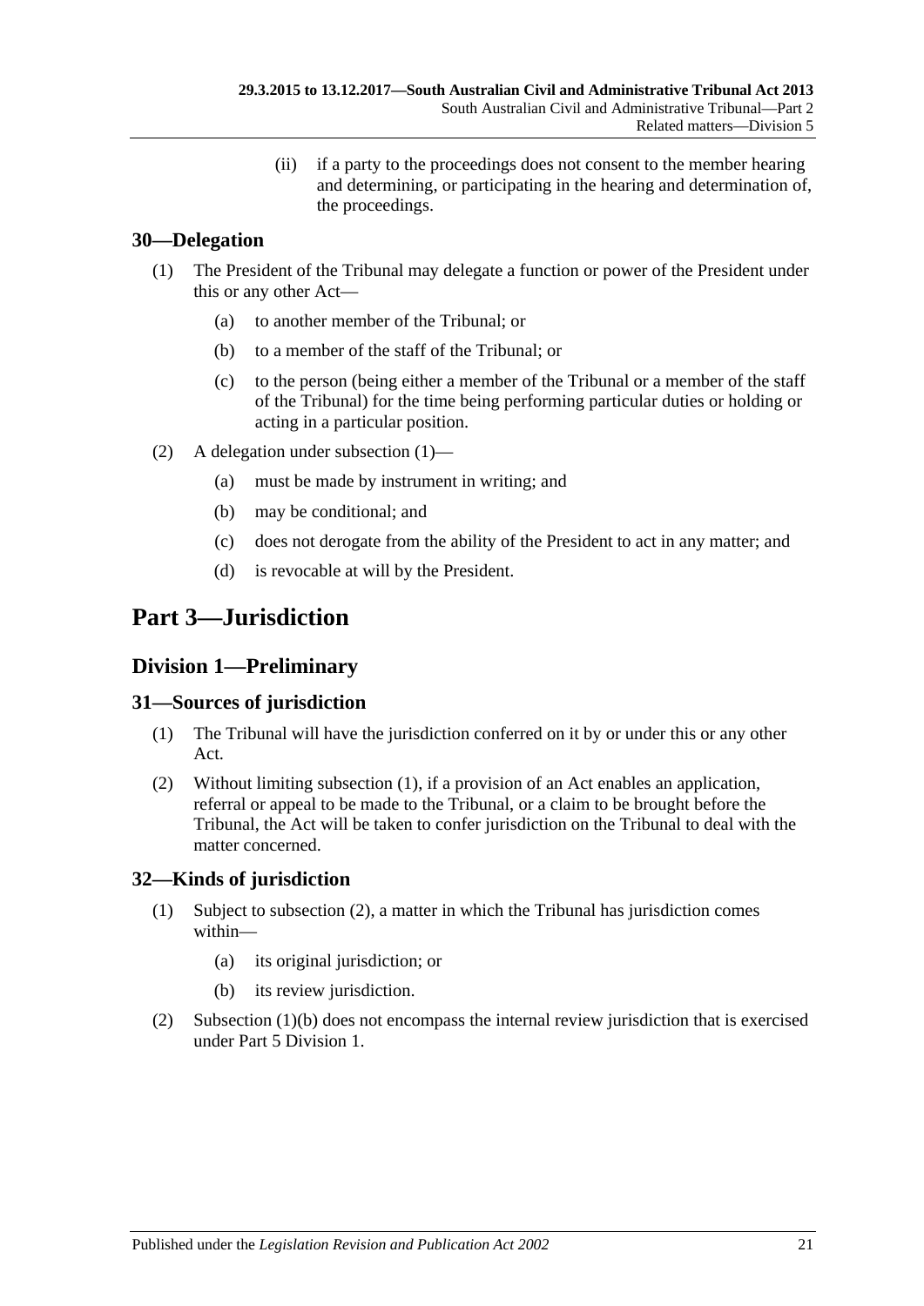(ii) if a party to the proceedings does not consent to the member hearing and determining, or participating in the hearing and determination of, the proceedings.

### 30—Delegation

(1) The President of the Tribunal may delegate a function or power of the President under this or any other Act—

(a) to another member of the Tribunal; or

(b) to a member of the staff of the Tribunal; or

(c) to the person (being either a member of the Tribunal or a member of the staff of the Tribunal) for the time being performing particular duties or holding or acting in a particular position.

(2) A delegation under subsection (1)—

(a) must be made by instrument in writing; and

(b) may be conditional; and

(c) does not derogate from the ability of the President to act in any matter; and

(d) is revocable at will by the President.

# Part 3—Jurisdiction

## Division 1—Preliminary

### 31—Sources of jurisdiction

(1) The Tribunal will have the jurisdiction conferred on it by or under this or any other Act.

(2) Without limiting subsection (1), if a provision of an Act enables an application, referral or appeal to be made to the Tribunal, or a claim to be brought before the Tribunal, the Act will be taken to confer jurisdiction on the Tribunal to deal with the matter concerned.

### 32—Kinds of jurisdiction

(1) Subject to subsection (2), a matter in which the Tribunal has jurisdiction comes within—

(a) its original jurisdiction; or

(b) its review jurisdiction.

(2) Subsection (1)(b) does not encompass the internal review jurisdiction that is exercised under Part 5 Division 1.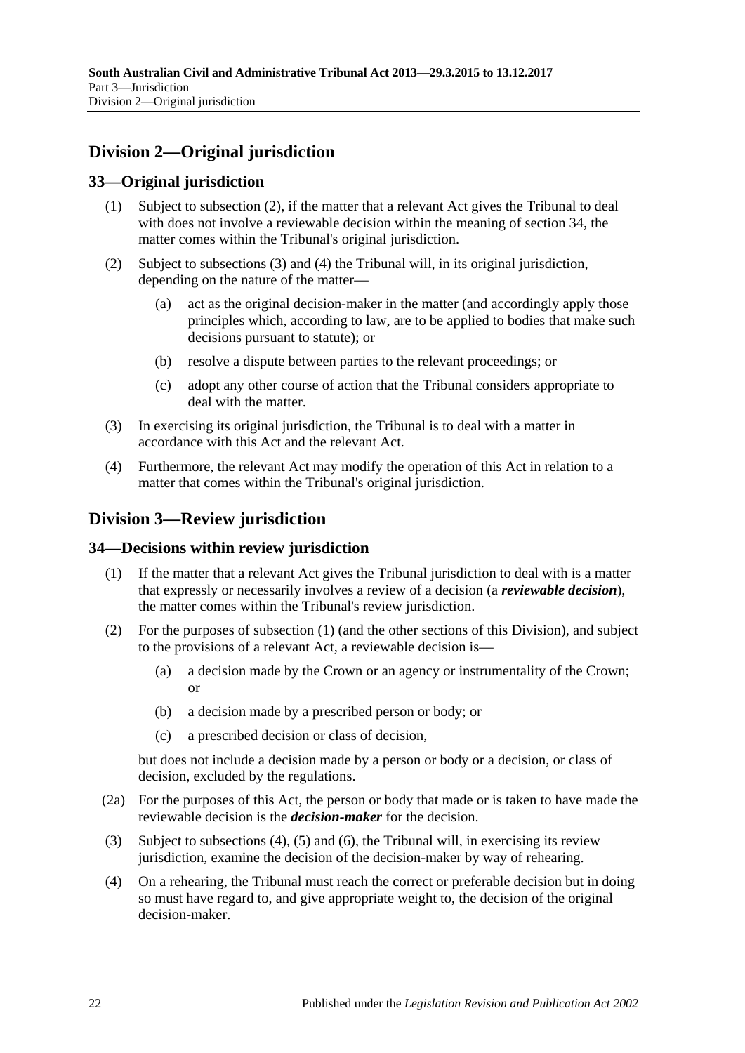## Division 2—Original jurisdiction

### 33—Original jurisdiction

(1) Subject to subsection (2), if the matter that a relevant Act gives the Tribunal to deal with does not involve a reviewable decision within the meaning of section 34, the matter comes within the Tribunal's original jurisdiction.

(2) Subject to subsections (3) and (4) the Tribunal will, in its original jurisdiction, depending on the nature of the matter—

(a) act as the original decision-maker in the matter (and accordingly apply those principles which, according to law, are to be applied to bodies that make such decisions pursuant to statute); or

(b) resolve a dispute between parties to the relevant proceedings; or

(c) adopt any other course of action that the Tribunal considers appropriate to deal with the matter.

(3) In exercising its original jurisdiction, the Tribunal is to deal with a matter in accordance with this Act and the relevant Act.

(4) Furthermore, the relevant Act may modify the operation of this Act in relation to a matter that comes within the Tribunal's original jurisdiction.

## Division 3—Review jurisdiction

### 34—Decisions within review jurisdiction

(1) If the matter that a relevant Act gives the Tribunal jurisdiction to deal with is a matter that expressly or necessarily involves a review of a decision (a ***reviewable decision***), the matter comes within the Tribunal's review jurisdiction.

(2) For the purposes of subsection (1) (and the other sections of this Division), and subject to the provisions of a relevant Act, a reviewable decision is—

(a) a decision made by the Crown or an agency or instrumentality of the Crown; or

(b) a decision made by a prescribed person or body; or

(c) a prescribed decision or class of decision,

but does not include a decision made by a person or body or a decision, or class of decision, excluded by the regulations.

(2a) For the purposes of this Act, the person or body that made or is taken to have made the reviewable decision is the ***decision-maker*** for the decision.

(3) Subject to subsections (4), (5) and (6), the Tribunal will, in exercising its review jurisdiction, examine the decision of the decision-maker by way of rehearing.

(4) On a rehearing, the Tribunal must reach the correct or preferable decision but in doing so must have regard to, and give appropriate weight to, the decision of the original decision-maker.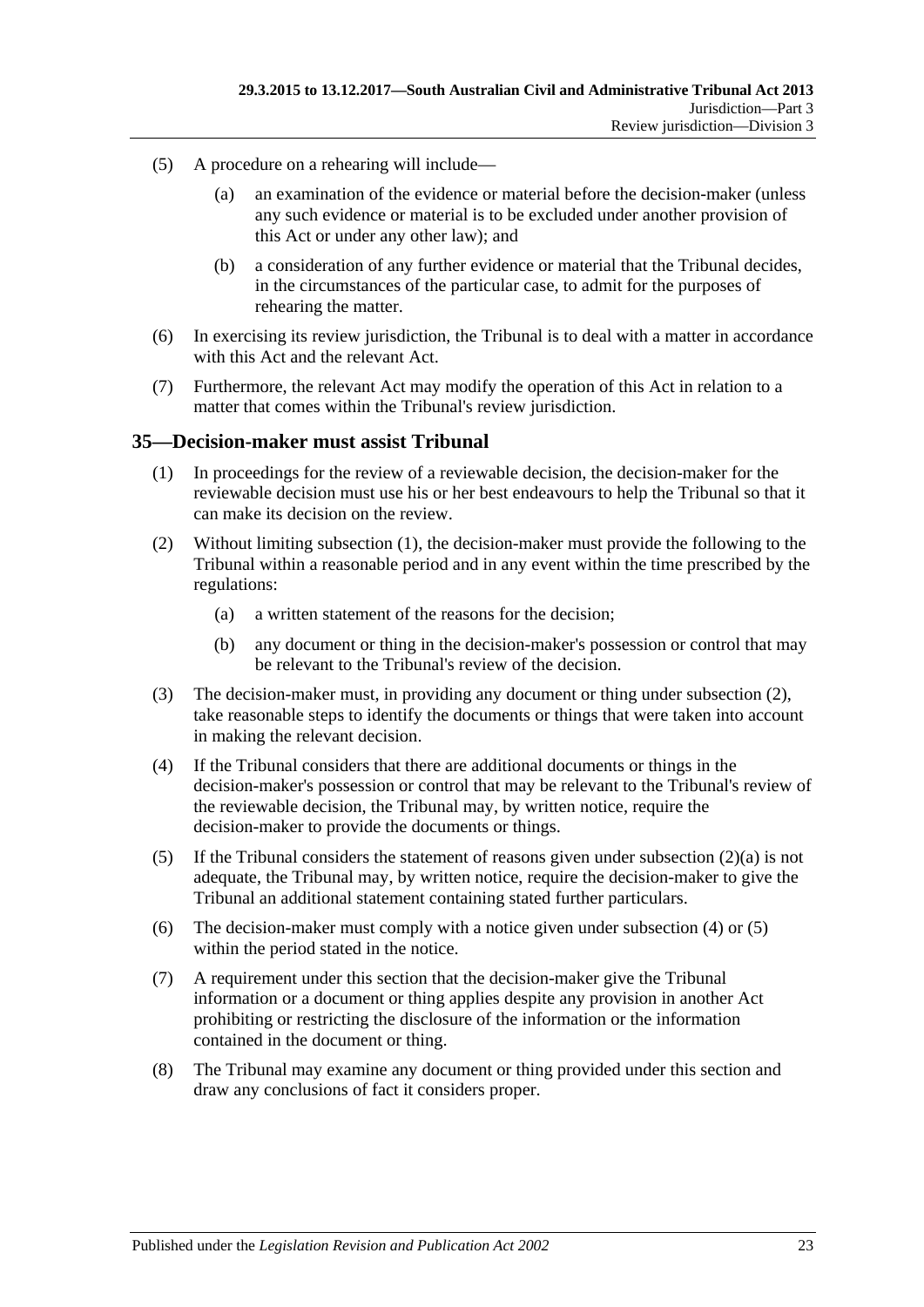(5) A procedure on a rehearing will include—

(a) an examination of the evidence or material before the decision-maker (unless any such evidence or material is to be excluded under another provision of this Act or under any other law); and

(b) a consideration of any further evidence or material that the Tribunal decides, in the circumstances of the particular case, to admit for the purposes of rehearing the matter.

(6) In exercising its review jurisdiction, the Tribunal is to deal with a matter in accordance with this Act and the relevant Act.

(7) Furthermore, the relevant Act may modify the operation of this Act in relation to a matter that comes within the Tribunal's review jurisdiction.

## 35—Decision-maker must assist Tribunal

(1) In proceedings for the review of a reviewable decision, the decision-maker for the reviewable decision must use his or her best endeavours to help the Tribunal so that it can make its decision on the review.

(2) Without limiting subsection (1), the decision-maker must provide the following to the Tribunal within a reasonable period and in any event within the time prescribed by the regulations:

(a) a written statement of the reasons for the decision;

(b) any document or thing in the decision-maker's possession or control that may be relevant to the Tribunal's review of the decision.

(3) The decision-maker must, in providing any document or thing under subsection (2), take reasonable steps to identify the documents or things that were taken into account in making the relevant decision.

(4) If the Tribunal considers that there are additional documents or things in the decision-maker's possession or control that may be relevant to the Tribunal's review of the reviewable decision, the Tribunal may, by written notice, require the decision-maker to provide the documents or things.

(5) If the Tribunal considers the statement of reasons given under subsection (2)(a) is not adequate, the Tribunal may, by written notice, require the decision-maker to give the Tribunal an additional statement containing stated further particulars.

(6) The decision-maker must comply with a notice given under subsection (4) or (5) within the period stated in the notice.

(7) A requirement under this section that the decision-maker give the Tribunal information or a document or thing applies despite any provision in another Act prohibiting or restricting the disclosure of the information or the information contained in the document or thing.

(8) The Tribunal may examine any document or thing provided under this section and draw any conclusions of fact it considers proper.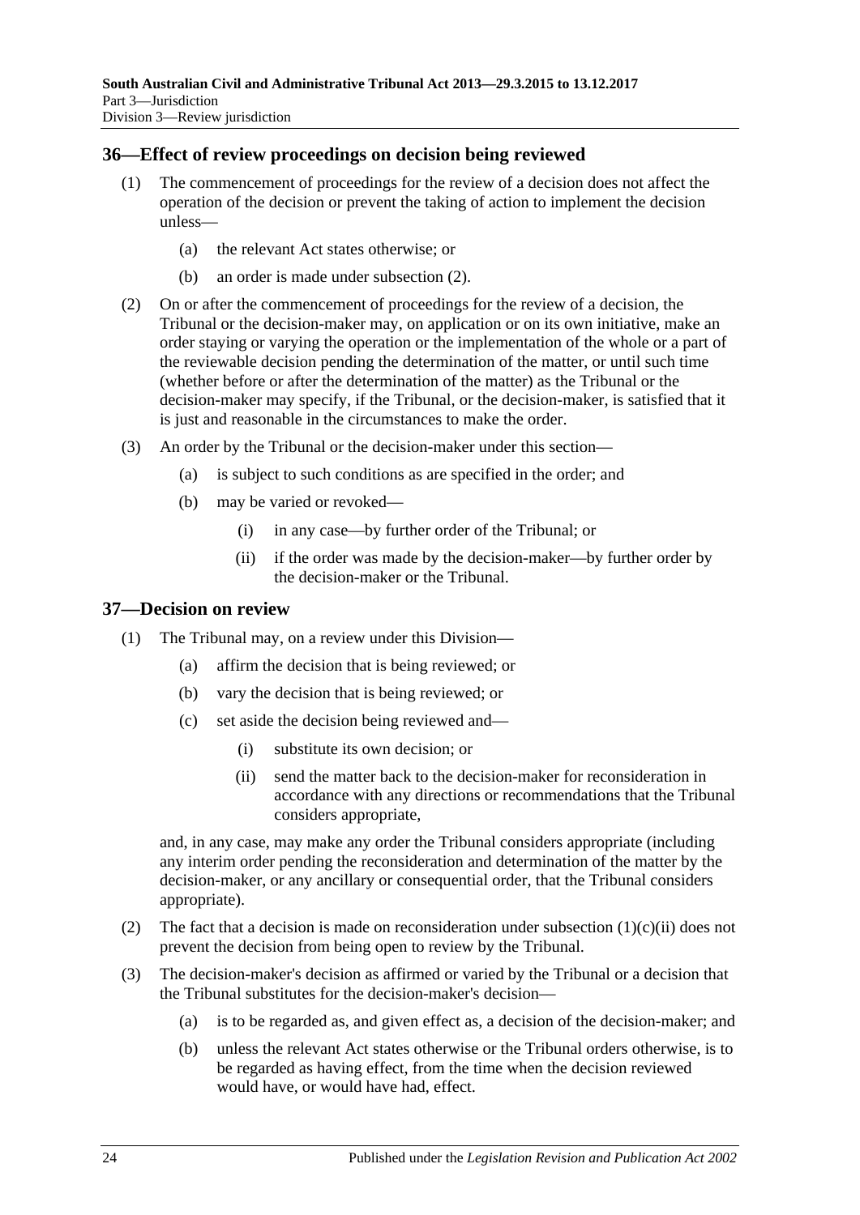## 36—Effect of review proceedings on decision being reviewed

(1) The commencement of proceedings for the review of a decision does not affect the operation of the decision or prevent the taking of action to implement the decision unless—

- (a) the relevant Act states otherwise; or
- (b) an order is made under subsection (2).

(2) On or after the commencement of proceedings for the review of a decision, the Tribunal or the decision-maker may, on application or on its own initiative, make an order staying or varying the operation or the implementation of the whole or a part of the reviewable decision pending the determination of the matter, or until such time (whether before or after the determination of the matter) as the Tribunal or the decision-maker may specify, if the Tribunal, or the decision-maker, is satisfied that it is just and reasonable in the circumstances to make the order.

(3) An order by the Tribunal or the decision-maker under this section—

- (a) is subject to such conditions as are specified in the order; and
- (b) may be varied or revoked—
  - (i) in any case—by further order of the Tribunal; or
  - (ii) if the order was made by the decision-maker—by further order by the decision-maker or the Tribunal.

## 37—Decision on review

(1) The Tribunal may, on a review under this Division—

- (a) affirm the decision that is being reviewed; or
- (b) vary the decision that is being reviewed; or
- (c) set aside the decision being reviewed and—
  - (i) substitute its own decision; or
  - (ii) send the matter back to the decision-maker for reconsideration in accordance with any directions or recommendations that the Tribunal considers appropriate,

and, in any case, may make any order the Tribunal considers appropriate (including any interim order pending the reconsideration and determination of the matter by the decision-maker, or any ancillary or consequential order, that the Tribunal considers appropriate).

(2) The fact that a decision is made on reconsideration under subsection (1)(c)(ii) does not prevent the decision from being open to review by the Tribunal.

(3) The decision-maker's decision as affirmed or varied by the Tribunal or a decision that the Tribunal substitutes for the decision-maker's decision—

- (a) is to be regarded as, and given effect as, a decision of the decision-maker; and
- (b) unless the relevant Act states otherwise or the Tribunal orders otherwise, is to be regarded as having effect, from the time when the decision reviewed would have, or would have had, effect.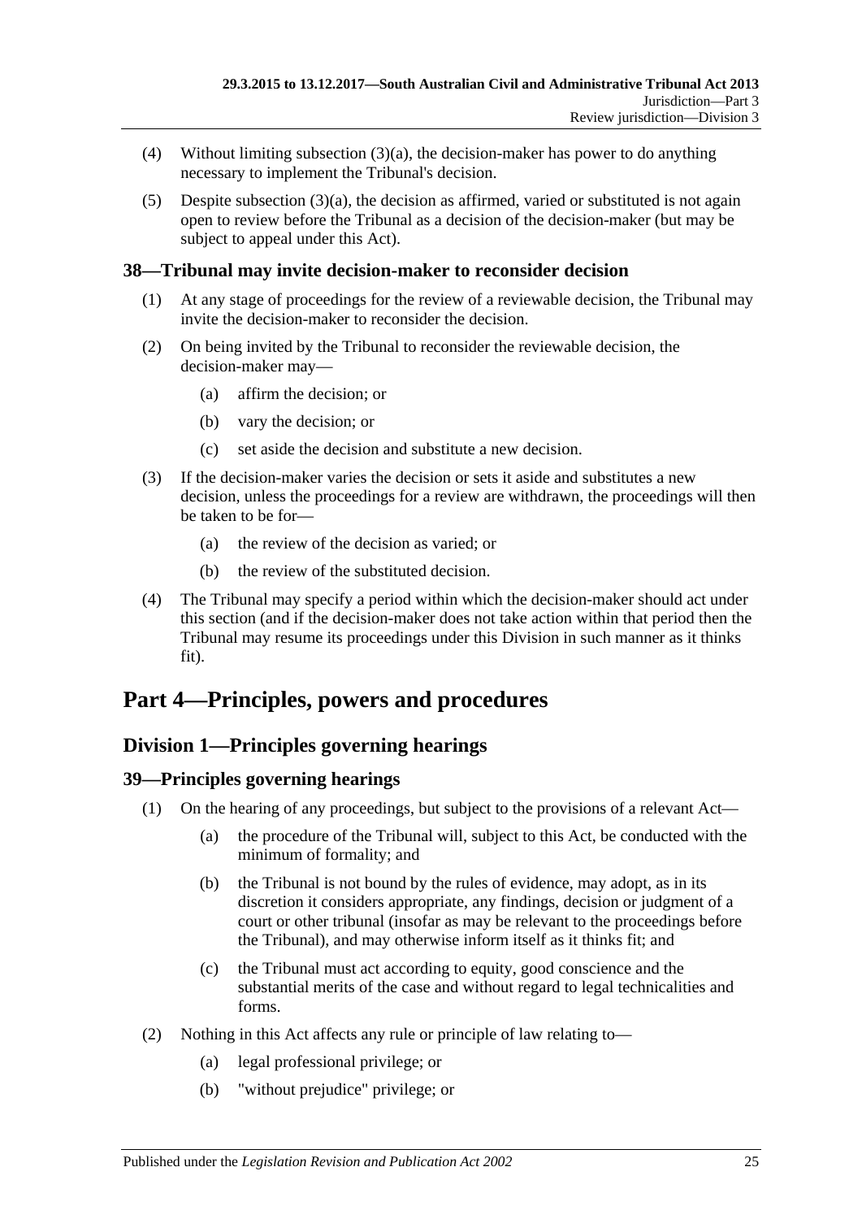(4) Without limiting subsection (3)(a), the decision-maker has power to do anything necessary to implement the Tribunal's decision.

(5) Despite subsection (3)(a), the decision as affirmed, varied or substituted is not again open to review before the Tribunal as a decision of the decision-maker (but may be subject to appeal under this Act).

### 38—Tribunal may invite decision-maker to reconsider decision

(1) At any stage of proceedings for the review of a reviewable decision, the Tribunal may invite the decision-maker to reconsider the decision.

(2) On being invited by the Tribunal to reconsider the reviewable decision, the decision-maker may—

- (a) affirm the decision; or
- (b) vary the decision; or
- (c) set aside the decision and substitute a new decision.

(3) If the decision-maker varies the decision or sets it aside and substitutes a new decision, unless the proceedings for a review are withdrawn, the proceedings will then be taken to be for—

- (a) the review of the decision as varied; or
- (b) the review of the substituted decision.

(4) The Tribunal may specify a period within which the decision-maker should act under this section (and if the decision-maker does not take action within that period then the Tribunal may resume its proceedings under this Division in such manner as it thinks fit).

# Part 4—Principles, powers and procedures

## Division 1—Principles governing hearings

### 39—Principles governing hearings

(1) On the hearing of any proceedings, but subject to the provisions of a relevant Act—

- (a) the procedure of the Tribunal will, subject to this Act, be conducted with the minimum of formality; and
- (b) the Tribunal is not bound by the rules of evidence, may adopt, as in its discretion it considers appropriate, any findings, decision or judgment of a court or other tribunal (insofar as may be relevant to the proceedings before the Tribunal), and may otherwise inform itself as it thinks fit; and
- (c) the Tribunal must act according to equity, good conscience and the substantial merits of the case and without regard to legal technicalities and forms.

(2) Nothing in this Act affects any rule or principle of law relating to—

- (a) legal professional privilege; or
- (b) "without prejudice" privilege; or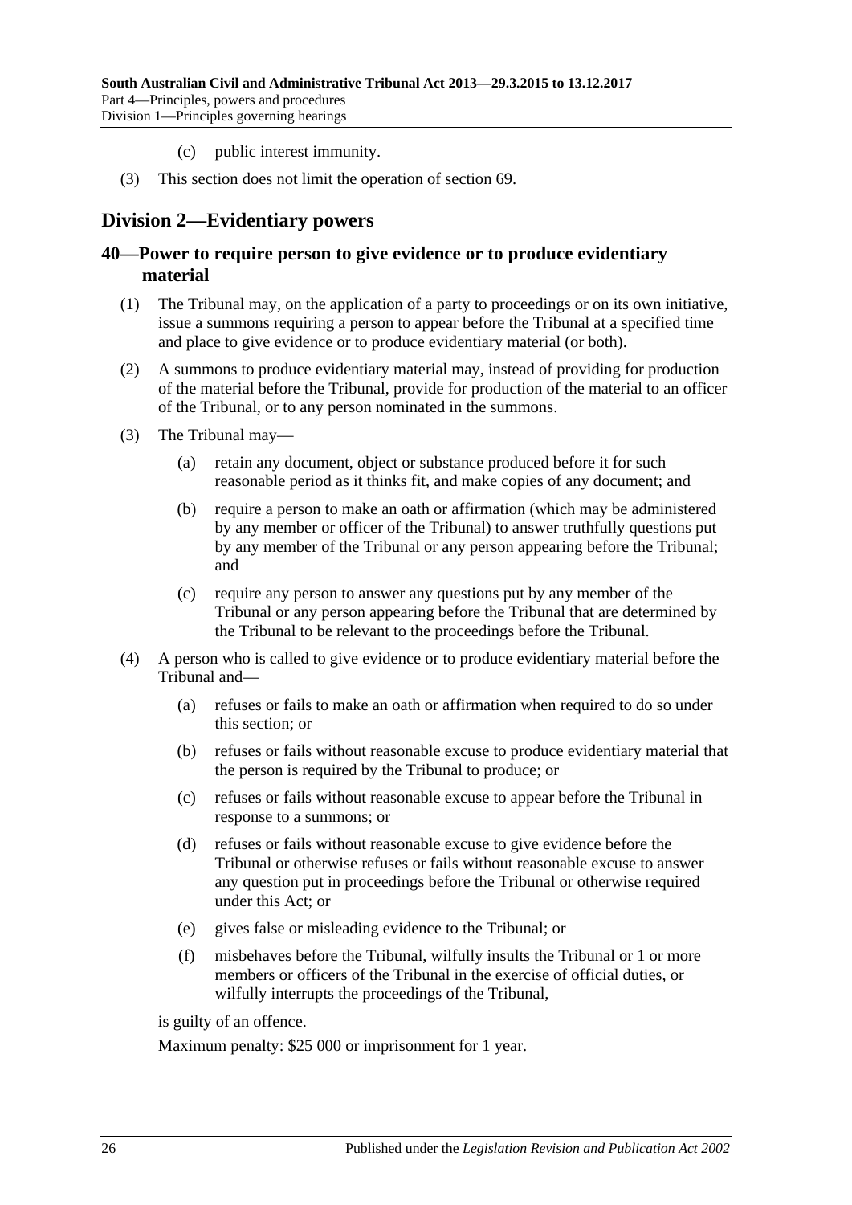(c) public interest immunity.

(3) This section does not limit the operation of section 69.

## Division 2—Evidentiary powers

### 40—Power to require person to give evidence or to produce evidentiary material

(1) The Tribunal may, on the application of a party to proceedings or on its own initiative, issue a summons requiring a person to appear before the Tribunal at a specified time and place to give evidence or to produce evidentiary material (or both).

(2) A summons to produce evidentiary material may, instead of providing for production of the material before the Tribunal, provide for production of the material to an officer of the Tribunal, or to any person nominated in the summons.

(3) The Tribunal may—

(a) retain any document, object or substance produced before it for such reasonable period as it thinks fit, and make copies of any document; and

(b) require a person to make an oath or affirmation (which may be administered by any member or officer of the Tribunal) to answer truthfully questions put by any member of the Tribunal or any person appearing before the Tribunal; and

(c) require any person to answer any questions put by any member of the Tribunal or any person appearing before the Tribunal that are determined by the Tribunal to be relevant to the proceedings before the Tribunal.

(4) A person who is called to give evidence or to produce evidentiary material before the Tribunal and—

(a) refuses or fails to make an oath or affirmation when required to do so under this section; or

(b) refuses or fails without reasonable excuse to produce evidentiary material that the person is required by the Tribunal to produce; or

(c) refuses or fails without reasonable excuse to appear before the Tribunal in response to a summons; or

(d) refuses or fails without reasonable excuse to give evidence before the Tribunal or otherwise refuses or fails without reasonable excuse to answer any question put in proceedings before the Tribunal or otherwise required under this Act; or

(e) gives false or misleading evidence to the Tribunal; or

(f) misbehaves before the Tribunal, wilfully insults the Tribunal or 1 or more members or officers of the Tribunal in the exercise of official duties, or wilfully interrupts the proceedings of the Tribunal,

is guilty of an offence.

Maximum penalty: $25 000 or imprisonment for 1 year.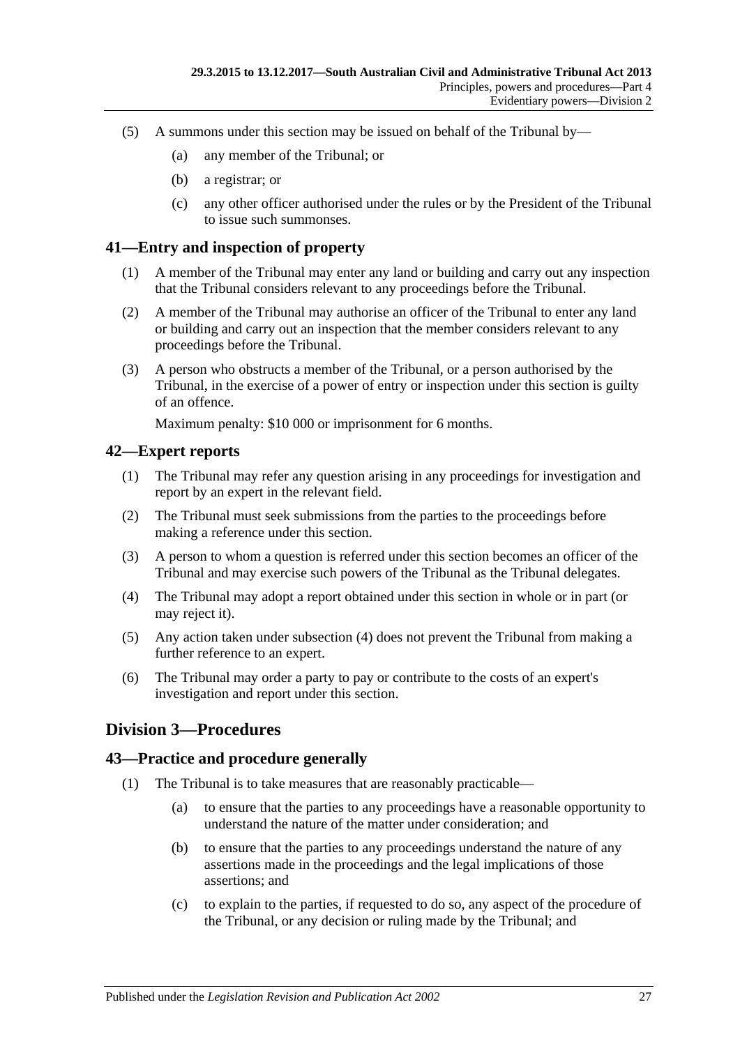(5) A summons under this section may be issued on behalf of the Tribunal by—

(a) any member of the Tribunal; or

(b) a registrar; or

(c) any other officer authorised under the rules or by the President of the Tribunal to issue such summonses.

## 41—Entry and inspection of property

(1) A member of the Tribunal may enter any land or building and carry out any inspection that the Tribunal considers relevant to any proceedings before the Tribunal.

(2) A member of the Tribunal may authorise an officer of the Tribunal to enter any land or building and carry out an inspection that the member considers relevant to any proceedings before the Tribunal.

(3) A person who obstructs a member of the Tribunal, or a person authorised by the Tribunal, in the exercise of a power of entry or inspection under this section is guilty of an offence.

Maximum penalty: $10 000 or imprisonment for 6 months.

## 42—Expert reports

(1) The Tribunal may refer any question arising in any proceedings for investigation and report by an expert in the relevant field.

(2) The Tribunal must seek submissions from the parties to the proceedings before making a reference under this section.

(3) A person to whom a question is referred under this section becomes an officer of the Tribunal and may exercise such powers of the Tribunal as the Tribunal delegates.

(4) The Tribunal may adopt a report obtained under this section in whole or in part (or may reject it).

(5) Any action taken under subsection (4) does not prevent the Tribunal from making a further reference to an expert.

(6) The Tribunal may order a party to pay or contribute to the costs of an expert's investigation and report under this section.

# Division 3—Procedures

## 43—Practice and procedure generally

(1) The Tribunal is to take measures that are reasonably practicable—

(a) to ensure that the parties to any proceedings have a reasonable opportunity to understand the nature of the matter under consideration; and

(b) to ensure that the parties to any proceedings understand the nature of any assertions made in the proceedings and the legal implications of those assertions; and

(c) to explain to the parties, if requested to do so, any aspect of the procedure of the Tribunal, or any decision or ruling made by the Tribunal; and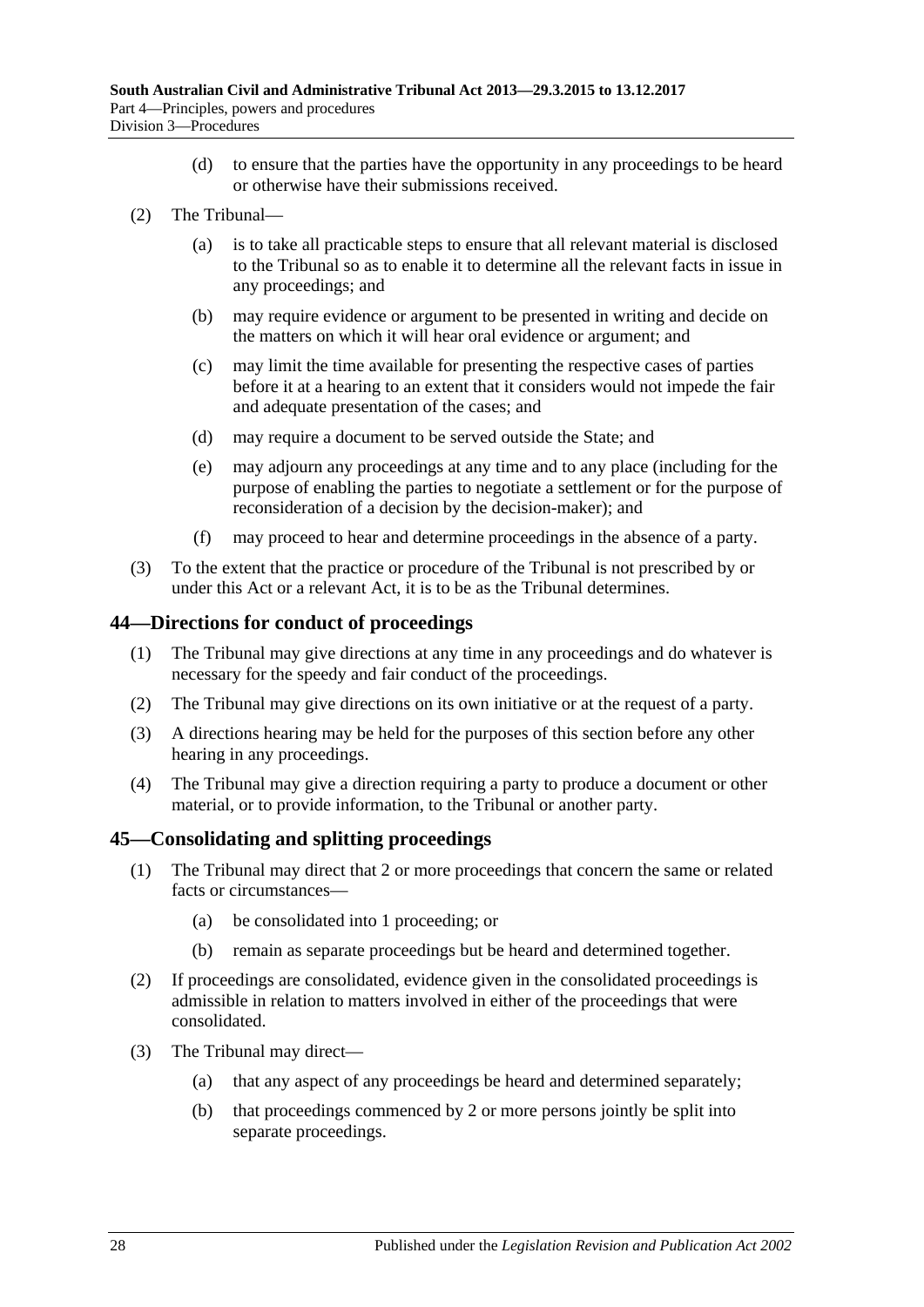(d) to ensure that the parties have the opportunity in any proceedings to be heard or otherwise have their submissions received.

(2) The Tribunal—

(a) is to take all practicable steps to ensure that all relevant material is disclosed to the Tribunal so as to enable it to determine all the relevant facts in issue in any proceedings; and

(b) may require evidence or argument to be presented in writing and decide on the matters on which it will hear oral evidence or argument; and

(c) may limit the time available for presenting the respective cases of parties before it at a hearing to an extent that it considers would not impede the fair and adequate presentation of the cases; and

(d) may require a document to be served outside the State; and

(e) may adjourn any proceedings at any time and to any place (including for the purpose of enabling the parties to negotiate a settlement or for the purpose of reconsideration of a decision by the decision-maker); and

(f) may proceed to hear and determine proceedings in the absence of a party.

(3) To the extent that the practice or procedure of the Tribunal is not prescribed by or under this Act or a relevant Act, it is to be as the Tribunal determines.

## 44—Directions for conduct of proceedings

(1) The Tribunal may give directions at any time in any proceedings and do whatever is necessary for the speedy and fair conduct of the proceedings.

(2) The Tribunal may give directions on its own initiative or at the request of a party.

(3) A directions hearing may be held for the purposes of this section before any other hearing in any proceedings.

(4) The Tribunal may give a direction requiring a party to produce a document or other material, or to provide information, to the Tribunal or another party.

## 45—Consolidating and splitting proceedings

(1) The Tribunal may direct that 2 or more proceedings that concern the same or related facts or circumstances—

(a) be consolidated into 1 proceeding; or

(b) remain as separate proceedings but be heard and determined together.

(2) If proceedings are consolidated, evidence given in the consolidated proceedings is admissible in relation to matters involved in either of the proceedings that were consolidated.

(3) The Tribunal may direct—

(a) that any aspect of any proceedings be heard and determined separately;

(b) that proceedings commenced by 2 or more persons jointly be split into separate proceedings.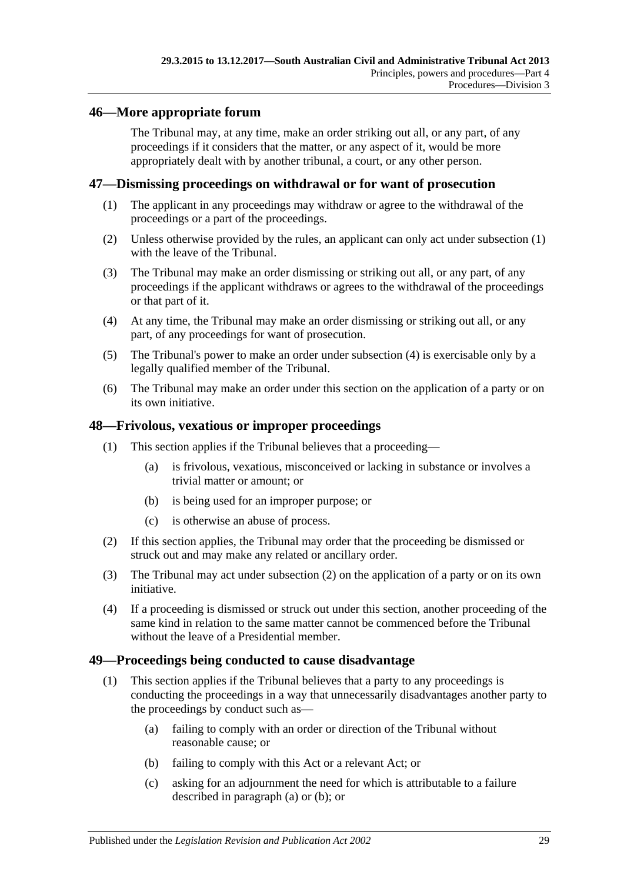## 46—More appropriate forum

The Tribunal may, at any time, make an order striking out all, or any part, of any proceedings if it considers that the matter, or any aspect of it, would be more appropriately dealt with by another tribunal, a court, or any other person.

## 47—Dismissing proceedings on withdrawal or for want of prosecution

(1) The applicant in any proceedings may withdraw or agree to the withdrawal of the proceedings or a part of the proceedings.

(2) Unless otherwise provided by the rules, an applicant can only act under subsection (1) with the leave of the Tribunal.

(3) The Tribunal may make an order dismissing or striking out all, or any part, of any proceedings if the applicant withdraws or agrees to the withdrawal of the proceedings or that part of it.

(4) At any time, the Tribunal may make an order dismissing or striking out all, or any part, of any proceedings for want of prosecution.

(5) The Tribunal's power to make an order under subsection (4) is exercisable only by a legally qualified member of the Tribunal.

(6) The Tribunal may make an order under this section on the application of a party or on its own initiative.

## 48—Frivolous, vexatious or improper proceedings

(1) This section applies if the Tribunal believes that a proceeding—

(a) is frivolous, vexatious, misconceived or lacking in substance or involves a trivial matter or amount; or

(b) is being used for an improper purpose; or

(c) is otherwise an abuse of process.

(2) If this section applies, the Tribunal may order that the proceeding be dismissed or struck out and may make any related or ancillary order.

(3) The Tribunal may act under subsection (2) on the application of a party or on its own initiative.

(4) If a proceeding is dismissed or struck out under this section, another proceeding of the same kind in relation to the same matter cannot be commenced before the Tribunal without the leave of a Presidential member.

## 49—Proceedings being conducted to cause disadvantage

(1) This section applies if the Tribunal believes that a party to any proceedings is conducting the proceedings in a way that unnecessarily disadvantages another party to the proceedings by conduct such as—

(a) failing to comply with an order or direction of the Tribunal without reasonable cause; or

(b) failing to comply with this Act or a relevant Act; or

(c) asking for an adjournment the need for which is attributable to a failure described in paragraph (a) or (b); or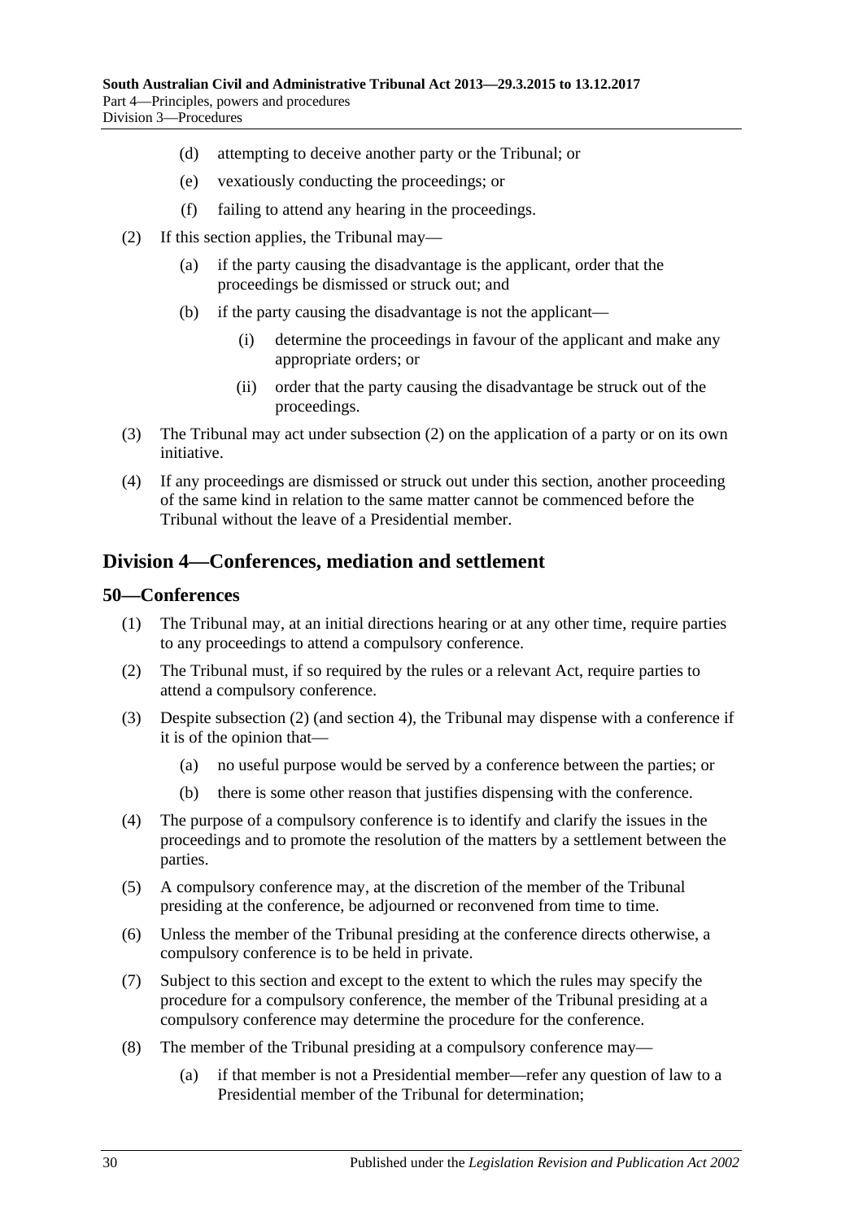(d) attempting to deceive another party or the Tribunal; or

(e) vexatiously conducting the proceedings; or

(f) failing to attend any hearing in the proceedings.

(2) If this section applies, the Tribunal may—

(a) if the party causing the disadvantage is the applicant, order that the proceedings be dismissed or struck out; and

(b) if the party causing the disadvantage is not the applicant—

(i) determine the proceedings in favour of the applicant and make any appropriate orders; or

(ii) order that the party causing the disadvantage be struck out of the proceedings.

(3) The Tribunal may act under subsection (2) on the application of a party or on its own initiative.

(4) If any proceedings are dismissed or struck out under this section, another proceeding of the same kind in relation to the same matter cannot be commenced before the Tribunal without the leave of a Presidential member.

## Division 4—Conferences, mediation and settlement

### 50—Conferences

(1) The Tribunal may, at an initial directions hearing or at any other time, require parties to any proceedings to attend a compulsory conference.

(2) The Tribunal must, if so required by the rules or a relevant Act, require parties to attend a compulsory conference.

(3) Despite subsection (2) (and section 4), the Tribunal may dispense with a conference if it is of the opinion that—

(a) no useful purpose would be served by a conference between the parties; or

(b) there is some other reason that justifies dispensing with the conference.

(4) The purpose of a compulsory conference is to identify and clarify the issues in the proceedings and to promote the resolution of the matters by a settlement between the parties.

(5) A compulsory conference may, at the discretion of the member of the Tribunal presiding at the conference, be adjourned or reconvened from time to time.

(6) Unless the member of the Tribunal presiding at the conference directs otherwise, a compulsory conference is to be held in private.

(7) Subject to this section and except to the extent to which the rules may specify the procedure for a compulsory conference, the member of the Tribunal presiding at a compulsory conference may determine the procedure for the conference.

(8) The member of the Tribunal presiding at a compulsory conference may—

(a) if that member is not a Presidential member—refer any question of law to a Presidential member of the Tribunal for determination;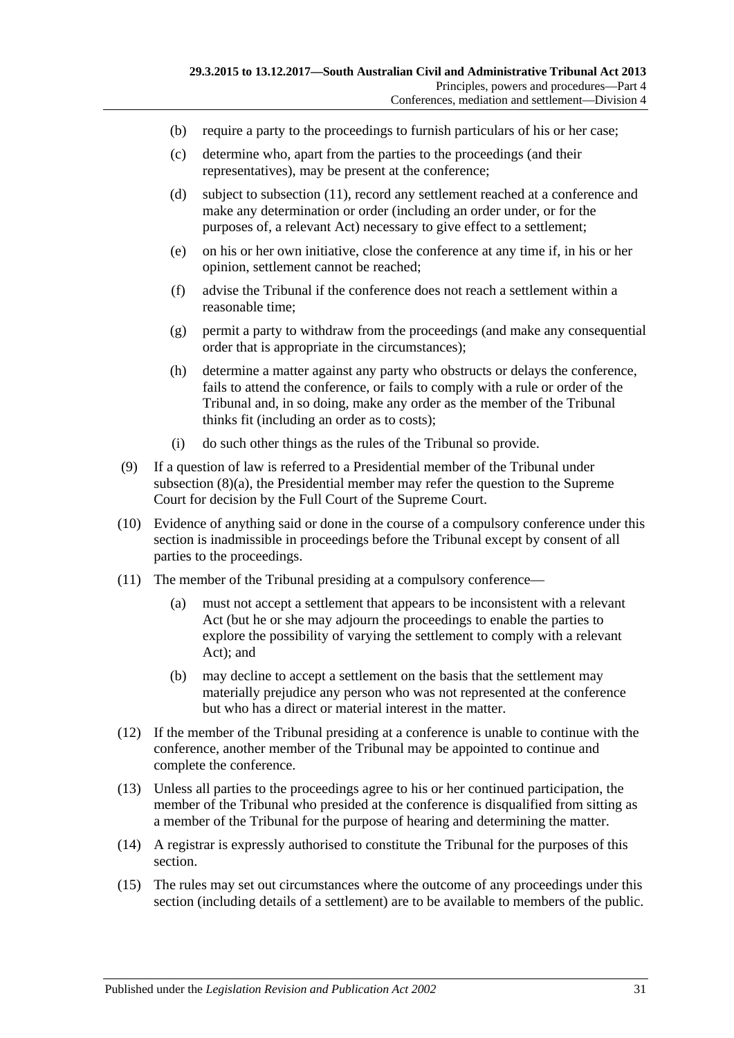(b) require a party to the proceedings to furnish particulars of his or her case;

(c) determine who, apart from the parties to the proceedings (and their representatives), may be present at the conference;

(d) subject to subsection (11), record any settlement reached at a conference and make any determination or order (including an order under, or for the purposes of, a relevant Act) necessary to give effect to a settlement;

(e) on his or her own initiative, close the conference at any time if, in his or her opinion, settlement cannot be reached;

(f) advise the Tribunal if the conference does not reach a settlement within a reasonable time;

(g) permit a party to withdraw from the proceedings (and make any consequential order that is appropriate in the circumstances);

(h) determine a matter against any party who obstructs or delays the conference, fails to attend the conference, or fails to comply with a rule or order of the Tribunal and, in so doing, make any order as the member of the Tribunal thinks fit (including an order as to costs);

(i) do such other things as the rules of the Tribunal so provide.

(9) If a question of law is referred to a Presidential member of the Tribunal under subsection (8)(a), the Presidential member may refer the question to the Supreme Court for decision by the Full Court of the Supreme Court.

(10) Evidence of anything said or done in the course of a compulsory conference under this section is inadmissible in proceedings before the Tribunal except by consent of all parties to the proceedings.

(11) The member of the Tribunal presiding at a compulsory conference—

(a) must not accept a settlement that appears to be inconsistent with a relevant Act (but he or she may adjourn the proceedings to enable the parties to explore the possibility of varying the settlement to comply with a relevant Act); and

(b) may decline to accept a settlement on the basis that the settlement may materially prejudice any person who was not represented at the conference but who has a direct or material interest in the matter.

(12) If the member of the Tribunal presiding at a conference is unable to continue with the conference, another member of the Tribunal may be appointed to continue and complete the conference.

(13) Unless all parties to the proceedings agree to his or her continued participation, the member of the Tribunal who presided at the conference is disqualified from sitting as a member of the Tribunal for the purpose of hearing and determining the matter.

(14) A registrar is expressly authorised to constitute the Tribunal for the purposes of this section.

(15) The rules may set out circumstances where the outcome of any proceedings under this section (including details of a settlement) are to be available to members of the public.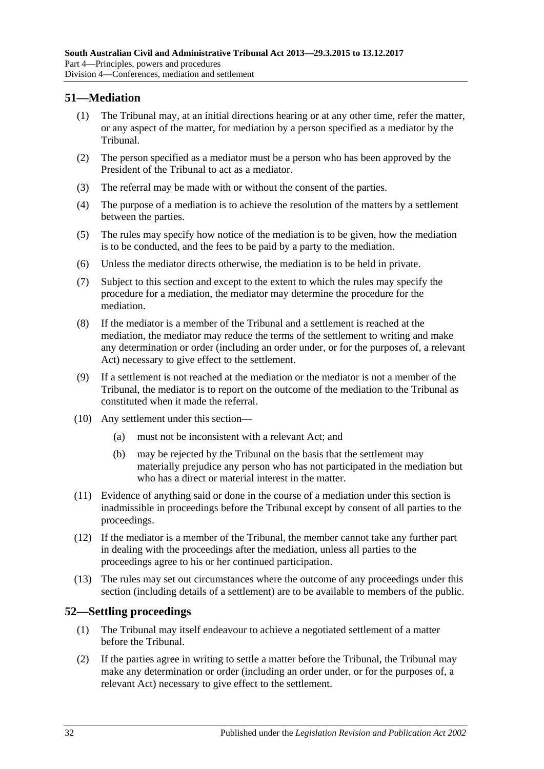## 51—Mediation

(1) The Tribunal may, at an initial directions hearing or at any other time, refer the matter, or any aspect of the matter, for mediation by a person specified as a mediator by the Tribunal.

(2) The person specified as a mediator must be a person who has been approved by the President of the Tribunal to act as a mediator.

(3) The referral may be made with or without the consent of the parties.

(4) The purpose of a mediation is to achieve the resolution of the matters by a settlement between the parties.

(5) The rules may specify how notice of the mediation is to be given, how the mediation is to be conducted, and the fees to be paid by a party to the mediation.

(6) Unless the mediator directs otherwise, the mediation is to be held in private.

(7) Subject to this section and except to the extent to which the rules may specify the procedure for a mediation, the mediator may determine the procedure for the mediation.

(8) If the mediator is a member of the Tribunal and a settlement is reached at the mediation, the mediator may reduce the terms of the settlement to writing and make any determination or order (including an order under, or for the purposes of, a relevant Act) necessary to give effect to the settlement.

(9) If a settlement is not reached at the mediation or the mediator is not a member of the Tribunal, the mediator is to report on the outcome of the mediation to the Tribunal as constituted when it made the referral.

(10) Any settlement under this section—

(a) must not be inconsistent with a relevant Act; and

(b) may be rejected by the Tribunal on the basis that the settlement may materially prejudice any person who has not participated in the mediation but who has a direct or material interest in the matter.

(11) Evidence of anything said or done in the course of a mediation under this section is inadmissible in proceedings before the Tribunal except by consent of all parties to the proceedings.

(12) If the mediator is a member of the Tribunal, the member cannot take any further part in dealing with the proceedings after the mediation, unless all parties to the proceedings agree to his or her continued participation.

(13) The rules may set out circumstances where the outcome of any proceedings under this section (including details of a settlement) are to be available to members of the public.

## 52—Settling proceedings

(1) The Tribunal may itself endeavour to achieve a negotiated settlement of a matter before the Tribunal.

(2) If the parties agree in writing to settle a matter before the Tribunal, the Tribunal may make any determination or order (including an order under, or for the purposes of, a relevant Act) necessary to give effect to the settlement.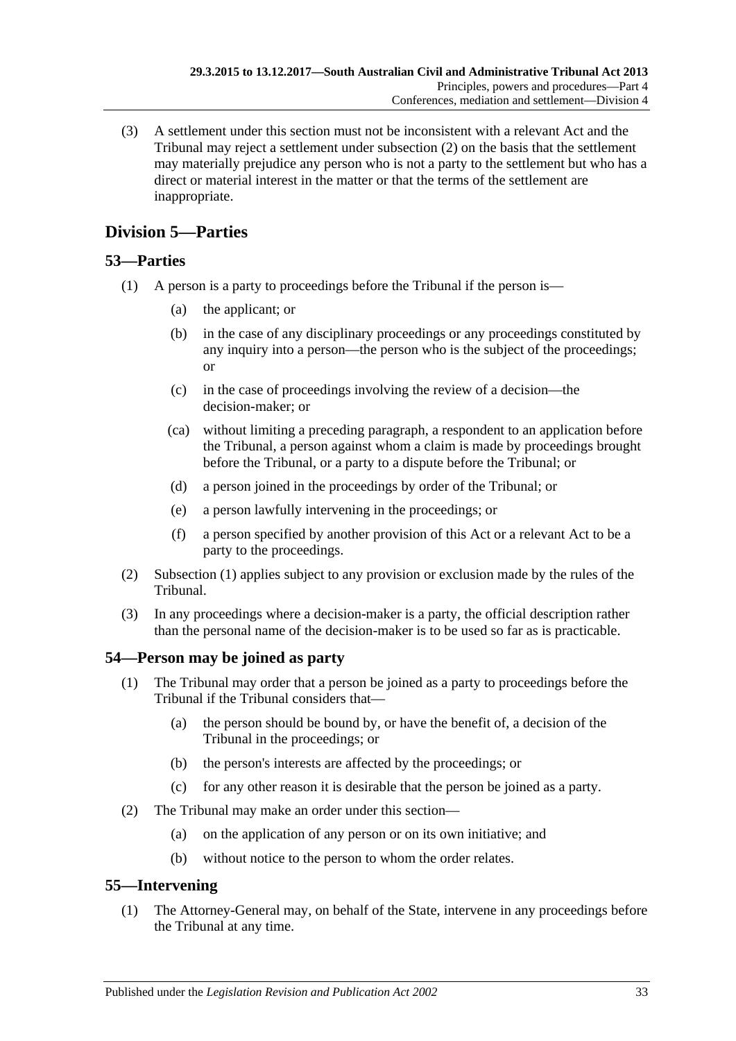(3) A settlement under this section must not be inconsistent with a relevant Act and the Tribunal may reject a settlement under subsection (2) on the basis that the settlement may materially prejudice any person who is not a party to the settlement but who has a direct or material interest in the matter or that the terms of the settlement are inappropriate.

## Division 5—Parties

### 53—Parties

(1) A person is a party to proceedings before the Tribunal if the person is—

(a) the applicant; or

(b) in the case of any disciplinary proceedings or any proceedings constituted by any inquiry into a person—the person who is the subject of the proceedings; or

(c) in the case of proceedings involving the review of a decision—the decision-maker; or

(ca) without limiting a preceding paragraph, a respondent to an application before the Tribunal, a person against whom a claim is made by proceedings brought before the Tribunal, or a party to a dispute before the Tribunal; or

(d) a person joined in the proceedings by order of the Tribunal; or

(e) a person lawfully intervening in the proceedings; or

(f) a person specified by another provision of this Act or a relevant Act to be a party to the proceedings.

(2) Subsection (1) applies subject to any provision or exclusion made by the rules of the Tribunal.

(3) In any proceedings where a decision-maker is a party, the official description rather than the personal name of the decision-maker is to be used so far as is practicable.

### 54—Person may be joined as party

(1) The Tribunal may order that a person be joined as a party to proceedings before the Tribunal if the Tribunal considers that—

(a) the person should be bound by, or have the benefit of, a decision of the Tribunal in the proceedings; or

(b) the person's interests are affected by the proceedings; or

(c) for any other reason it is desirable that the person be joined as a party.

(2) The Tribunal may make an order under this section—

(a) on the application of any person or on its own initiative; and

(b) without notice to the person to whom the order relates.

### 55—Intervening

(1) The Attorney-General may, on behalf of the State, intervene in any proceedings before the Tribunal at any time.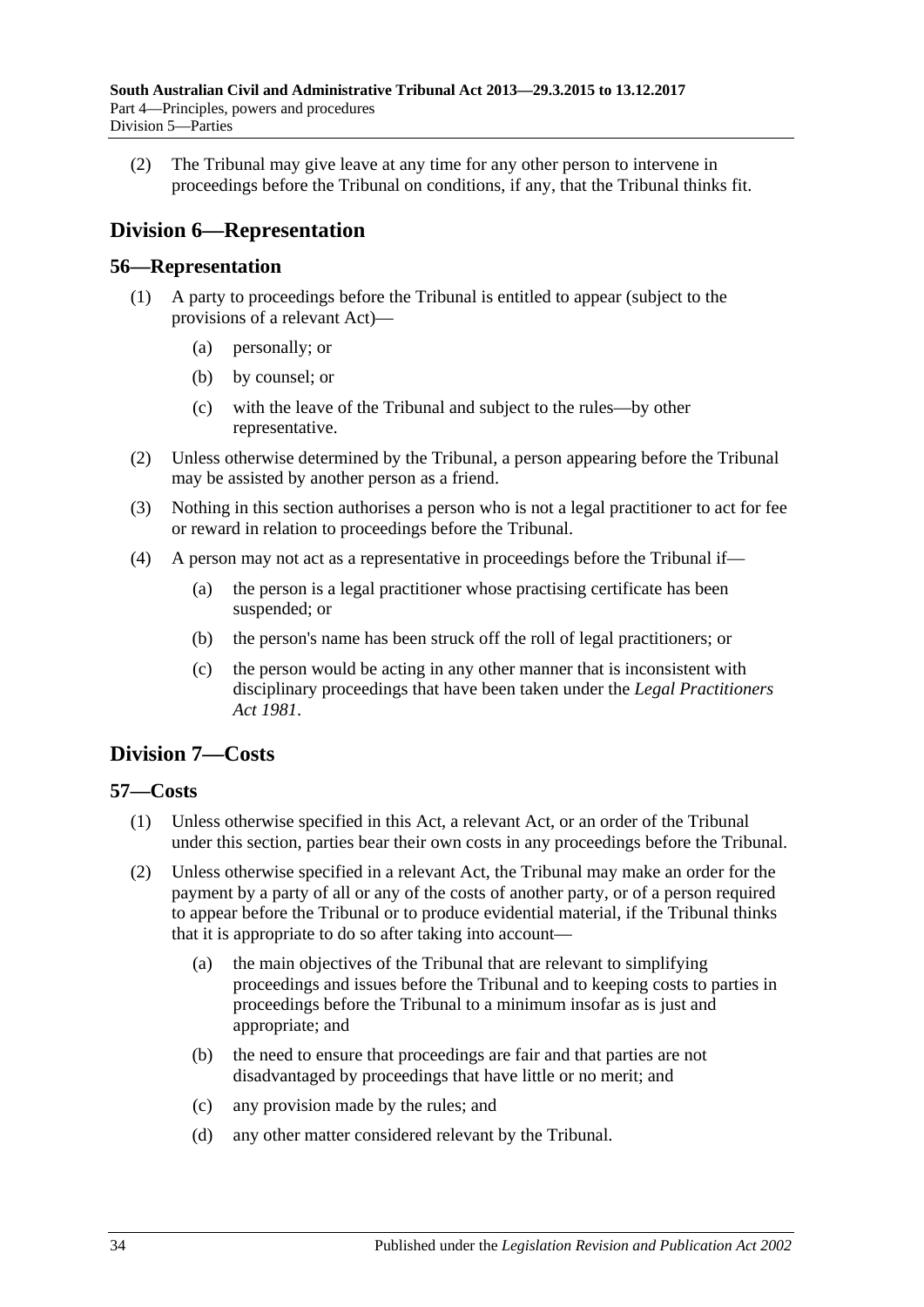(2) The Tribunal may give leave at any time for any other person to intervene in proceedings before the Tribunal on conditions, if any, that the Tribunal thinks fit.

## Division 6—Representation

### 56—Representation

(1) A party to proceedings before the Tribunal is entitled to appear (subject to the provisions of a relevant Act)—

(a) personally; or

(b) by counsel; or

(c) with the leave of the Tribunal and subject to the rules—by other representative.

(2) Unless otherwise determined by the Tribunal, a person appearing before the Tribunal may be assisted by another person as a friend.

(3) Nothing in this section authorises a person who is not a legal practitioner to act for fee or reward in relation to proceedings before the Tribunal.

(4) A person may not act as a representative in proceedings before the Tribunal if—

(a) the person is a legal practitioner whose practising certificate has been suspended; or

(b) the person's name has been struck off the roll of legal practitioners; or

(c) the person would be acting in any other manner that is inconsistent with disciplinary proceedings that have been taken under the *Legal Practitioners Act 1981*.

## Division 7—Costs

### 57—Costs

(1) Unless otherwise specified in this Act, a relevant Act, or an order of the Tribunal under this section, parties bear their own costs in any proceedings before the Tribunal.

(2) Unless otherwise specified in a relevant Act, the Tribunal may make an order for the payment by a party of all or any of the costs of another party, or of a person required to appear before the Tribunal or to produce evidential material, if the Tribunal thinks that it is appropriate to do so after taking into account—

(a) the main objectives of the Tribunal that are relevant to simplifying proceedings and issues before the Tribunal and to keeping costs to parties in proceedings before the Tribunal to a minimum insofar as is just and appropriate; and

(b) the need to ensure that proceedings are fair and that parties are not disadvantaged by proceedings that have little or no merit; and

(c) any provision made by the rules; and

(d) any other matter considered relevant by the Tribunal.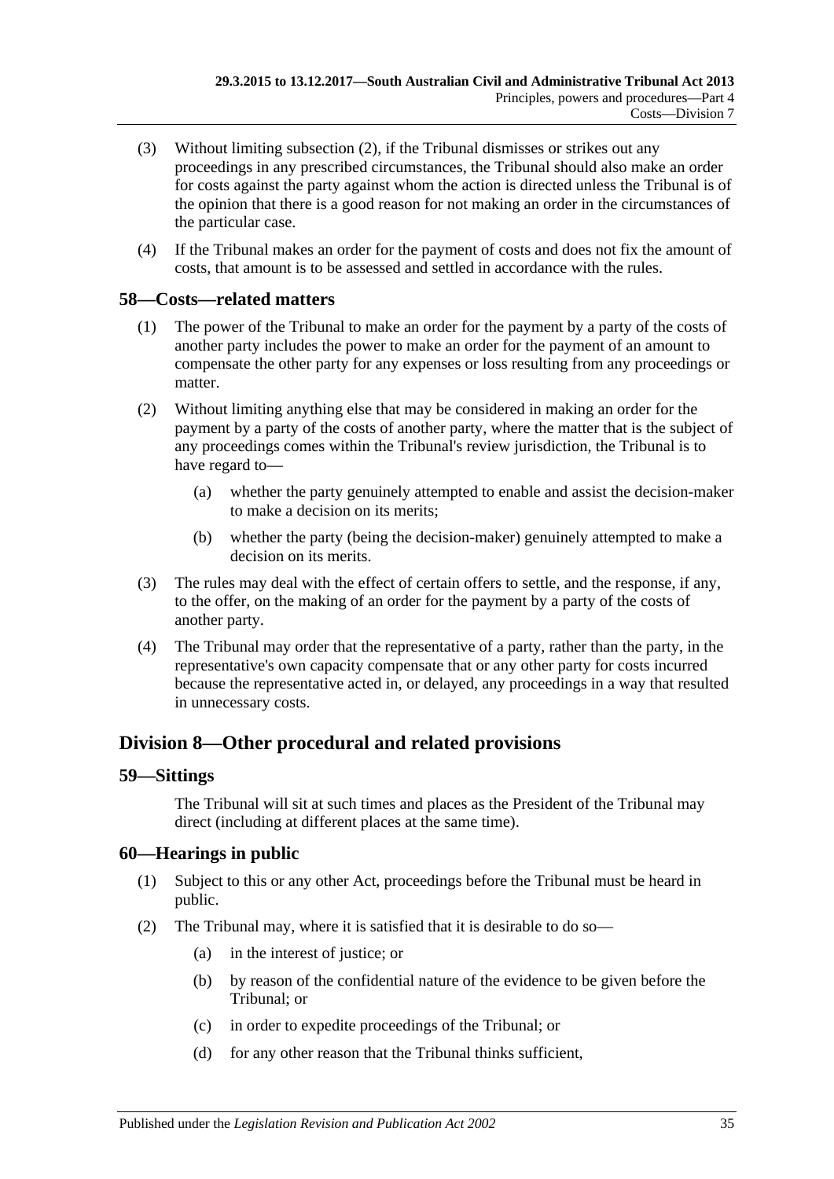(3) Without limiting subsection (2), if the Tribunal dismisses or strikes out any proceedings in any prescribed circumstances, the Tribunal should also make an order for costs against the party against whom the action is directed unless the Tribunal is of the opinion that there is a good reason for not making an order in the circumstances of the particular case.

(4) If the Tribunal makes an order for the payment of costs and does not fix the amount of costs, that amount is to be assessed and settled in accordance with the rules.

## 58—Costs—related matters

(1) The power of the Tribunal to make an order for the payment by a party of the costs of another party includes the power to make an order for the payment of an amount to compensate the other party for any expenses or loss resulting from any proceedings or matter.

(2) Without limiting anything else that may be considered in making an order for the payment by a party of the costs of another party, where the matter that is the subject of any proceedings comes within the Tribunal's review jurisdiction, the Tribunal is to have regard to—

(a) whether the party genuinely attempted to enable and assist the decision-maker to make a decision on its merits;

(b) whether the party (being the decision-maker) genuinely attempted to make a decision on its merits.

(3) The rules may deal with the effect of certain offers to settle, and the response, if any, to the offer, on the making of an order for the payment by a party of the costs of another party.

(4) The Tribunal may order that the representative of a party, rather than the party, in the representative's own capacity compensate that or any other party for costs incurred because the representative acted in, or delayed, any proceedings in a way that resulted in unnecessary costs.

# Division 8—Other procedural and related provisions

## 59—Sittings

The Tribunal will sit at such times and places as the President of the Tribunal may direct (including at different places at the same time).

## 60—Hearings in public

(1) Subject to this or any other Act, proceedings before the Tribunal must be heard in public.

(2) The Tribunal may, where it is satisfied that it is desirable to do so—

(a) in the interest of justice; or

(b) by reason of the confidential nature of the evidence to be given before the Tribunal; or

(c) in order to expedite proceedings of the Tribunal; or

(d) for any other reason that the Tribunal thinks sufficient,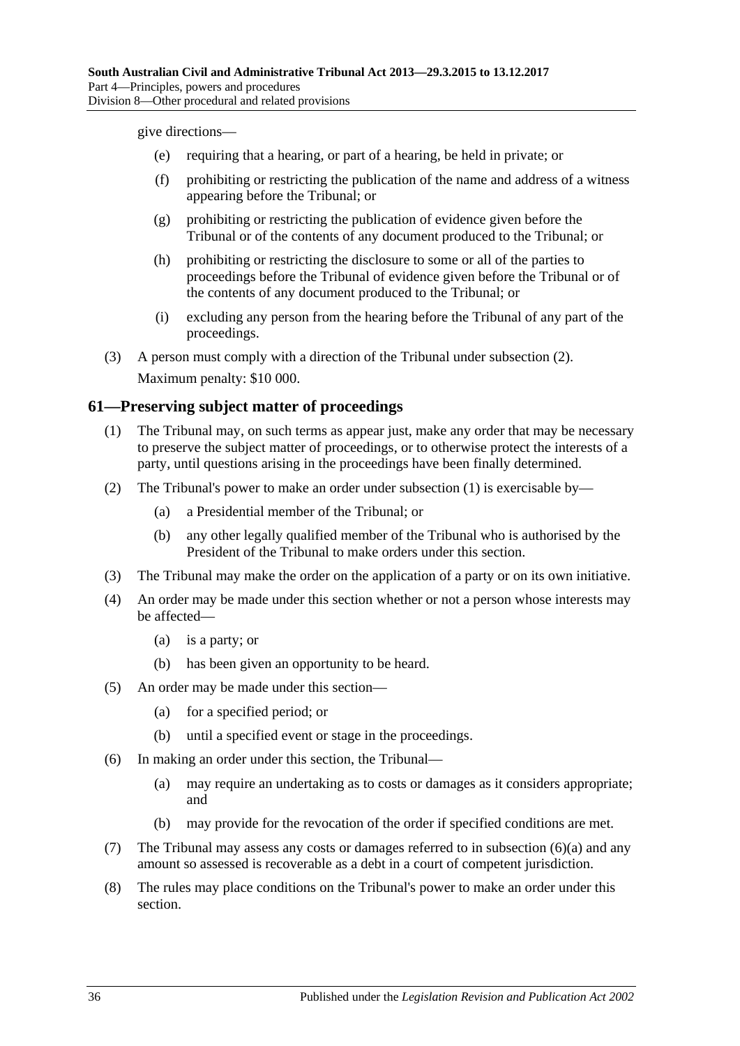give directions—

- (e) requiring that a hearing, or part of a hearing, be held in private; or
- (f) prohibiting or restricting the publication of the name and address of a witness appearing before the Tribunal; or
- (g) prohibiting or restricting the publication of evidence given before the Tribunal or of the contents of any document produced to the Tribunal; or
- (h) prohibiting or restricting the disclosure to some or all of the parties to proceedings before the Tribunal of evidence given before the Tribunal or of the contents of any document produced to the Tribunal; or
- (i) excluding any person from the hearing before the Tribunal of any part of the proceedings.

(3) A person must comply with a direction of the Tribunal under subsection (2).

Maximum penalty: $10 000.

## 61—Preserving subject matter of proceedings

(1) The Tribunal may, on such terms as appear just, make any order that may be necessary to preserve the subject matter of proceedings, or to otherwise protect the interests of a party, until questions arising in the proceedings have been finally determined.

(2) The Tribunal's power to make an order under subsection (1) is exercisable by—

- (a) a Presidential member of the Tribunal; or
- (b) any other legally qualified member of the Tribunal who is authorised by the President of the Tribunal to make orders under this section.

(3) The Tribunal may make the order on the application of a party or on its own initiative.

(4) An order may be made under this section whether or not a person whose interests may be affected—

- (a) is a party; or
- (b) has been given an opportunity to be heard.

(5) An order may be made under this section—

- (a) for a specified period; or
- (b) until a specified event or stage in the proceedings.

(6) In making an order under this section, the Tribunal—

- (a) may require an undertaking as to costs or damages as it considers appropriate; and
- (b) may provide for the revocation of the order if specified conditions are met.

(7) The Tribunal may assess any costs or damages referred to in subsection (6)(a) and any amount so assessed is recoverable as a debt in a court of competent jurisdiction.

(8) The rules may place conditions on the Tribunal's power to make an order under this section.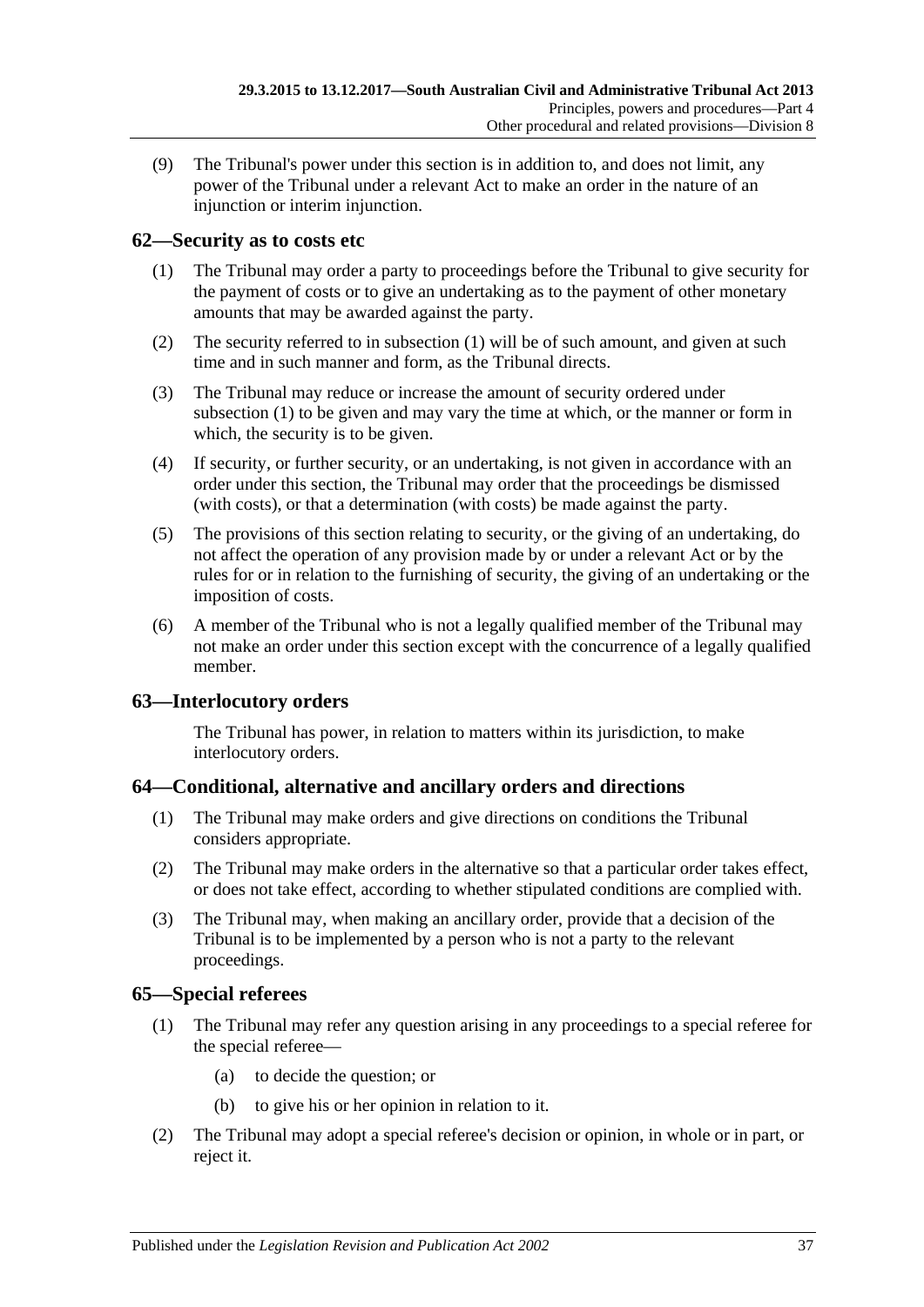(9) The Tribunal's power under this section is in addition to, and does not limit, any power of the Tribunal under a relevant Act to make an order in the nature of an injunction or interim injunction.

## 62—Security as to costs etc

(1) The Tribunal may order a party to proceedings before the Tribunal to give security for the payment of costs or to give an undertaking as to the payment of other monetary amounts that may be awarded against the party.

(2) The security referred to in subsection (1) will be of such amount, and given at such time and in such manner and form, as the Tribunal directs.

(3) The Tribunal may reduce or increase the amount of security ordered under subsection (1) to be given and may vary the time at which, or the manner or form in which, the security is to be given.

(4) If security, or further security, or an undertaking, is not given in accordance with an order under this section, the Tribunal may order that the proceedings be dismissed (with costs), or that a determination (with costs) be made against the party.

(5) The provisions of this section relating to security, or the giving of an undertaking, do not affect the operation of any provision made by or under a relevant Act or by the rules for or in relation to the furnishing of security, the giving of an undertaking or the imposition of costs.

(6) A member of the Tribunal who is not a legally qualified member of the Tribunal may not make an order under this section except with the concurrence of a legally qualified member.

## 63—Interlocutory orders

The Tribunal has power, in relation to matters within its jurisdiction, to make interlocutory orders.

## 64—Conditional, alternative and ancillary orders and directions

(1) The Tribunal may make orders and give directions on conditions the Tribunal considers appropriate.

(2) The Tribunal may make orders in the alternative so that a particular order takes effect, or does not take effect, according to whether stipulated conditions are complied with.

(3) The Tribunal may, when making an ancillary order, provide that a decision of the Tribunal is to be implemented by a person who is not a party to the relevant proceedings.

## 65—Special referees

(1) The Tribunal may refer any question arising in any proceedings to a special referee for the special referee—

(a) to decide the question; or

(b) to give his or her opinion in relation to it.

(2) The Tribunal may adopt a special referee's decision or opinion, in whole or in part, or reject it.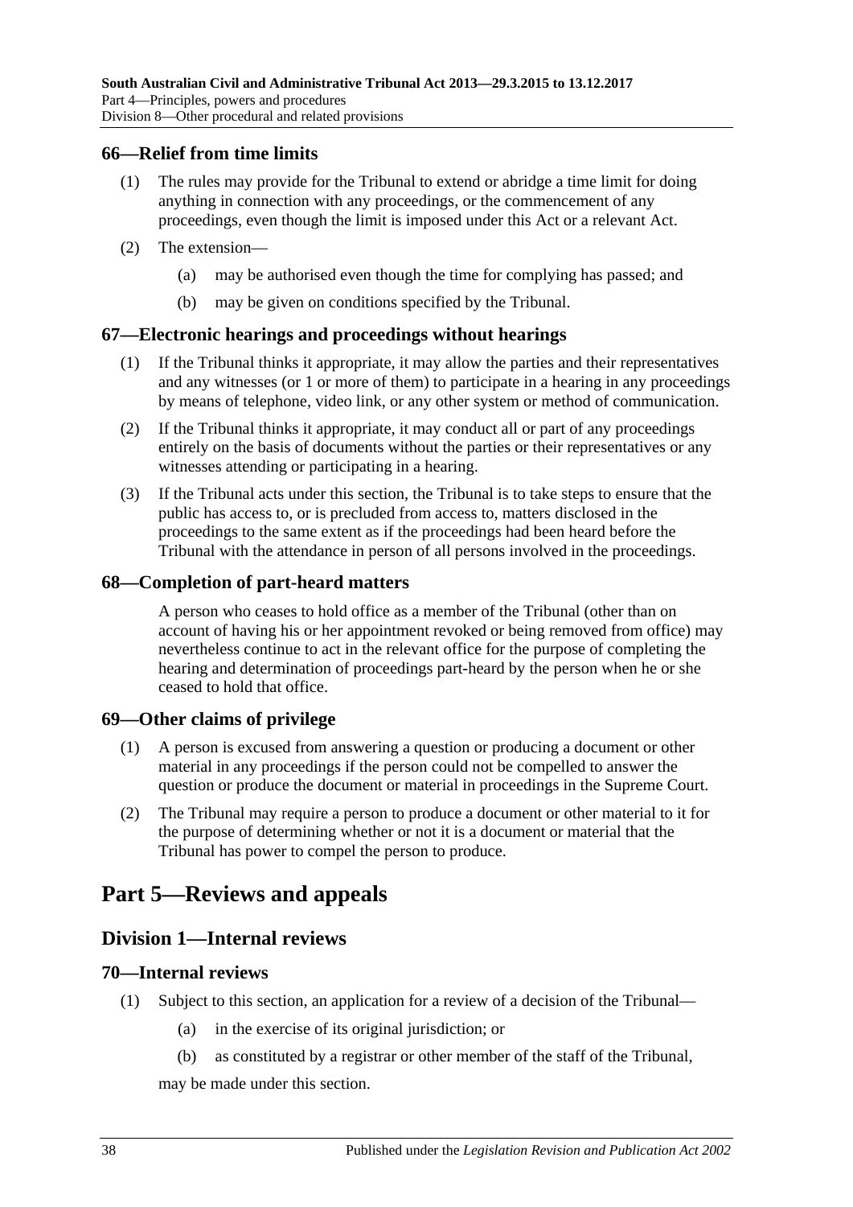### 66—Relief from time limits

(1) The rules may provide for the Tribunal to extend or abridge a time limit for doing anything in connection with any proceedings, or the commencement of any proceedings, even though the limit is imposed under this Act or a relevant Act.

(2) The extension—

(a) may be authorised even though the time for complying has passed; and

(b) may be given on conditions specified by the Tribunal.

### 67—Electronic hearings and proceedings without hearings

(1) If the Tribunal thinks it appropriate, it may allow the parties and their representatives and any witnesses (or 1 or more of them) to participate in a hearing in any proceedings by means of telephone, video link, or any other system or method of communication.

(2) If the Tribunal thinks it appropriate, it may conduct all or part of any proceedings entirely on the basis of documents without the parties or their representatives or any witnesses attending or participating in a hearing.

(3) If the Tribunal acts under this section, the Tribunal is to take steps to ensure that the public has access to, or is precluded from access to, matters disclosed in the proceedings to the same extent as if the proceedings had been heard before the Tribunal with the attendance in person of all persons involved in the proceedings.

### 68—Completion of part-heard matters

A person who ceases to hold office as a member of the Tribunal (other than on account of having his or her appointment revoked or being removed from office) may nevertheless continue to act in the relevant office for the purpose of completing the hearing and determination of proceedings part-heard by the person when he or she ceased to hold that office.

### 69—Other claims of privilege

(1) A person is excused from answering a question or producing a document or other material in any proceedings if the person could not be compelled to answer the question or produce the document or material in proceedings in the Supreme Court.

(2) The Tribunal may require a person to produce a document or other material to it for the purpose of determining whether or not it is a document or material that the Tribunal has power to compel the person to produce.

# Part 5—Reviews and appeals

## Division 1—Internal reviews

### 70—Internal reviews

(1) Subject to this section, an application for a review of a decision of the Tribunal—

(a) in the exercise of its original jurisdiction; or

(b) as constituted by a registrar or other member of the staff of the Tribunal,

may be made under this section.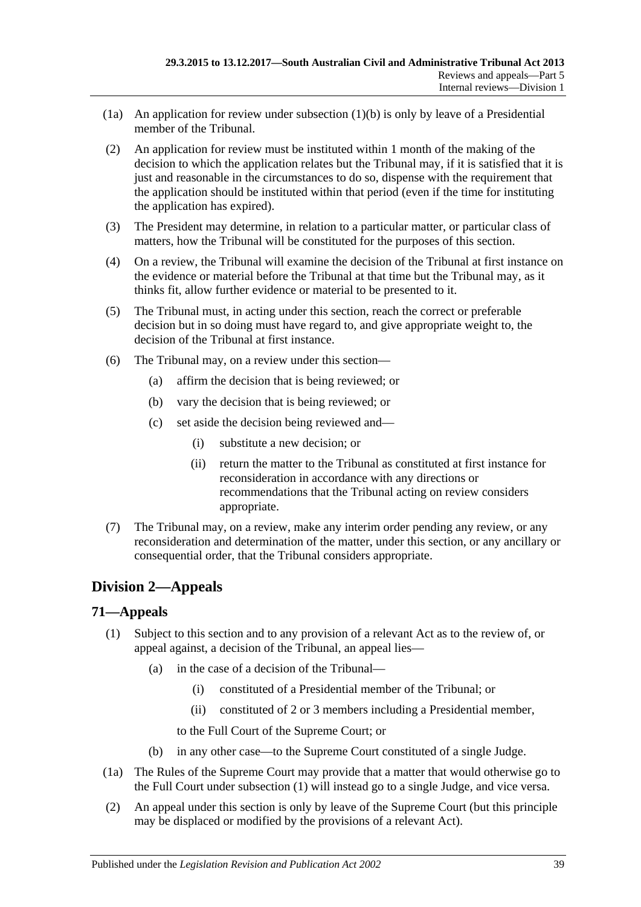(1a) An application for review under subsection (1)(b) is only by leave of a Presidential member of the Tribunal.

(2) An application for review must be instituted within 1 month of the making of the decision to which the application relates but the Tribunal may, if it is satisfied that it is just and reasonable in the circumstances to do so, dispense with the requirement that the application should be instituted within that period (even if the time for instituting the application has expired).

(3) The President may determine, in relation to a particular matter, or particular class of matters, how the Tribunal will be constituted for the purposes of this section.

(4) On a review, the Tribunal will examine the decision of the Tribunal at first instance on the evidence or material before the Tribunal at that time but the Tribunal may, as it thinks fit, allow further evidence or material to be presented to it.

(5) The Tribunal must, in acting under this section, reach the correct or preferable decision but in so doing must have regard to, and give appropriate weight to, the decision of the Tribunal at first instance.

(6) The Tribunal may, on a review under this section—

- (a) affirm the decision that is being reviewed; or
- (b) vary the decision that is being reviewed; or
- (c) set aside the decision being reviewed and—
  - (i) substitute a new decision; or
  - (ii) return the matter to the Tribunal as constituted at first instance for reconsideration in accordance with any directions or recommendations that the Tribunal acting on review considers appropriate.

(7) The Tribunal may, on a review, make any interim order pending any review, or any reconsideration and determination of the matter, under this section, or any ancillary or consequential order, that the Tribunal considers appropriate.

## Division 2—Appeals

### 71—Appeals

(1) Subject to this section and to any provision of a relevant Act as to the review of, or appeal against, a decision of the Tribunal, an appeal lies—

- (a) in the case of a decision of the Tribunal—
  - (i) constituted of a Presidential member of the Tribunal; or
  - (ii) constituted of 2 or 3 members including a Presidential member,

  to the Full Court of the Supreme Court; or
- (b) in any other case—to the Supreme Court constituted of a single Judge.

(1a) The Rules of the Supreme Court may provide that a matter that would otherwise go to the Full Court under subsection (1) will instead go to a single Judge, and vice versa.

(2) An appeal under this section is only by leave of the Supreme Court (but this principle may be displaced or modified by the provisions of a relevant Act).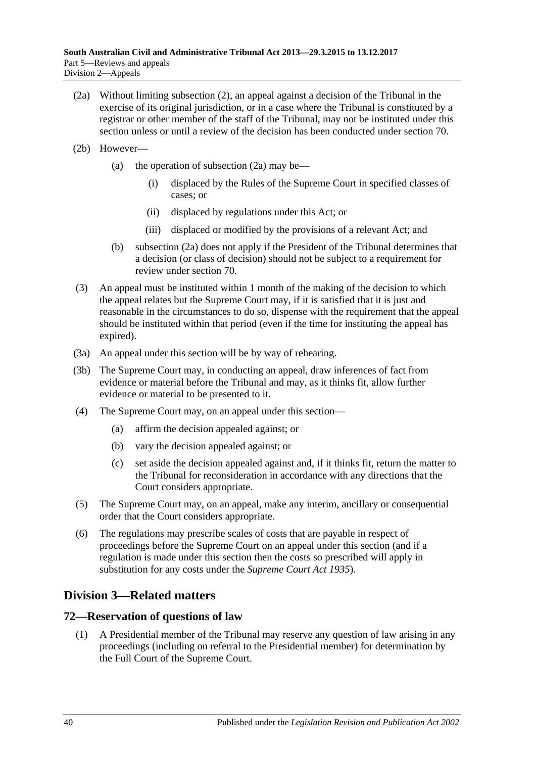(2a) Without limiting subsection (2), an appeal against a decision of the Tribunal in the exercise of its original jurisdiction, or in a case where the Tribunal is constituted by a registrar or other member of the staff of the Tribunal, may not be instituted under this section unless or until a review of the decision has been conducted under section 70.

(2b) However—

- (a) the operation of subsection (2a) may be—
  - (i) displaced by the Rules of the Supreme Court in specified classes of cases; or
  - (ii) displaced by regulations under this Act; or
  - (iii) displaced or modified by the provisions of a relevant Act; and
- (b) subsection (2a) does not apply if the President of the Tribunal determines that a decision (or class of decision) should not be subject to a requirement for review under section 70.

(3) An appeal must be instituted within 1 month of the making of the decision to which the appeal relates but the Supreme Court may, if it is satisfied that it is just and reasonable in the circumstances to do so, dispense with the requirement that the appeal should be instituted within that period (even if the time for instituting the appeal has expired).

(3a) An appeal under this section will be by way of rehearing.

(3b) The Supreme Court may, in conducting an appeal, draw inferences of fact from evidence or material before the Tribunal and may, as it thinks fit, allow further evidence or material to be presented to it.

(4) The Supreme Court may, on an appeal under this section—

- (a) affirm the decision appealed against; or
- (b) vary the decision appealed against; or
- (c) set aside the decision appealed against and, if it thinks fit, return the matter to the Tribunal for reconsideration in accordance with any directions that the Court considers appropriate.

(5) The Supreme Court may, on an appeal, make any interim, ancillary or consequential order that the Court considers appropriate.

(6) The regulations may prescribe scales of costs that are payable in respect of proceedings before the Supreme Court on an appeal under this section (and if a regulation is made under this section then the costs so prescribed will apply in substitution for any costs under the *Supreme Court Act 1935*).

## Division 3—Related matters

### 72—Reservation of questions of law

(1) A Presidential member of the Tribunal may reserve any question of law arising in any proceedings (including on referral to the Presidential member) for determination by the Full Court of the Supreme Court.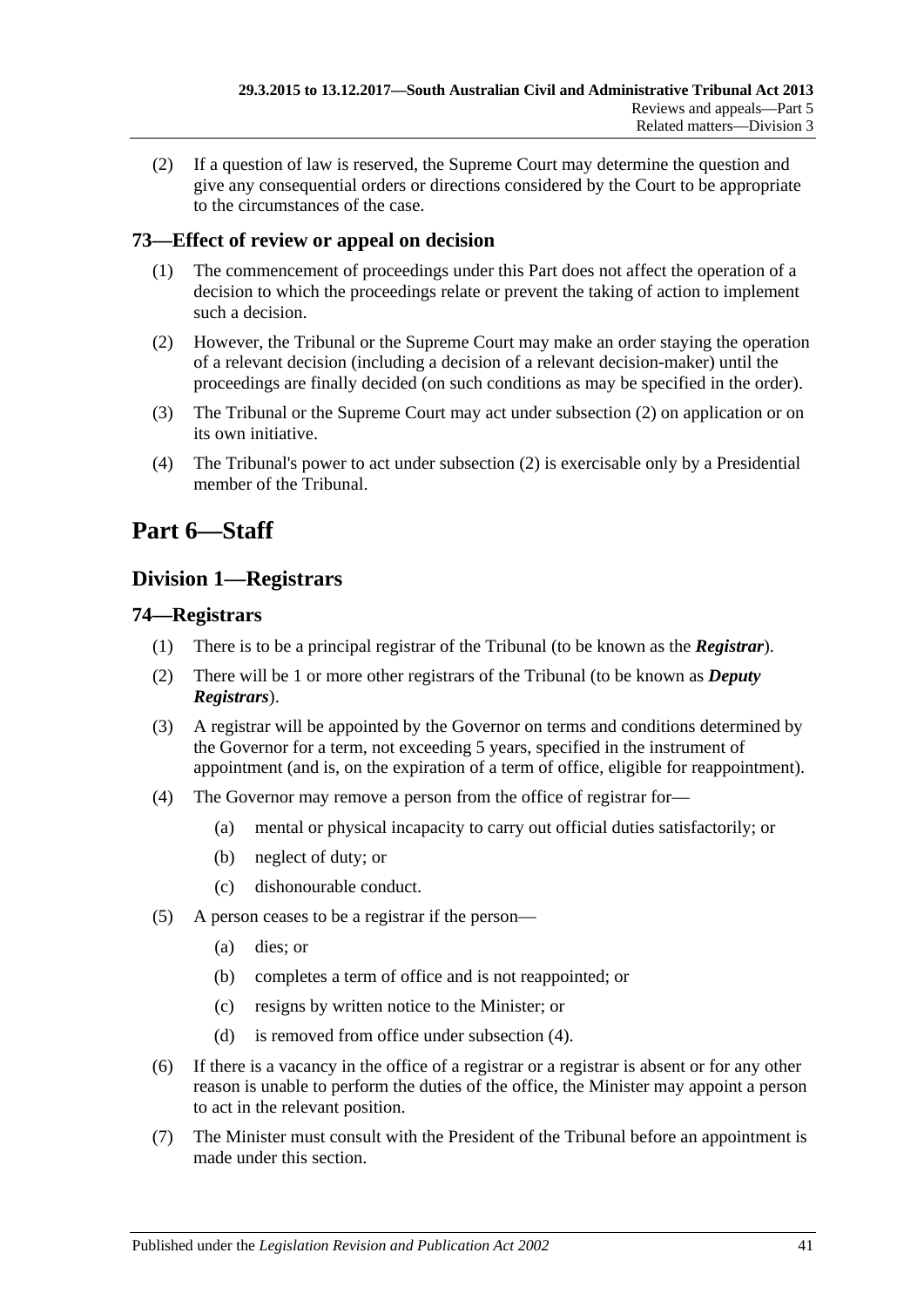(2) If a question of law is reserved, the Supreme Court may determine the question and give any consequential orders or directions considered by the Court to be appropriate to the circumstances of the case.

### 73—Effect of review or appeal on decision

(1) The commencement of proceedings under this Part does not affect the operation of a decision to which the proceedings relate or prevent the taking of action to implement such a decision.

(2) However, the Tribunal or the Supreme Court may make an order staying the operation of a relevant decision (including a decision of a relevant decision-maker) until the proceedings are finally decided (on such conditions as may be specified in the order).

(3) The Tribunal or the Supreme Court may act under subsection (2) on application or on its own initiative.

(4) The Tribunal's power to act under subsection (2) is exercisable only by a Presidential member of the Tribunal.

# Part 6—Staff

## Division 1—Registrars

### 74—Registrars

(1) There is to be a principal registrar of the Tribunal (to be known as the ***Registrar***).

(2) There will be 1 or more other registrars of the Tribunal (to be known as ***Deputy Registrars***).

(3) A registrar will be appointed by the Governor on terms and conditions determined by the Governor for a term, not exceeding 5 years, specified in the instrument of appointment (and is, on the expiration of a term of office, eligible for reappointment).

(4) The Governor may remove a person from the office of registrar for—

(a) mental or physical incapacity to carry out official duties satisfactorily; or

(b) neglect of duty; or

(c) dishonourable conduct.

(5) A person ceases to be a registrar if the person—

(a) dies; or

(b) completes a term of office and is not reappointed; or

(c) resigns by written notice to the Minister; or

(d) is removed from office under subsection (4).

(6) If there is a vacancy in the office of a registrar or a registrar is absent or for any other reason is unable to perform the duties of the office, the Minister may appoint a person to act in the relevant position.

(7) The Minister must consult with the President of the Tribunal before an appointment is made under this section.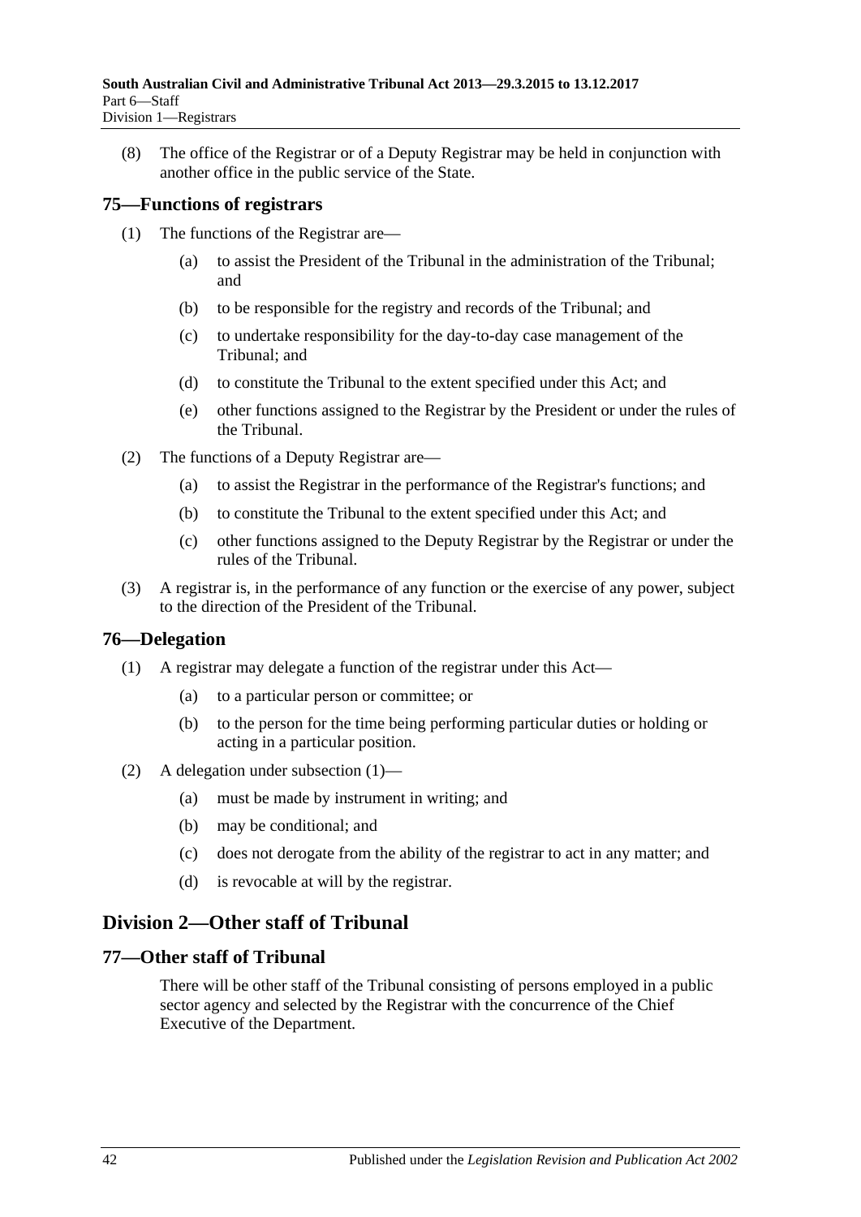(8) The office of the Registrar or of a Deputy Registrar may be held in conjunction with another office in the public service of the State.

## 75—Functions of registrars

(1) The functions of the Registrar are—

(a) to assist the President of the Tribunal in the administration of the Tribunal; and

(b) to be responsible for the registry and records of the Tribunal; and

(c) to undertake responsibility for the day-to-day case management of the Tribunal; and

(d) to constitute the Tribunal to the extent specified under this Act; and

(e) other functions assigned to the Registrar by the President or under the rules of the Tribunal.

(2) The functions of a Deputy Registrar are—

(a) to assist the Registrar in the performance of the Registrar's functions; and

(b) to constitute the Tribunal to the extent specified under this Act; and

(c) other functions assigned to the Deputy Registrar by the Registrar or under the rules of the Tribunal.

(3) A registrar is, in the performance of any function or the exercise of any power, subject to the direction of the President of the Tribunal.

## 76—Delegation

(1) A registrar may delegate a function of the registrar under this Act—

(a) to a particular person or committee; or

(b) to the person for the time being performing particular duties or holding or acting in a particular position.

(2) A delegation under subsection (1)—

(a) must be made by instrument in writing; and

(b) may be conditional; and

(c) does not derogate from the ability of the registrar to act in any matter; and

(d) is revocable at will by the registrar.

# Division 2—Other staff of Tribunal

## 77—Other staff of Tribunal

There will be other staff of the Tribunal consisting of persons employed in a public sector agency and selected by the Registrar with the concurrence of the Chief Executive of the Department.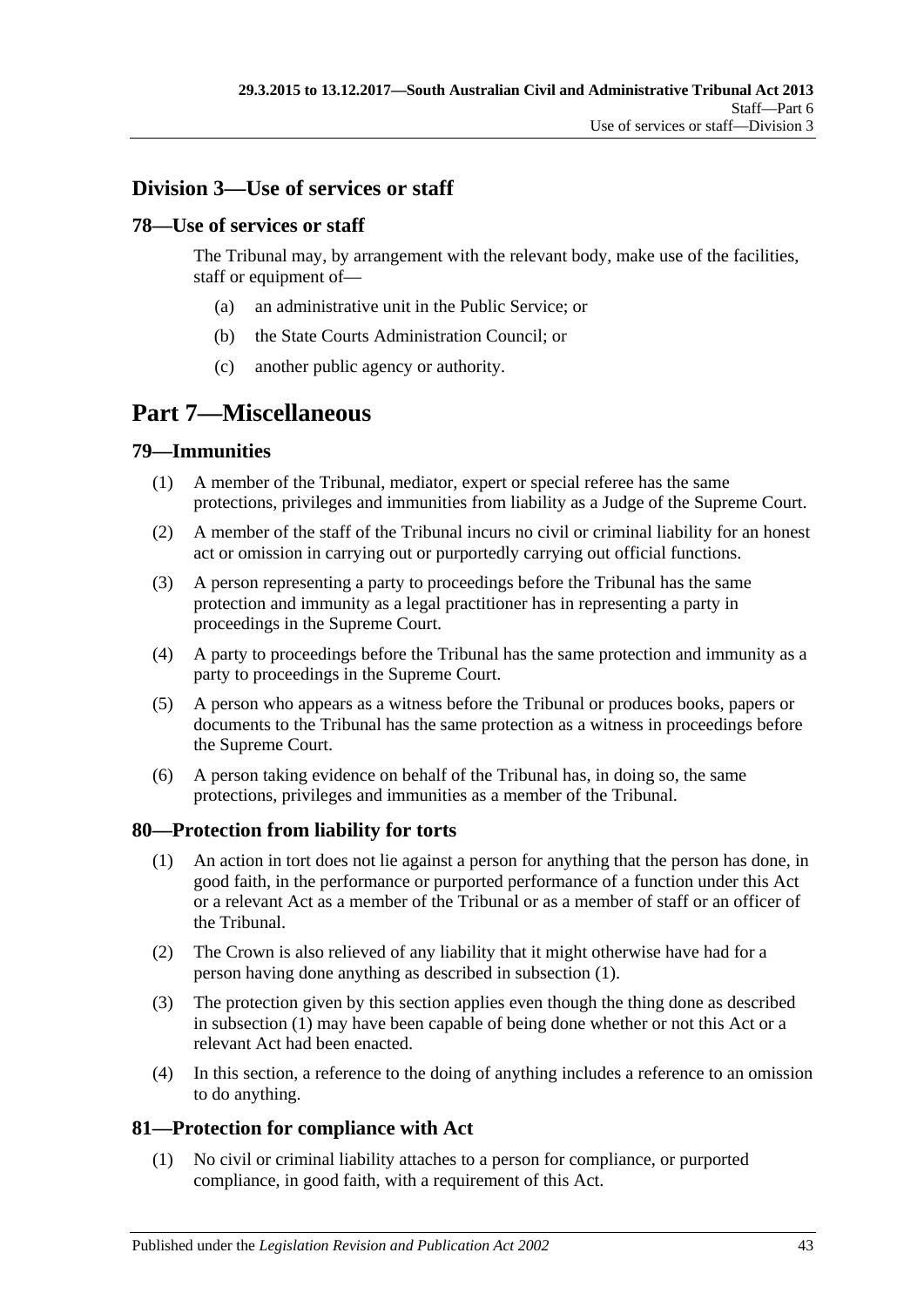## Division 3—Use of services or staff

### 78—Use of services or staff

The Tribunal may, by arrangement with the relevant body, make use of the facilities, staff or equipment of—

- (a) an administrative unit in the Public Service; or
- (b) the State Courts Administration Council; or
- (c) another public agency or authority.

# Part 7—Miscellaneous

### 79—Immunities

(1) A member of the Tribunal, mediator, expert or special referee has the same protections, privileges and immunities from liability as a Judge of the Supreme Court.

(2) A member of the staff of the Tribunal incurs no civil or criminal liability for an honest act or omission in carrying out or purportedly carrying out official functions.

(3) A person representing a party to proceedings before the Tribunal has the same protection and immunity as a legal practitioner has in representing a party in proceedings in the Supreme Court.

(4) A party to proceedings before the Tribunal has the same protection and immunity as a party to proceedings in the Supreme Court.

(5) A person who appears as a witness before the Tribunal or produces books, papers or documents to the Tribunal has the same protection as a witness in proceedings before the Supreme Court.

(6) A person taking evidence on behalf of the Tribunal has, in doing so, the same protections, privileges and immunities as a member of the Tribunal.

### 80—Protection from liability for torts

(1) An action in tort does not lie against a person for anything that the person has done, in good faith, in the performance or purported performance of a function under this Act or a relevant Act as a member of the Tribunal or as a member of staff or an officer of the Tribunal.

(2) The Crown is also relieved of any liability that it might otherwise have had for a person having done anything as described in subsection (1).

(3) The protection given by this section applies even though the thing done as described in subsection (1) may have been capable of being done whether or not this Act or a relevant Act had been enacted.

(4) In this section, a reference to the doing of anything includes a reference to an omission to do anything.

### 81—Protection for compliance with Act

(1) No civil or criminal liability attaches to a person for compliance, or purported compliance, in good faith, with a requirement of this Act.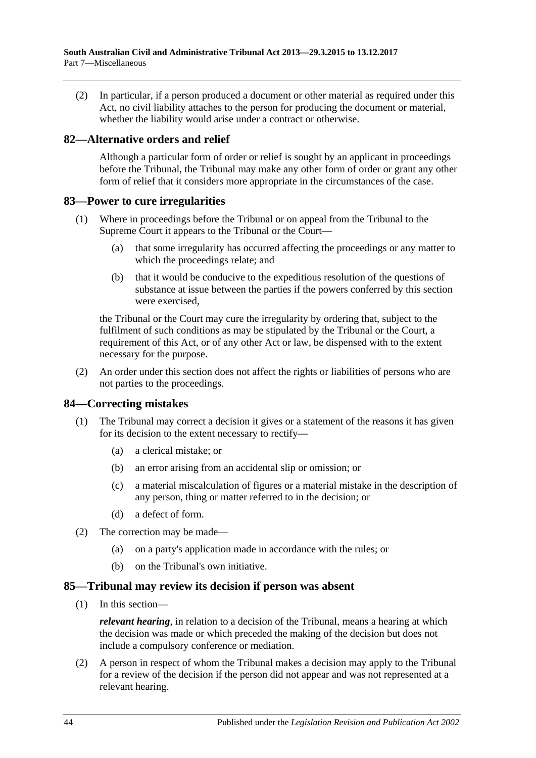(2) In particular, if a person produced a document or other material as required under this Act, no civil liability attaches to the person for producing the document or material, whether the liability would arise under a contract or otherwise.

## 82—Alternative orders and relief

Although a particular form of order or relief is sought by an applicant in proceedings before the Tribunal, the Tribunal may make any other form of order or grant any other form of relief that it considers more appropriate in the circumstances of the case.

## 83—Power to cure irregularities

(1) Where in proceedings before the Tribunal or on appeal from the Tribunal to the Supreme Court it appears to the Tribunal or the Court—

(a) that some irregularity has occurred affecting the proceedings or any matter to which the proceedings relate; and

(b) that it would be conducive to the expeditious resolution of the questions of substance at issue between the parties if the powers conferred by this section were exercised,

the Tribunal or the Court may cure the irregularity by ordering that, subject to the fulfilment of such conditions as may be stipulated by the Tribunal or the Court, a requirement of this Act, or of any other Act or law, be dispensed with to the extent necessary for the purpose.

(2) An order under this section does not affect the rights or liabilities of persons who are not parties to the proceedings.

## 84—Correcting mistakes

(1) The Tribunal may correct a decision it gives or a statement of the reasons it has given for its decision to the extent necessary to rectify—

(a) a clerical mistake; or

(b) an error arising from an accidental slip or omission; or

(c) a material miscalculation of figures or a material mistake in the description of any person, thing or matter referred to in the decision; or

(d) a defect of form.

(2) The correction may be made—

(a) on a party's application made in accordance with the rules; or

(b) on the Tribunal's own initiative.

## 85—Tribunal may review its decision if person was absent

(1) In this section—

***relevant hearing***, in relation to a decision of the Tribunal, means a hearing at which the decision was made or which preceded the making of the decision but does not include a compulsory conference or mediation.

(2) A person in respect of whom the Tribunal makes a decision may apply to the Tribunal for a review of the decision if the person did not appear and was not represented at a relevant hearing.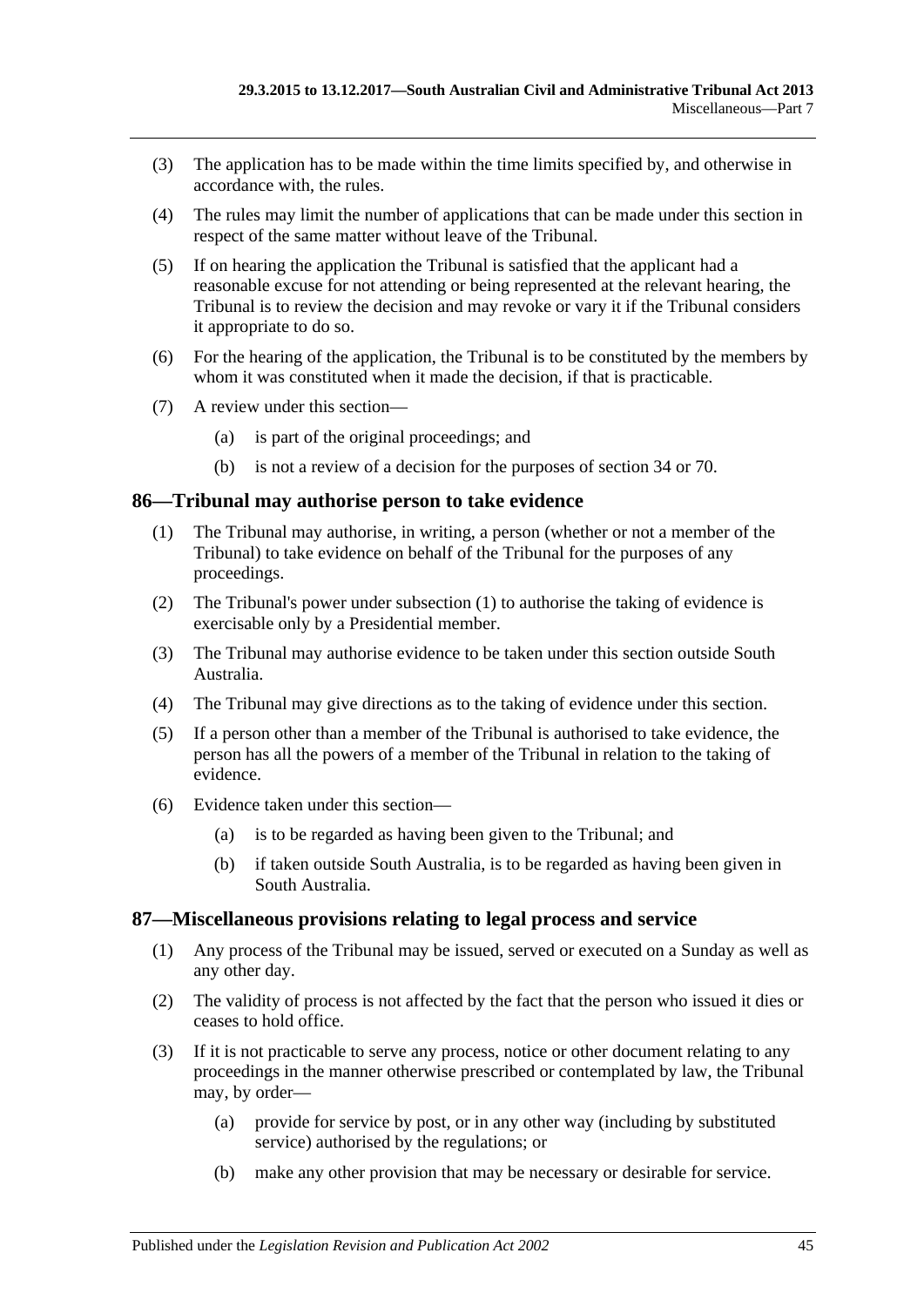(3) The application has to be made within the time limits specified by, and otherwise in accordance with, the rules.

(4) The rules may limit the number of applications that can be made under this section in respect of the same matter without leave of the Tribunal.

(5) If on hearing the application the Tribunal is satisfied that the applicant had a reasonable excuse for not attending or being represented at the relevant hearing, the Tribunal is to review the decision and may revoke or vary it if the Tribunal considers it appropriate to do so.

(6) For the hearing of the application, the Tribunal is to be constituted by the members by whom it was constituted when it made the decision, if that is practicable.

(7) A review under this section—

(a) is part of the original proceedings; and

(b) is not a review of a decision for the purposes of section 34 or 70.

## 86—Tribunal may authorise person to take evidence

(1) The Tribunal may authorise, in writing, a person (whether or not a member of the Tribunal) to take evidence on behalf of the Tribunal for the purposes of any proceedings.

(2) The Tribunal's power under subsection (1) to authorise the taking of evidence is exercisable only by a Presidential member.

(3) The Tribunal may authorise evidence to be taken under this section outside South Australia.

(4) The Tribunal may give directions as to the taking of evidence under this section.

(5) If a person other than a member of the Tribunal is authorised to take evidence, the person has all the powers of a member of the Tribunal in relation to the taking of evidence.

(6) Evidence taken under this section—

(a) is to be regarded as having been given to the Tribunal; and

(b) if taken outside South Australia, is to be regarded as having been given in South Australia.

## 87—Miscellaneous provisions relating to legal process and service

(1) Any process of the Tribunal may be issued, served or executed on a Sunday as well as any other day.

(2) The validity of process is not affected by the fact that the person who issued it dies or ceases to hold office.

(3) If it is not practicable to serve any process, notice or other document relating to any proceedings in the manner otherwise prescribed or contemplated by law, the Tribunal may, by order—

(a) provide for service by post, or in any other way (including by substituted service) authorised by the regulations; or

(b) make any other provision that may be necessary or desirable for service.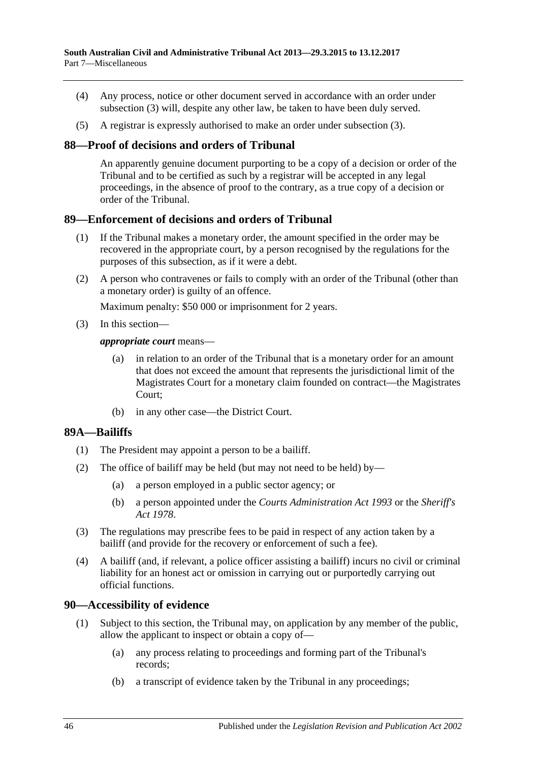(4) Any process, notice or other document served in accordance with an order under subsection (3) will, despite any other law, be taken to have been duly served.

(5) A registrar is expressly authorised to make an order under subsection (3).

## 88—Proof of decisions and orders of Tribunal

An apparently genuine document purporting to be a copy of a decision or order of the Tribunal and to be certified as such by a registrar will be accepted in any legal proceedings, in the absence of proof to the contrary, as a true copy of a decision or order of the Tribunal.

## 89—Enforcement of decisions and orders of Tribunal

(1) If the Tribunal makes a monetary order, the amount specified in the order may be recovered in the appropriate court, by a person recognised by the regulations for the purposes of this subsection, as if it were a debt.

(2) A person who contravenes or fails to comply with an order of the Tribunal (other than a monetary order) is guilty of an offence.

Maximum penalty: $50 000 or imprisonment for 2 years.

(3) In this section—

***appropriate court*** means—

(a) in relation to an order of the Tribunal that is a monetary order for an amount that does not exceed the amount that represents the jurisdictional limit of the Magistrates Court for a monetary claim founded on contract—the Magistrates Court;

(b) in any other case—the District Court.

## 89A—Bailiffs

(1) The President may appoint a person to be a bailiff.

(2) The office of bailiff may be held (but may not need to be held) by—

(a) a person employed in a public sector agency; or

(b) a person appointed under the *Courts Administration Act 1993* or the *Sheriff's Act 1978*.

(3) The regulations may prescribe fees to be paid in respect of any action taken by a bailiff (and provide for the recovery or enforcement of such a fee).

(4) A bailiff (and, if relevant, a police officer assisting a bailiff) incurs no civil or criminal liability for an honest act or omission in carrying out or purportedly carrying out official functions.

## 90—Accessibility of evidence

(1) Subject to this section, the Tribunal may, on application by any member of the public, allow the applicant to inspect or obtain a copy of—

(a) any process relating to proceedings and forming part of the Tribunal's records;

(b) a transcript of evidence taken by the Tribunal in any proceedings;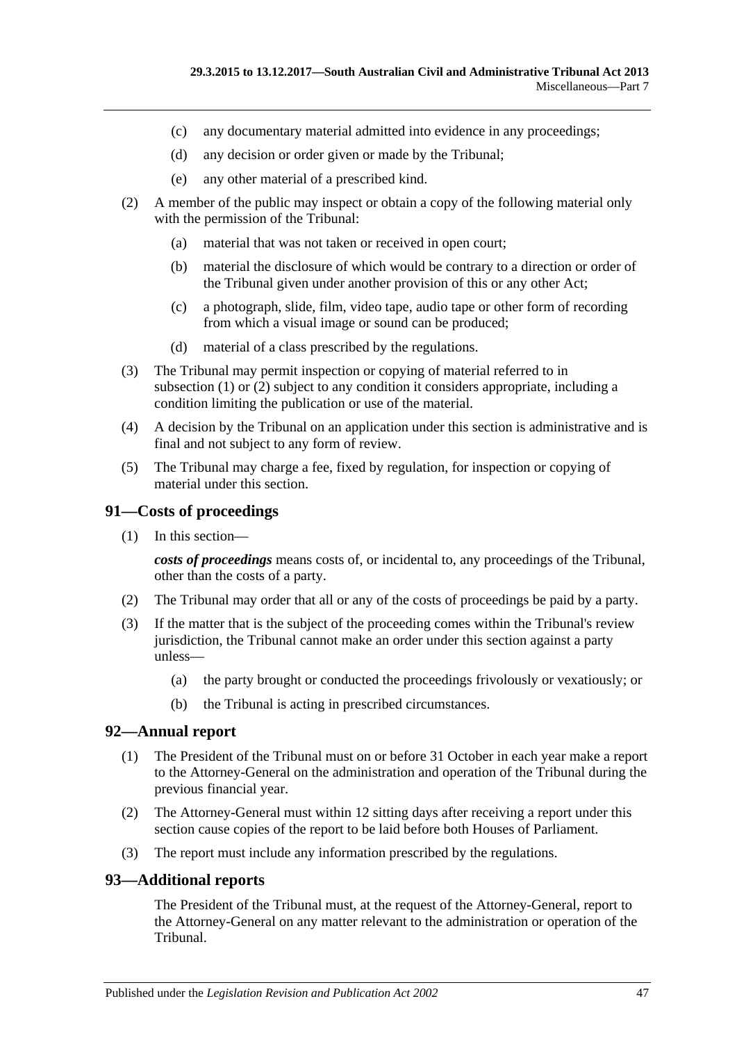(c) any documentary material admitted into evidence in any proceedings;

(d) any decision or order given or made by the Tribunal;

(e) any other material of a prescribed kind.

(2) A member of the public may inspect or obtain a copy of the following material only with the permission of the Tribunal:

(a) material that was not taken or received in open court;

(b) material the disclosure of which would be contrary to a direction or order of the Tribunal given under another provision of this or any other Act;

(c) a photograph, slide, film, video tape, audio tape or other form of recording from which a visual image or sound can be produced;

(d) material of a class prescribed by the regulations.

(3) The Tribunal may permit inspection or copying of material referred to in subsection (1) or (2) subject to any condition it considers appropriate, including a condition limiting the publication or use of the material.

(4) A decision by the Tribunal on an application under this section is administrative and is final and not subject to any form of review.

(5) The Tribunal may charge a fee, fixed by regulation, for inspection or copying of material under this section.

## 91—Costs of proceedings

(1) In this section—

***costs of proceedings*** means costs of, or incidental to, any proceedings of the Tribunal, other than the costs of a party.

(2) The Tribunal may order that all or any of the costs of proceedings be paid by a party.

(3) If the matter that is the subject of the proceeding comes within the Tribunal's review jurisdiction, the Tribunal cannot make an order under this section against a party unless—

(a) the party brought or conducted the proceedings frivolously or vexatiously; or

(b) the Tribunal is acting in prescribed circumstances.

## 92—Annual report

(1) The President of the Tribunal must on or before 31 October in each year make a report to the Attorney-General on the administration and operation of the Tribunal during the previous financial year.

(2) The Attorney-General must within 12 sitting days after receiving a report under this section cause copies of the report to be laid before both Houses of Parliament.

(3) The report must include any information prescribed by the regulations.

## 93—Additional reports

The President of the Tribunal must, at the request of the Attorney-General, report to the Attorney-General on any matter relevant to the administration or operation of the Tribunal.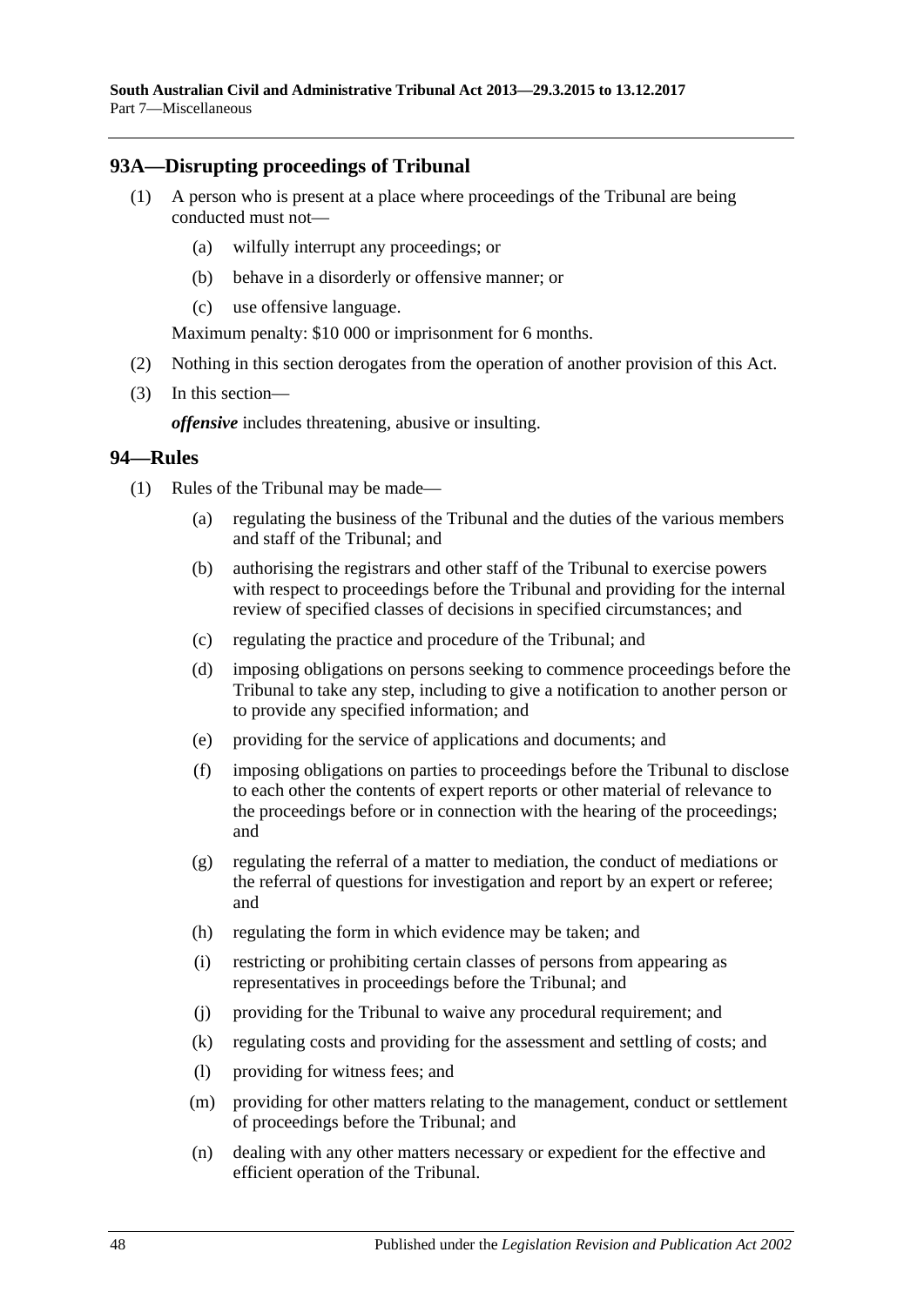## 93A—Disrupting proceedings of Tribunal

(1) A person who is present at a place where proceedings of the Tribunal are being conducted must not—

(a) wilfully interrupt any proceedings; or

(b) behave in a disorderly or offensive manner; or

(c) use offensive language.

Maximum penalty: $10 000 or imprisonment for 6 months.

(2) Nothing in this section derogates from the operation of another provision of this Act.

(3) In this section—

***offensive*** includes threatening, abusive or insulting.

## 94—Rules

(1) Rules of the Tribunal may be made—

(a) regulating the business of the Tribunal and the duties of the various members and staff of the Tribunal; and

(b) authorising the registrars and other staff of the Tribunal to exercise powers with respect to proceedings before the Tribunal and providing for the internal review of specified classes of decisions in specified circumstances; and

(c) regulating the practice and procedure of the Tribunal; and

(d) imposing obligations on persons seeking to commence proceedings before the Tribunal to take any step, including to give a notification to another person or to provide any specified information; and

(e) providing for the service of applications and documents; and

(f) imposing obligations on parties to proceedings before the Tribunal to disclose to each other the contents of expert reports or other material of relevance to the proceedings before or in connection with the hearing of the proceedings; and

(g) regulating the referral of a matter to mediation, the conduct of mediations or the referral of questions for investigation and report by an expert or referee; and

(h) regulating the form in which evidence may be taken; and

(i) restricting or prohibiting certain classes of persons from appearing as representatives in proceedings before the Tribunal; and

(j) providing for the Tribunal to waive any procedural requirement; and

(k) regulating costs and providing for the assessment and settling of costs; and

(l) providing for witness fees; and

(m) providing for other matters relating to the management, conduct or settlement of proceedings before the Tribunal; and

(n) dealing with any other matters necessary or expedient for the effective and efficient operation of the Tribunal.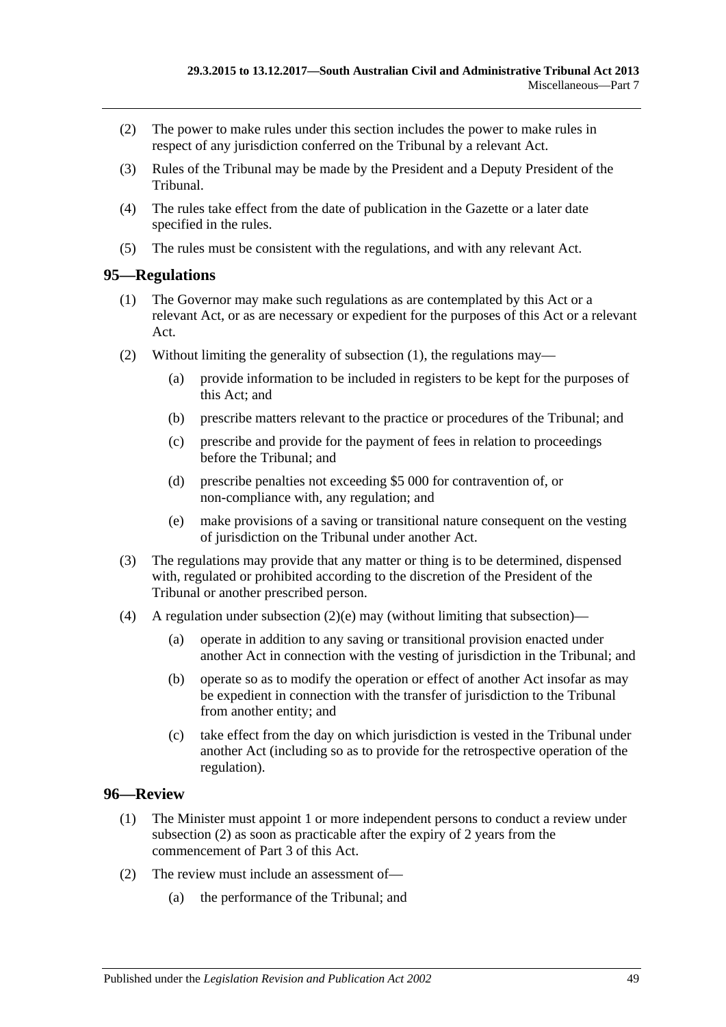(2) The power to make rules under this section includes the power to make rules in respect of any jurisdiction conferred on the Tribunal by a relevant Act.

(3) Rules of the Tribunal may be made by the President and a Deputy President of the Tribunal.

(4) The rules take effect from the date of publication in the Gazette or a later date specified in the rules.

(5) The rules must be consistent with the regulations, and with any relevant Act.

## 95—Regulations

(1) The Governor may make such regulations as are contemplated by this Act or a relevant Act, or as are necessary or expedient for the purposes of this Act or a relevant Act.

(2) Without limiting the generality of subsection (1), the regulations may—

(a) provide information to be included in registers to be kept for the purposes of this Act; and

(b) prescribe matters relevant to the practice or procedures of the Tribunal; and

(c) prescribe and provide for the payment of fees in relation to proceedings before the Tribunal; and

(d) prescribe penalties not exceeding $5 000 for contravention of, or non-compliance with, any regulation; and

(e) make provisions of a saving or transitional nature consequent on the vesting of jurisdiction on the Tribunal under another Act.

(3) The regulations may provide that any matter or thing is to be determined, dispensed with, regulated or prohibited according to the discretion of the President of the Tribunal or another prescribed person.

(4) A regulation under subsection (2)(e) may (without limiting that subsection)—

(a) operate in addition to any saving or transitional provision enacted under another Act in connection with the vesting of jurisdiction in the Tribunal; and

(b) operate so as to modify the operation or effect of another Act insofar as may be expedient in connection with the transfer of jurisdiction to the Tribunal from another entity; and

(c) take effect from the day on which jurisdiction is vested in the Tribunal under another Act (including so as to provide for the retrospective operation of the regulation).

## 96—Review

(1) The Minister must appoint 1 or more independent persons to conduct a review under subsection (2) as soon as practicable after the expiry of 2 years from the commencement of Part 3 of this Act.

(2) The review must include an assessment of—

(a) the performance of the Tribunal; and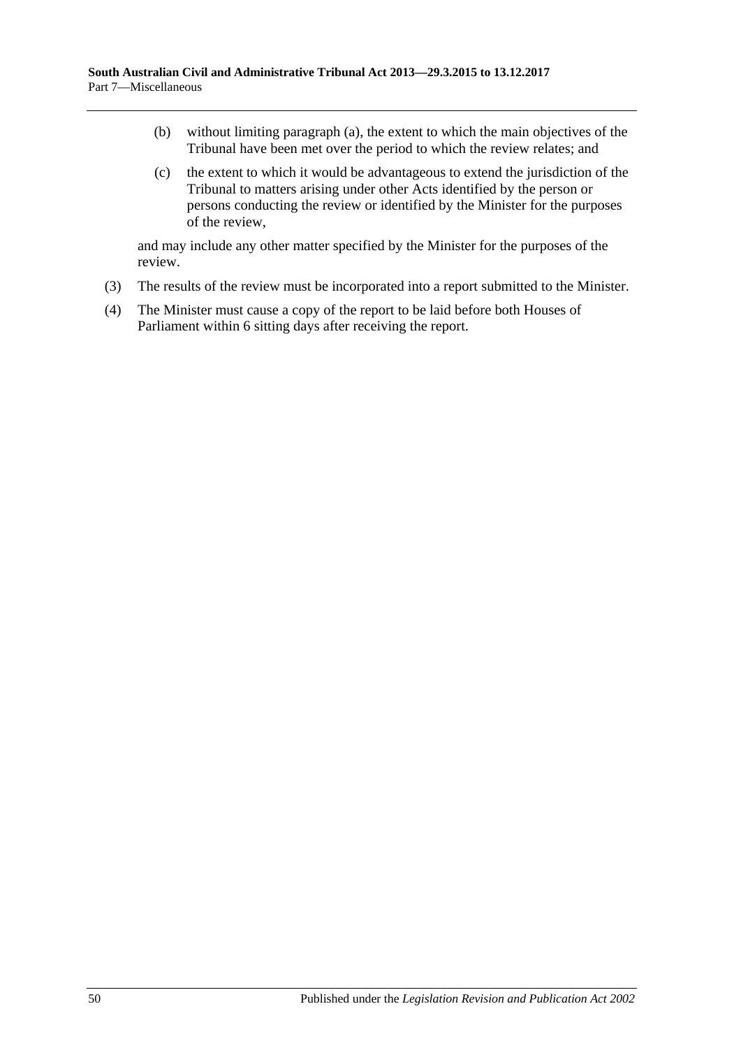(b) without limiting paragraph (a), the extent to which the main objectives of the Tribunal have been met over the period to which the review relates; and

(c) the extent to which it would be advantageous to extend the jurisdiction of the Tribunal to matters arising under other Acts identified by the person or persons conducting the review or identified by the Minister for the purposes of the review,

and may include any other matter specified by the Minister for the purposes of the review.

(3) The results of the review must be incorporated into a report submitted to the Minister.

(4) The Minister must cause a copy of the report to be laid before both Houses of Parliament within 6 sitting days after receiving the report.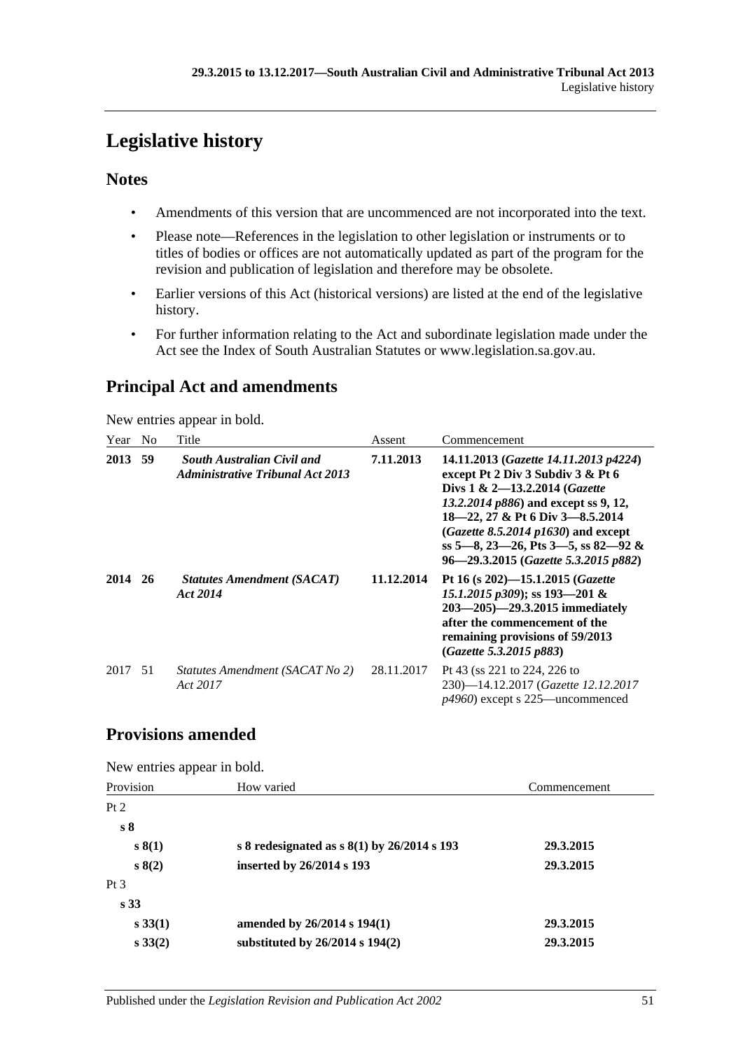# Legislative history

## Notes

- Amendments of this version that are uncommenced are not incorporated into the text.
- Please note—References in the legislation to other legislation or instruments or to titles of bodies or offices are not automatically updated as part of the program for the revision and publication of legislation and therefore may be obsolete.
- Earlier versions of this Act (historical versions) are listed at the end of the legislative history.
- For further information relating to the Act and subordinate legislation made under the Act see the Index of South Australian Statutes or www.legislation.sa.gov.au.

## Principal Act and amendments

New entries appear in bold.

| Year | No | Title | Assent | Commencement |
|---|---|---|---|---|
| **2013** | **59** | ***South Australian Civil and Administrative Tribunal Act 2013*** | **7.11.2013** | **14.11.2013 (*Gazette 14.11.2013 p4224*) except Pt 2 Div 3 Subdiv 3 & Pt 6 Divs 1 & 2—13.2.2014 (*Gazette 13.2.2014 p886*) and except ss 9, 12, 18—22, 27 & Pt 6 Div 3—8.5.2014 (*Gazette 8.5.2014 p1630*) and except ss 5—8, 23—26, Pts 3—5, ss 82—92 & 96—29.3.2015 (*Gazette 5.3.2015 p882*)** |
| **2014** | **26** | ***Statutes Amendment (SACAT) Act 2014*** | **11.12.2014** | **Pt 16 (s 202)—15.1.2015 (*Gazette 15.1.2015 p309*); ss 193—201 & 203—205)—29.3.2015 immediately after the commencement of the remaining provisions of 59/2013 (*Gazette 5.3.2015 p883*)** |
| 2017 | 51 | *Statutes Amendment (SACAT No 2) Act 2017* | 28.11.2017 | Pt 43 (ss 221 to 224, 226 to 230)—14.12.2017 (*Gazette 12.12.2017 p4960*) except s 225—uncommenced |

## Provisions amended

New entries appear in bold.

| Provision | How varied | Commencement |
|---|---|---|
| Pt 2 | | |
| **s 8** | | |
| **s 8(1)** | **s 8 redesignated as s 8(1) by 26/2014 s 193** | **29.3.2015** |
| **s 8(2)** | **inserted by 26/2014 s 193** | **29.3.2015** |
| Pt 3 | | |
| **s 33** | | |
| **s 33(1)** | **amended by 26/2014 s 194(1)** | **29.3.2015** |
| **s 33(2)** | **substituted by 26/2014 s 194(2)** | **29.3.2015** |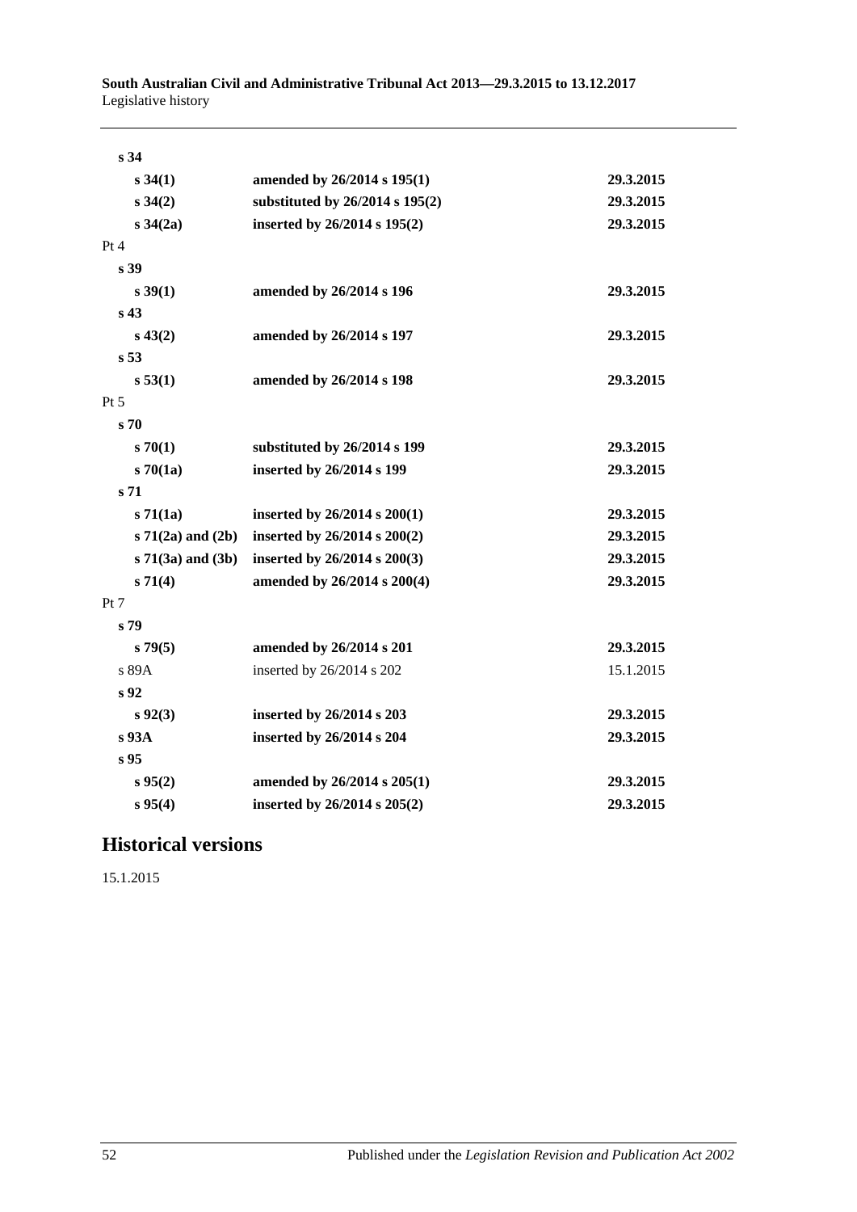| | | |
|---|---|---|
| **s 34** | | |
| **s 34(1)** | **amended by 26/2014 s 195(1)** | **29.3.2015** |
| **s 34(2)** | **substituted by 26/2014 s 195(2)** | **29.3.2015** |
| **s 34(2a)** | **inserted by 26/2014 s 195(2)** | **29.3.2015** |
| Pt 4 | | |
| **s 39** | | |
| **s 39(1)** | **amended by 26/2014 s 196** | **29.3.2015** |
| **s 43** | | |
| **s 43(2)** | **amended by 26/2014 s 197** | **29.3.2015** |
| **s 53** | | |
| **s 53(1)** | **amended by 26/2014 s 198** | **29.3.2015** |
| Pt 5 | | |
| **s 70** | | |
| **s 70(1)** | **substituted by 26/2014 s 199** | **29.3.2015** |
| **s 70(1a)** | **inserted by 26/2014 s 199** | **29.3.2015** |
| **s 71** | | |
| **s 71(1a)** | **inserted by 26/2014 s 200(1)** | **29.3.2015** |
| **s 71(2a) and (2b)** | **inserted by 26/2014 s 200(2)** | **29.3.2015** |
| **s 71(3a) and (3b)** | **inserted by 26/2014 s 200(3)** | **29.3.2015** |
| **s 71(4)** | **amended by 26/2014 s 200(4)** | **29.3.2015** |
| Pt 7 | | |
| **s 79** | | |
| **s 79(5)** | **amended by 26/2014 s 201** | **29.3.2015** |
| s 89A | inserted by 26/2014 s 202 | 15.1.2015 |
| **s 92** | | |
| **s 92(3)** | **inserted by 26/2014 s 203** | **29.3.2015** |
| **s 93A** | **inserted by 26/2014 s 204** | **29.3.2015** |
| **s 95** | | |
| **s 95(2)** | **amended by 26/2014 s 205(1)** | **29.3.2015** |
| **s 95(4)** | **inserted by 26/2014 s 205(2)** | **29.3.2015** |

## Historical versions

15.1.2015